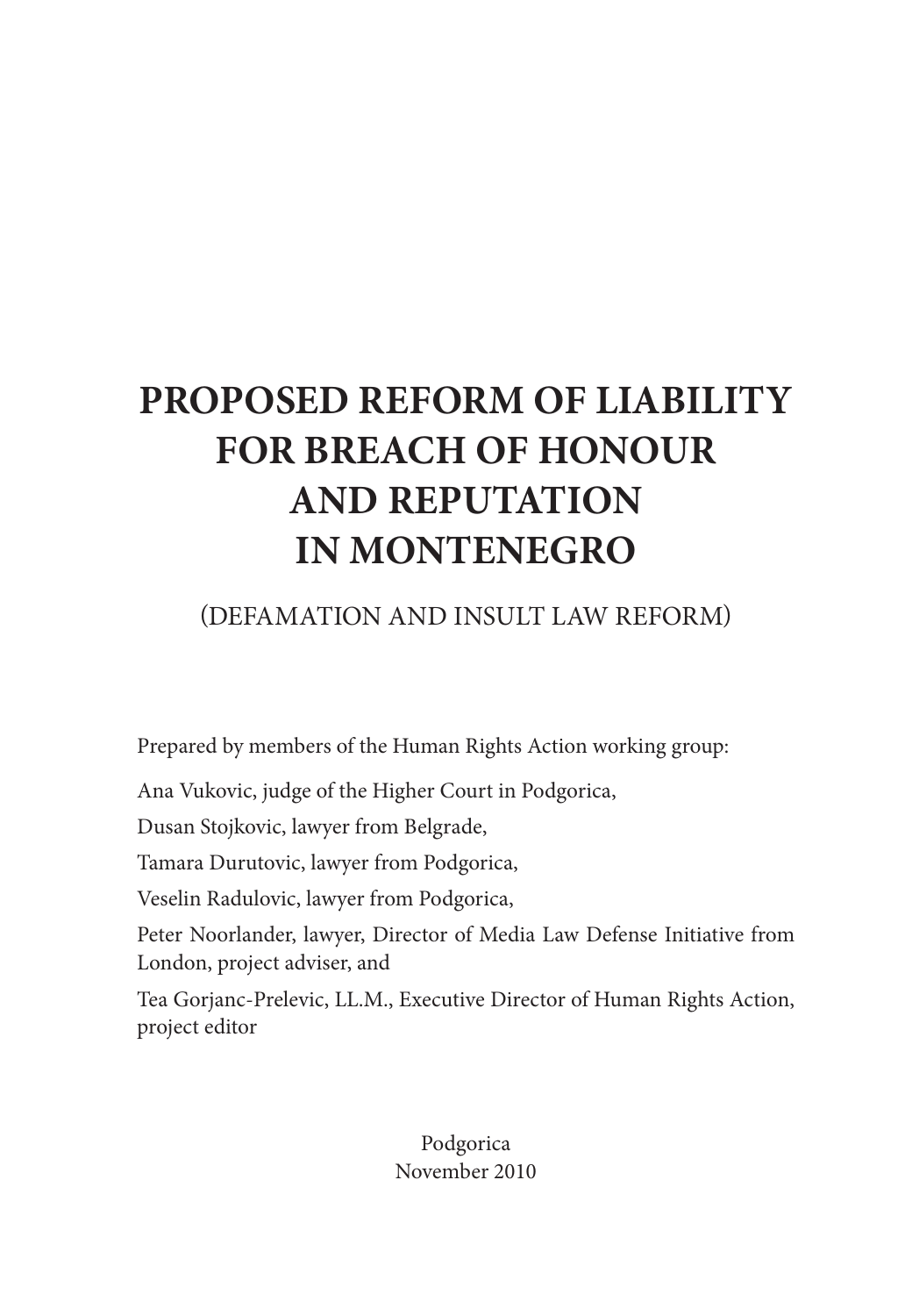# PROPOSED REFORM OF LIABILITY FOR BREACH OF HONOUR AND REPUTATION IN MONTENEGRO

## (DEFAMATION AND INSULT LAW REFORM)

Prepared by members of the Human Rights Action working group:

Ana Vukovic, judge of the Higher Court in Podgorica,

Dusan Stojkovic, lawyer from Belgrade,

Tamara Durutovic, lawyer from Podgorica,

Veselin Radulovic, lawyer from Podgorica,

Peter Noorlander, lawyer, Director of Media Law Defense Initiative from London, project adviser, and

Tea Gorjanc-Prelevic, LL.M., Executive Director of Human Rights Action, project editor

Podgorica
November 2010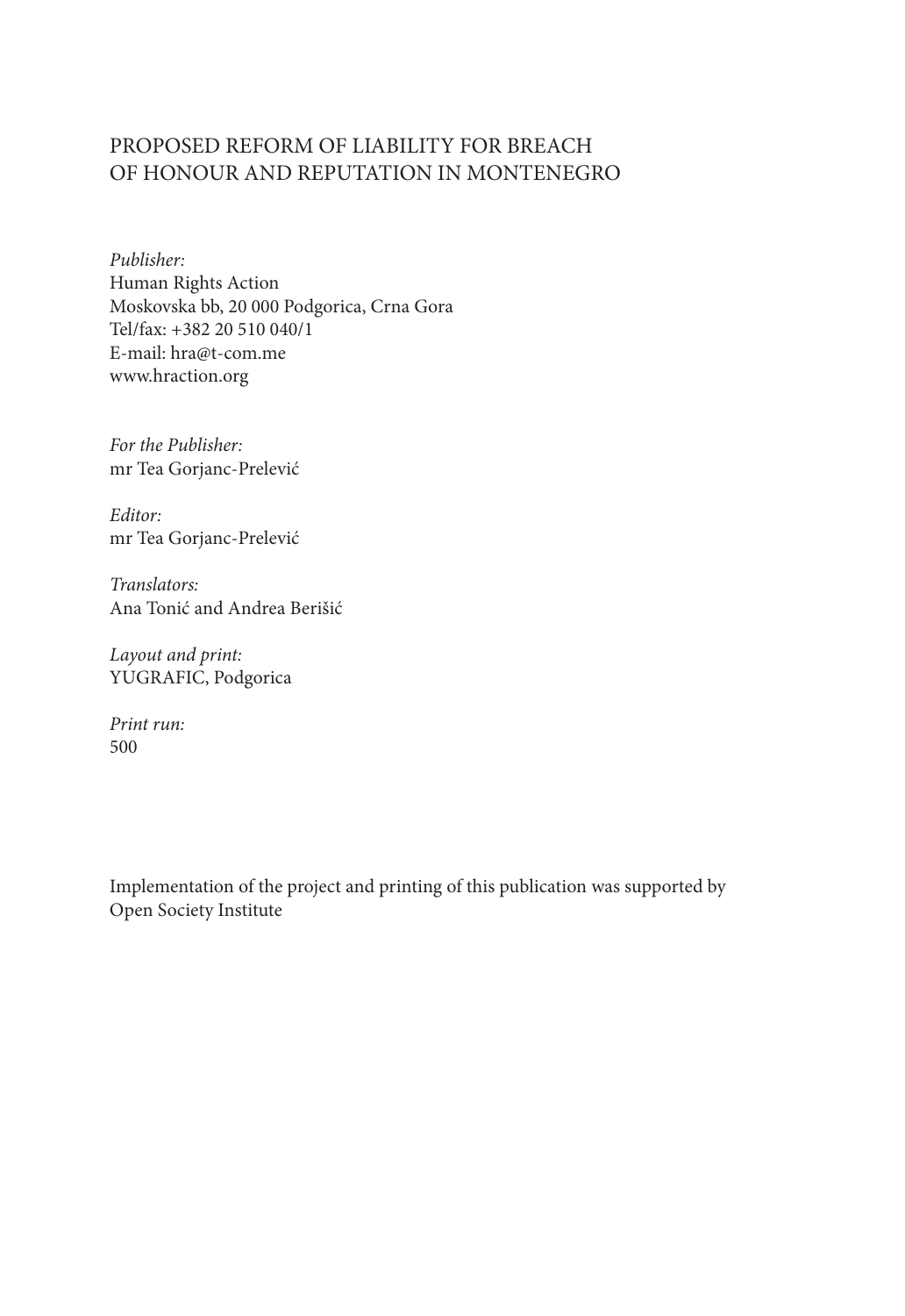PROPOSED REFORM OF LIABILITY FOR BREACH OF HONOUR AND REPUTATION IN MONTENEGRO

*Publisher:*
Human Rights Action
Moskovska bb, 20 000 Podgorica, Crna Gora
Tel/fax: +382 20 510 040/1
E-mail: hra@t-com.me
www.hraction.org

*For the Publisher:*
mr Tea Gorjanc-Prelević

*Editor:*
mr Tea Gorjanc-Prelević

*Translators:*
Ana Tonić and Andrea Berišić

*Layout and print:*
YUGRAFIC, Podgorica

*Print run:*
500

Implementation of the project and printing of this publication was supported by Open Society Institute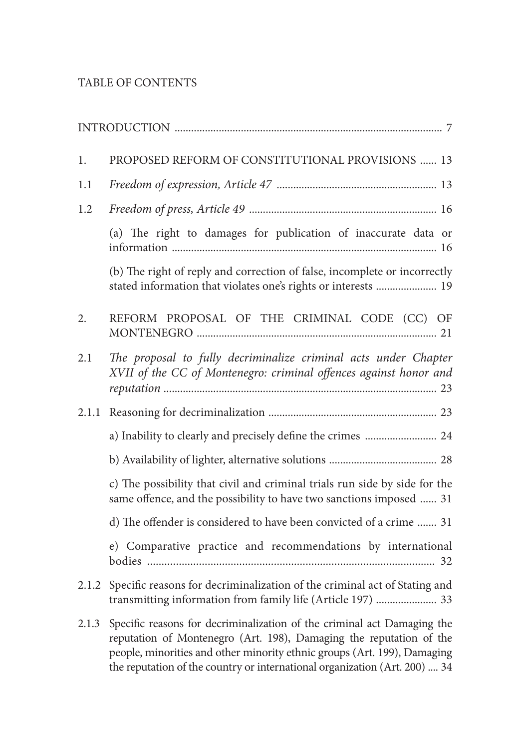TABLE OF CONTENTS

INTRODUCTION ............................................................................................... 7

1. PROPOSED REFORM OF CONSTITUTIONAL PROVISIONS ...... 13

1.1 *Freedom of expression, Article 47* ......................................................... 13

1.2 *Freedom of press, Article 49* .................................................................. 16

(a) The right to damages for publication of inaccurate data or information ............................................................................................ 16

(b) The right of reply and correction of false, incomplete or incorrectly stated information that violates one's rights or interests ...................... 19

2. REFORM PROPOSAL OF THE CRIMINAL CODE (CC) OF MONTENEGRO ...................................................................................... 21

2.1 *The proposal to fully decriminalize criminal acts under Chapter XVII of the CC of Montenegro: criminal offences against honor and reputation* ................................................................................................. 23

2.1.1 Reasoning for decriminalization ............................................................ 23

a) Inability to clearly and precisely define the crimes .......................... 24

b) Availability of lighter, alternative solutions ...................................... 28

c) The possibility that civil and criminal trials run side by side for the same offence, and the possibility to have two sanctions imposed ...... 31

d) The offender is considered to have been convicted of a crime ....... 31

e) Comparative practice and recommendations by international bodies ..................................................................................................... 32

2.1.2 Specific reasons for decriminalization of the criminal act of Stating and transmitting information from family life (Article 197) ...................... 33

2.1.3 Specific reasons for decriminalization of the criminal act Damaging the reputation of Montenegro (Art. 198), Damaging the reputation of the people, minorities and other minority ethnic groups (Art. 199), Damaging the reputation of the country or international organization (Art. 200) .... 34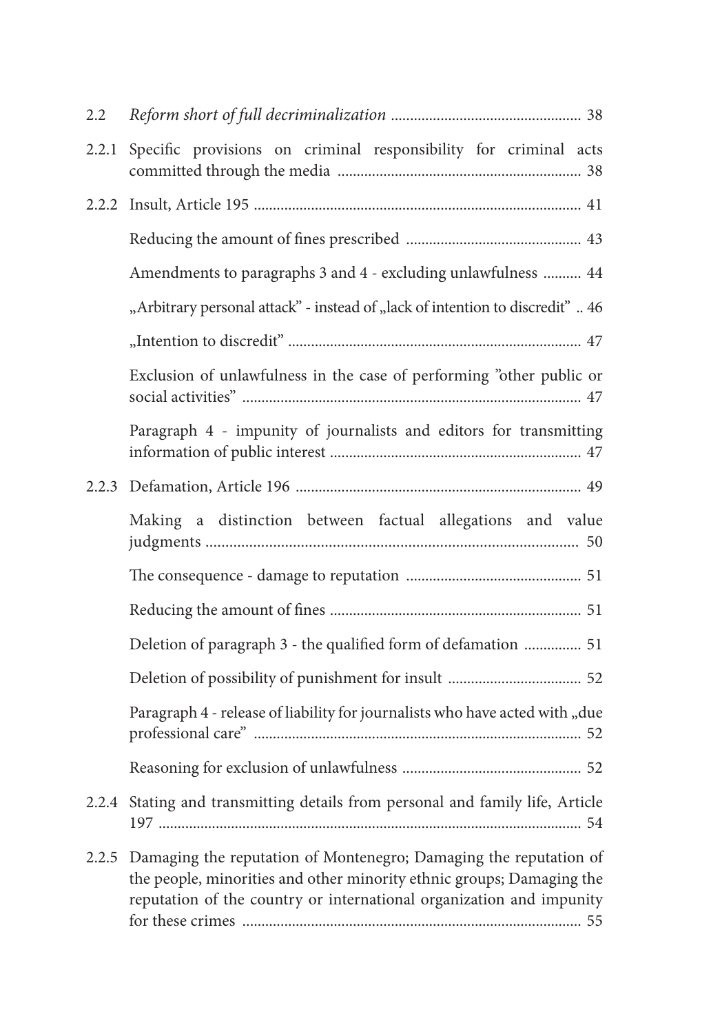2.2 *Reform short of full decriminalization* ................................................. 38

2.2.1 Specific provisions on criminal responsibility for criminal acts committed through the media ................................................................ 38

2.2.2 Insult, Article 195 ..................................................................................... 41

Reducing the amount of fines prescribed ............................................. 43

Amendments to paragraphs 3 and 4 - excluding unlawfulness .......... 44

„Arbitrary personal attack" - instead of „lack of intention to discredit" .. 46

„Intention to discredit" ............................................................................ 47

Exclusion of unlawfulness in the case of performing "other public or social activities" ........................................................................................ 47

Paragraph 4 - impunity of journalists and editors for transmitting information of public interest ................................................................. 47

2.2.3 Defamation, Article 196 .......................................................................... 49

Making a distinction between factual allegations and value judgments .............................................................................................. 50

The consequence - damage to reputation ............................................. 51

Reducing the amount of fines ................................................................. 51

Deletion of paragraph 3 - the qualified form of defamation ............... 51

Deletion of possibility of punishment for insult .................................. 52

Paragraph 4 - release of liability for journalists who have acted with „due professional care" ..................................................................................... 52

Reasoning for exclusion of unlawfulness ............................................... 52

2.2.4 Stating and transmitting details from personal and family life, Article 197 .............................................................................................................. 54

2.2.5 Damaging the reputation of Montenegro; Damaging the reputation of the people, minorities and other minority ethnic groups; Damaging the reputation of the country or international organization and impunity for these crimes ......................................................................................... 55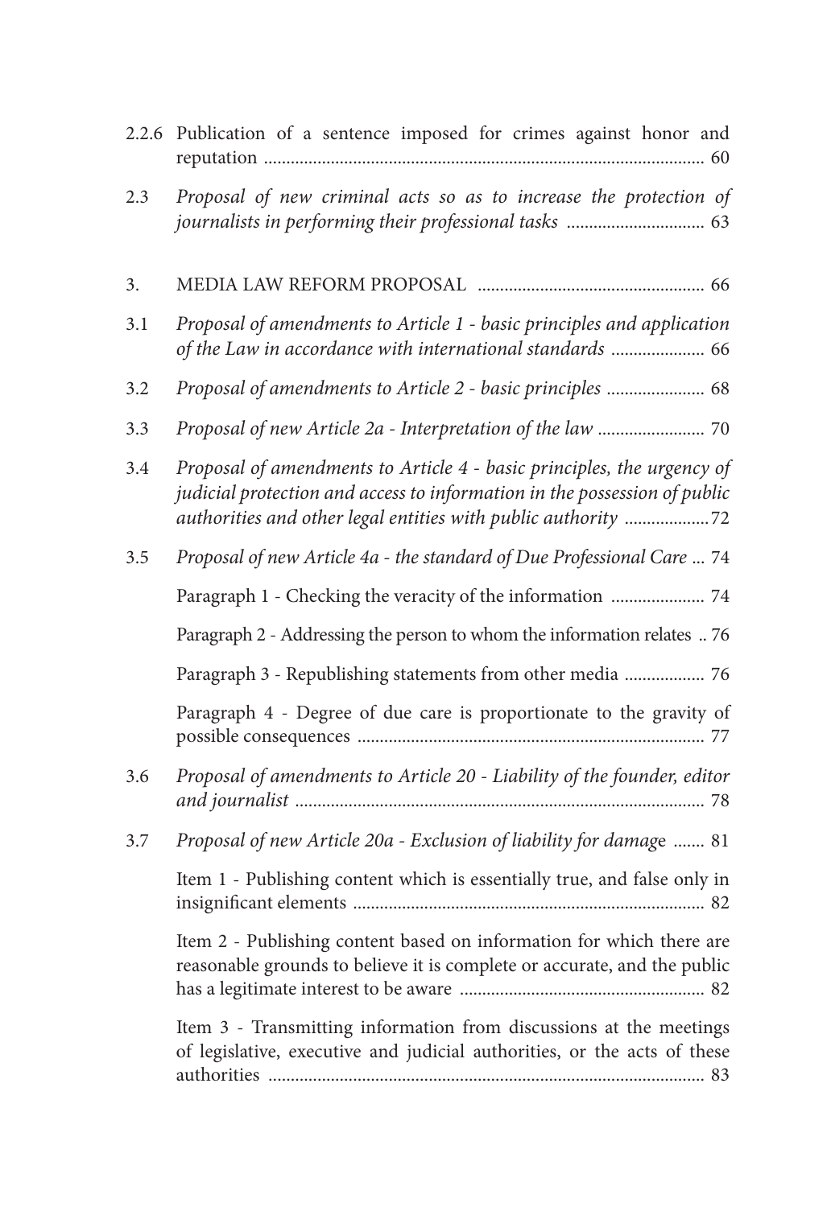2.2.6 Publication of a sentence imposed for crimes against honor and reputation ..................................................................................................... 60

2.3 *Proposal of new criminal acts so as to increase the protection of journalists in performing their professional tasks* .............................. 63

3. MEDIA LAW REFORM PROPOSAL .................................................. 66

3.1 *Proposal of amendments to Article 1 - basic principles and application of the Law in accordance with international standards* .................... 66

3.2 *Proposal of amendments to Article 2 - basic principles* ..................... 68

3.3 *Proposal of new Article 2a - Interpretation of the law* ....................... 70

3.4 *Proposal of amendments to Article 4 - basic principles, the urgency of judicial protection and access to information in the possession of public authorities and other legal entities with public authority* ..................72

3.5 *Proposal of new Article 4a - the standard of Due Professional Care* ... 74

Paragraph 1 - Checking the veracity of the information .................... 74

Paragraph 2 - Addressing the person to whom the information relates .. 76

Paragraph 3 - Republishing statements from other media ................. 76

Paragraph 4 - Degree of due care is proportionate to the gravity of possible consequences ............................................................................ 77

3.6 *Proposal of amendments to Article 20 - Liability of the founder, editor and journalist* .......................................................................................... 78

3.7 *Proposal of new Article 20a - Exclusion of liability for damage* ....... 81

Item 1 - Publishing content which is essentially true, and false only in insignificant elements ............................................................................. 82

Item 2 - Publishing content based on information for which there are reasonable grounds to believe it is complete or accurate, and the public has a legitimate interest to be aware ...................................................... 82

Item 3 - Transmitting information from discussions at the meetings of legislative, executive and judicial authorities, or the acts of these authorities ................................................................................................. 83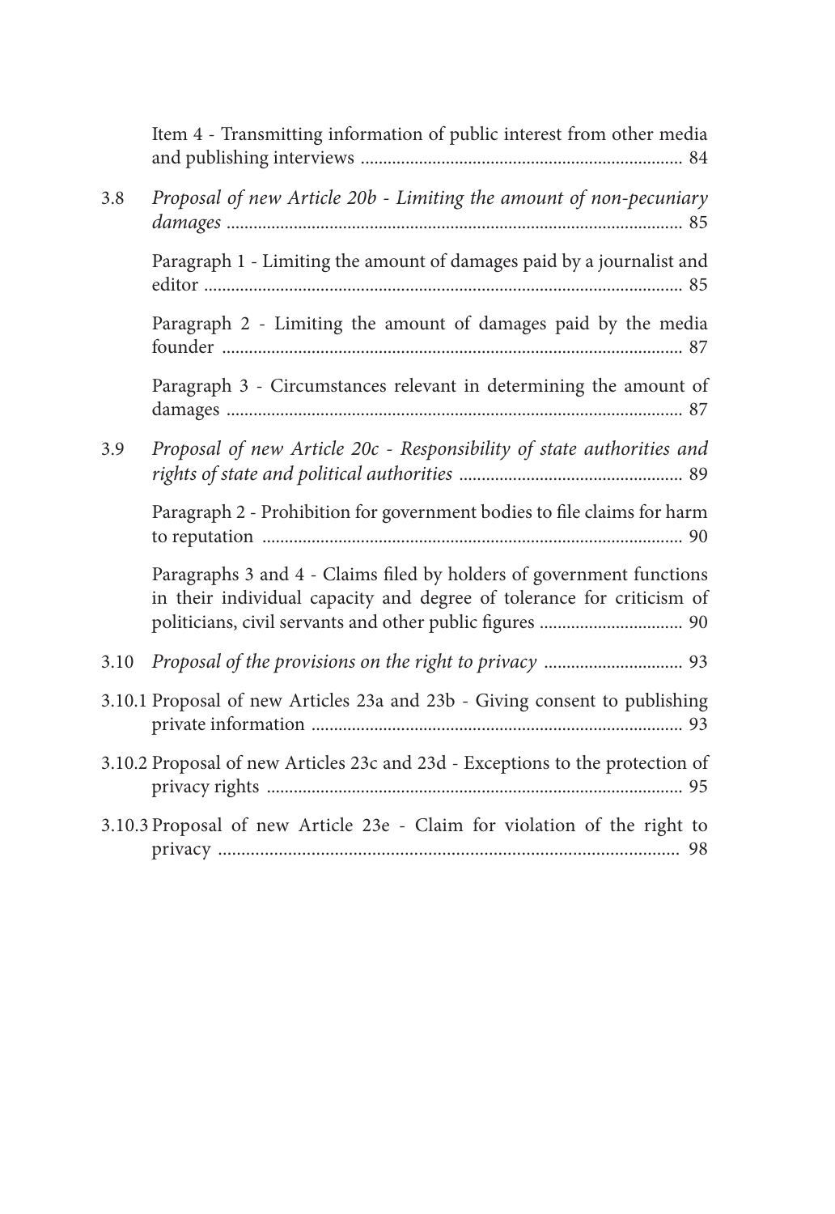Item 4 - Transmitting information of public interest from other media and publishing interviews ........................................................................ 84

3.8 *Proposal of new Article 20b - Limiting the amount of non-pecuniary damages* ........................................................................................................ 85

Paragraph 1 - Limiting the amount of damages paid by a journalist and editor ........................................................................................................... 85

Paragraph 2 - Limiting the amount of damages paid by the media founder ........................................................................................................ 87

Paragraph 3 - Circumstances relevant in determining the amount of damages ........................................................................................................ 87

3.9 *Proposal of new Article 20c - Responsibility of state authorities and rights of state and political authorities* .................................................. 89

Paragraph 2 - Prohibition for government bodies to file claims for harm to reputation .............................................................................................. 90

Paragraphs 3 and 4 - Claims filed by holders of government functions in their individual capacity and degree of tolerance for criticism of politicians, civil servants and other public figures ................................ 90

3.10 *Proposal of the provisions on the right to privacy* ............................... 93

3.10.1 Proposal of new Articles 23a and 23b - Giving consent to publishing private information ................................................................................... 93

3.10.2 Proposal of new Articles 23c and 23d - Exceptions to the protection of privacy rights ............................................................................................. 95

3.10.3 Proposal of new Article 23e - Claim for violation of the right to privacy ...................................................................................................... 98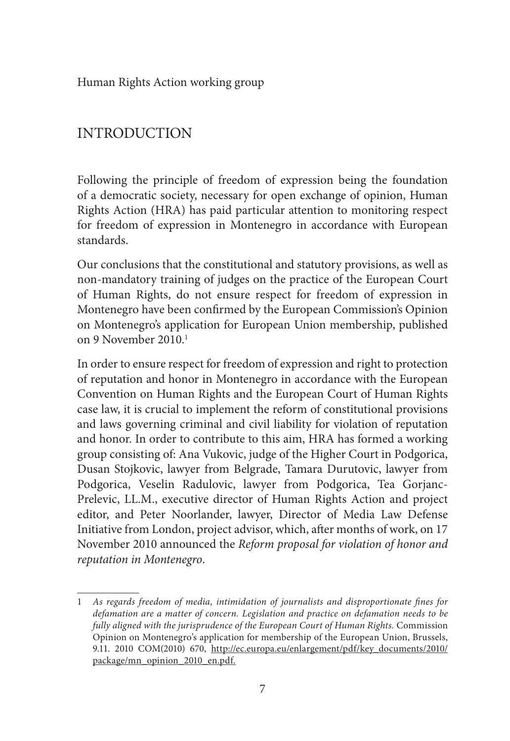Human Rights Action working group

# INTRODUCTION

Following the principle of freedom of expression being the foundation of a democratic society, necessary for open exchange of opinion, Human Rights Action (HRA) has paid particular attention to monitoring respect for freedom of expression in Montenegro in accordance with European standards.

Our conclusions that the constitutional and statutory provisions, as well as non-mandatory training of judges on the practice of the European Court of Human Rights, do not ensure respect for freedom of expression in Montenegro have been confirmed by the European Commission's Opinion on Montenegro's application for European Union membership, published on 9 November 2010.[1]

In order to ensure respect for freedom of expression and right to protection of reputation and honor in Montenegro in accordance with the European Convention on Human Rights and the European Court of Human Rights case law, it is crucial to implement the reform of constitutional provisions and laws governing criminal and civil liability for violation of reputation and honor. In order to contribute to this aim, HRA has formed a working group consisting of: Ana Vukovic, judge of the Higher Court in Podgorica, Dusan Stojkovic, lawyer from Belgrade, Tamara Durutovic, lawyer from Podgorica, Veselin Radulovic, lawyer from Podgorica, Tea Gorjanc-Prelevic, LL.M., executive director of Human Rights Action and project editor, and Peter Noorlander, lawyer, Director of Media Law Defense Initiative from London, project advisor, which, after months of work, on 17 November 2010 announced the *Reform proposal for violation of honor and reputation in Montenegro*.

---

1 *As regards freedom of media, intimidation of journalists and disproportionate fines for defamation are a matter of concern. Legislation and practice on defamation needs to be fully aligned with the jurisprudence of the European Court of Human Rights.* Commission Opinion on Montenegro's application for membership of the European Union, Brussels, 9.11. 2010 COM(2010) 670, http://ec.europa.eu/enlargement/pdf/key_documents/2010/package/mn_opinion_2010_en.pdf.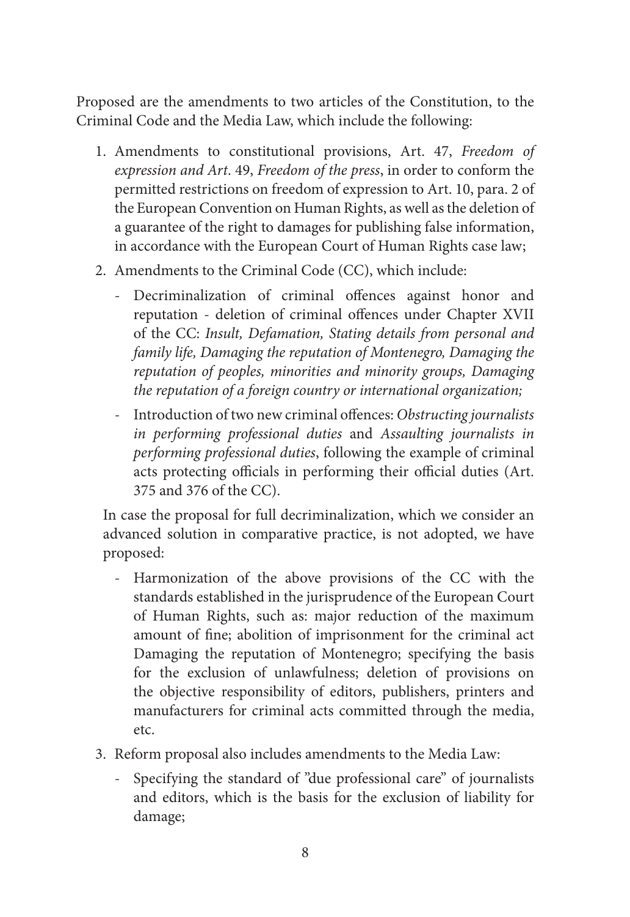Proposed are the amendments to two articles of the Constitution, to the Criminal Code and the Media Law, which include the following:

1. Amendments to constitutional provisions, Art. 47, *Freedom of expression and Art*. 49, *Freedom of the press*, in order to conform the permitted restrictions on freedom of expression to Art. 10, para. 2 of the European Convention on Human Rights, as well as the deletion of a guarantee of the right to damages for publishing false information, in accordance with the European Court of Human Rights case law;

2. Amendments to the Criminal Code (CC), which include:

   - Decriminalization of criminal offences against honor and reputation - deletion of criminal offences under Chapter XVII of the CC: *Insult, Defamation, Stating details from personal and family life, Damaging the reputation of Montenegro, Damaging the reputation of peoples, minorities and minority groups, Damaging the reputation of a foreign country or international organization;*
   - Introduction of two new criminal offences: *Obstructing journalists in performing professional duties* and *Assaulting journalists in performing professional duties*, following the example of criminal acts protecting officials in performing their official duties (Art. 375 and 376 of the CC).

   In case the proposal for full decriminalization, which we consider an advanced solution in comparative practice, is not adopted, we have proposed:

   - Harmonization of the above provisions of the CC with the standards established in the jurisprudence of the European Court of Human Rights, such as: major reduction of the maximum amount of fine; abolition of imprisonment for the criminal act Damaging the reputation of Montenegro; specifying the basis for the exclusion of unlawfulness; deletion of provisions on the objective responsibility of editors, publishers, printers and manufacturers for criminal acts committed through the media, etc.

3. Reform proposal also includes amendments to the Media Law:

   - Specifying the standard of "due professional care" of journalists and editors, which is the basis for the exclusion of liability for damage;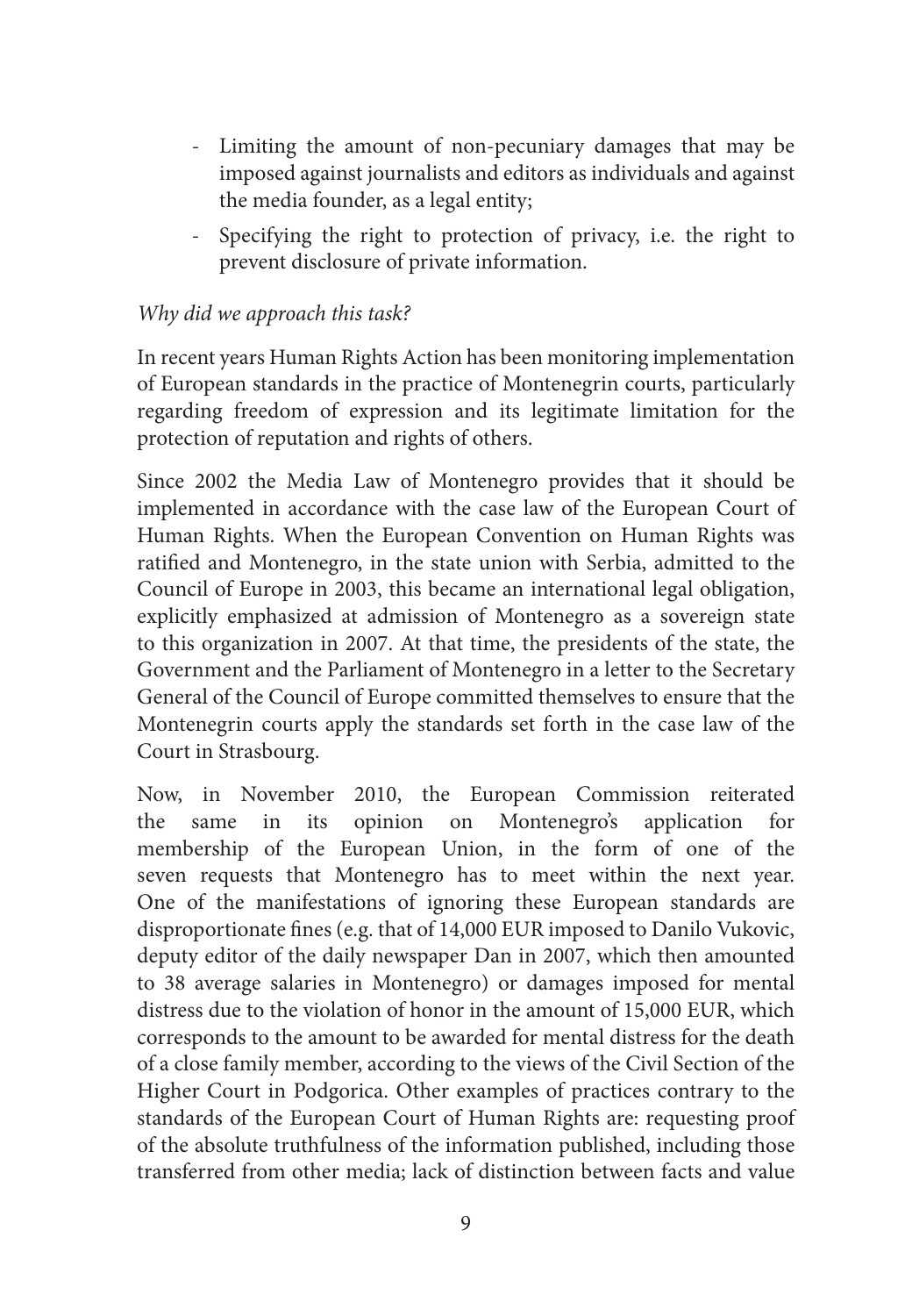- Limiting the amount of non-pecuniary damages that may be imposed against journalists and editors as individuals and against the media founder, as a legal entity;
- Specifying the right to protection of privacy, i.e. the right to prevent disclosure of private information.

*Why did we approach this task?*

In recent years Human Rights Action has been monitoring implementation of European standards in the practice of Montenegrin courts, particularly regarding freedom of expression and its legitimate limitation for the protection of reputation and rights of others.

Since 2002 the Media Law of Montenegro provides that it should be implemented in accordance with the case law of the European Court of Human Rights. When the European Convention on Human Rights was ratified and Montenegro, in the state union with Serbia, admitted to the Council of Europe in 2003, this became an international legal obligation, explicitly emphasized at admission of Montenegro as a sovereign state to this organization in 2007. At that time, the presidents of the state, the Government and the Parliament of Montenegro in a letter to the Secretary General of the Council of Europe committed themselves to ensure that the Montenegrin courts apply the standards set forth in the case law of the Court in Strasbourg.

Now, in November 2010, the European Commission reiterated the same in its opinion on Montenegro's application for membership of the European Union, in the form of one of the seven requests that Montenegro has to meet within the next year. One of the manifestations of ignoring these European standards are disproportionate fines (e.g. that of 14,000 EUR imposed to Danilo Vukovic, deputy editor of the daily newspaper Dan in 2007, which then amounted to 38 average salaries in Montenegro) or damages imposed for mental distress due to the violation of honor in the amount of 15,000 EUR, which corresponds to the amount to be awarded for mental distress for the death of a close family member, according to the views of the Civil Section of the Higher Court in Podgorica. Other examples of practices contrary to the standards of the European Court of Human Rights are: requesting proof of the absolute truthfulness of the information published, including those transferred from other media; lack of distinction between facts and value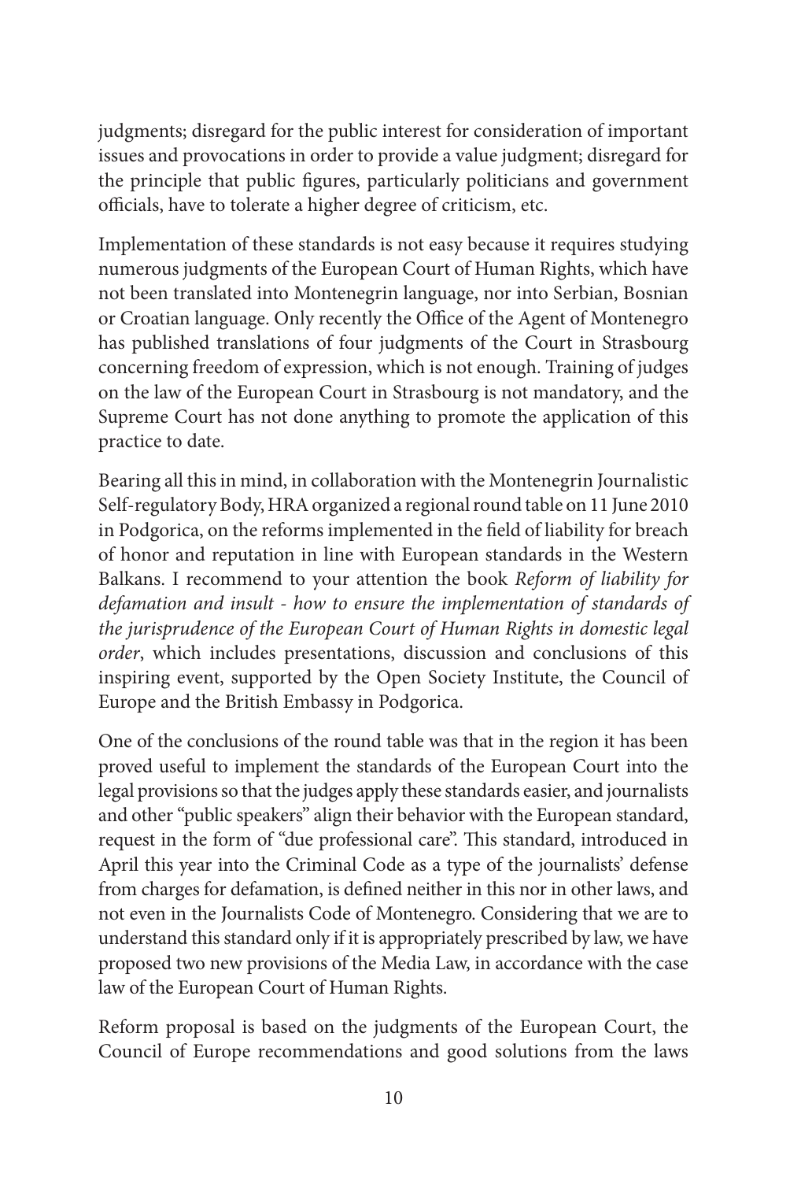judgments; disregard for the public interest for consideration of important issues and provocations in order to provide a value judgment; disregard for the principle that public figures, particularly politicians and government officials, have to tolerate a higher degree of criticism, etc.

Implementation of these standards is not easy because it requires studying numerous judgments of the European Court of Human Rights, which have not been translated into Montenegrin language, nor into Serbian, Bosnian or Croatian language. Only recently the Office of the Agent of Montenegro has published translations of four judgments of the Court in Strasbourg concerning freedom of expression, which is not enough. Training of judges on the law of the European Court in Strasbourg is not mandatory, and the Supreme Court has not done anything to promote the application of this practice to date.

Bearing all this in mind, in collaboration with the Montenegrin Journalistic Self-regulatory Body, HRA organized a regional round table on 11 June 2010 in Podgorica, on the reforms implemented in the field of liability for breach of honor and reputation in line with European standards in the Western Balkans. I recommend to your attention the book *Reform of liability for defamation and insult - how to ensure the implementation of standards of the jurisprudence of the European Court of Human Rights in domestic legal order*, which includes presentations, discussion and conclusions of this inspiring event, supported by the Open Society Institute, the Council of Europe and the British Embassy in Podgorica.

One of the conclusions of the round table was that in the region it has been proved useful to implement the standards of the European Court into the legal provisions so that the judges apply these standards easier, and journalists and other "public speakers" align their behavior with the European standard, request in the form of "due professional care". This standard, introduced in April this year into the Criminal Code as a type of the journalists' defense from charges for defamation, is defined neither in this nor in other laws, and not even in the Journalists Code of Montenegro. Considering that we are to understand this standard only if it is appropriately prescribed by law, we have proposed two new provisions of the Media Law, in accordance with the case law of the European Court of Human Rights.

Reform proposal is based on the judgments of the European Court, the Council of Europe recommendations and good solutions from the laws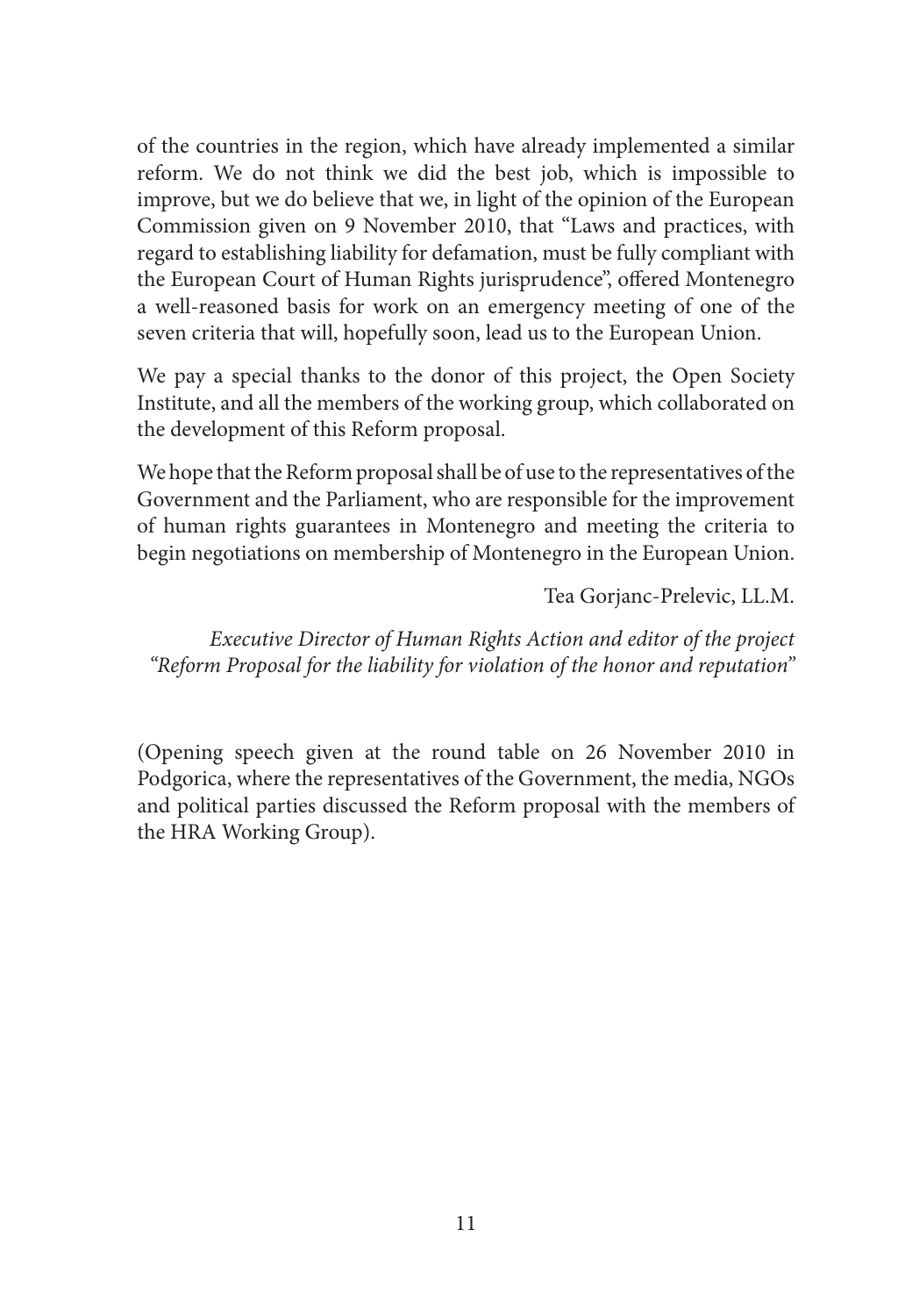of the countries in the region, which have already implemented a similar reform. We do not think we did the best job, which is impossible to improve, but we do believe that we, in light of the opinion of the European Commission given on 9 November 2010, that "Laws and practices, with regard to establishing liability for defamation, must be fully compliant with the European Court of Human Rights jurisprudence", offered Montenegro a well-reasoned basis for work on an emergency meeting of one of the seven criteria that will, hopefully soon, lead us to the European Union.

We pay a special thanks to the donor of this project, the Open Society Institute, and all the members of the working group, which collaborated on the development of this Reform proposal.

We hope that the Reform proposal shall be of use to the representatives of the Government and the Parliament, who are responsible for the improvement of human rights guarantees in Montenegro and meeting the criteria to begin negotiations on membership of Montenegro in the European Union.

Tea Gorjanc-Prelevic, LL.M.

*Executive Director of Human Rights Action and editor of the project "Reform Proposal for the liability for violation of the honor and reputation"*

(Opening speech given at the round table on 26 November 2010 in Podgorica, where the representatives of the Government, the media, NGOs and political parties discussed the Reform proposal with the members of the HRA Working Group).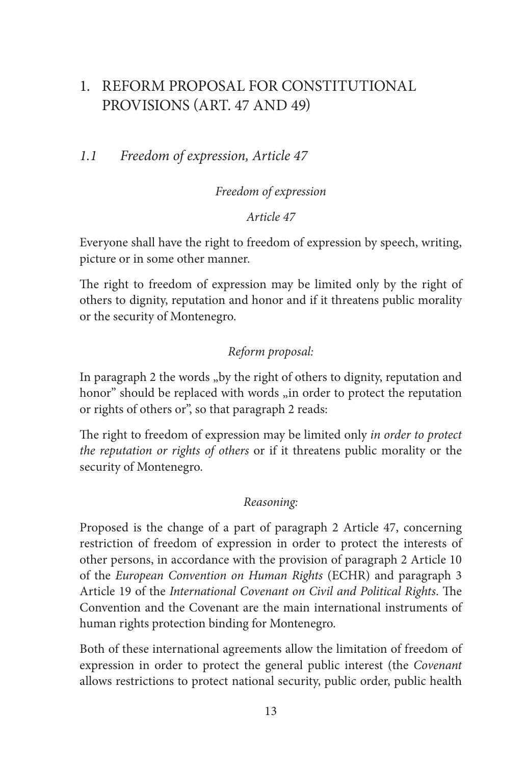# 1. REFORM PROPOSAL FOR CONSTITUTIONAL PROVISIONS (ART. 47 AND 49)

## *1.1 Freedom of expression, Article 47*

*Freedom of expression*

*Article 47*

Everyone shall have the right to freedom of expression by speech, writing, picture or in some other manner.

The right to freedom of expression may be limited only by the right of others to dignity, reputation and honor and if it threatens public morality or the security of Montenegro.

*Reform proposal:*

In paragraph 2 the words „by the right of others to dignity, reputation and honor" should be replaced with words „in order to protect the reputation or rights of others or", so that paragraph 2 reads:

The right to freedom of expression may be limited only *in order to protect the reputation or rights of others* or if it threatens public morality or the security of Montenegro.

*Reasoning:*

Proposed is the change of a part of paragraph 2 Article 47, concerning restriction of freedom of expression in order to protect the interests of other persons, in accordance with the provision of paragraph 2 Article 10 of the *European Convention on Human Rights* (ECHR) and paragraph 3 Article 19 of the *International Covenant on Civil and Political Rights*. The Convention and the Covenant are the main international instruments of human rights protection binding for Montenegro.

Both of these international agreements allow the limitation of freedom of expression in order to protect the general public interest (the *Covenant* allows restrictions to protect national security, public order, public health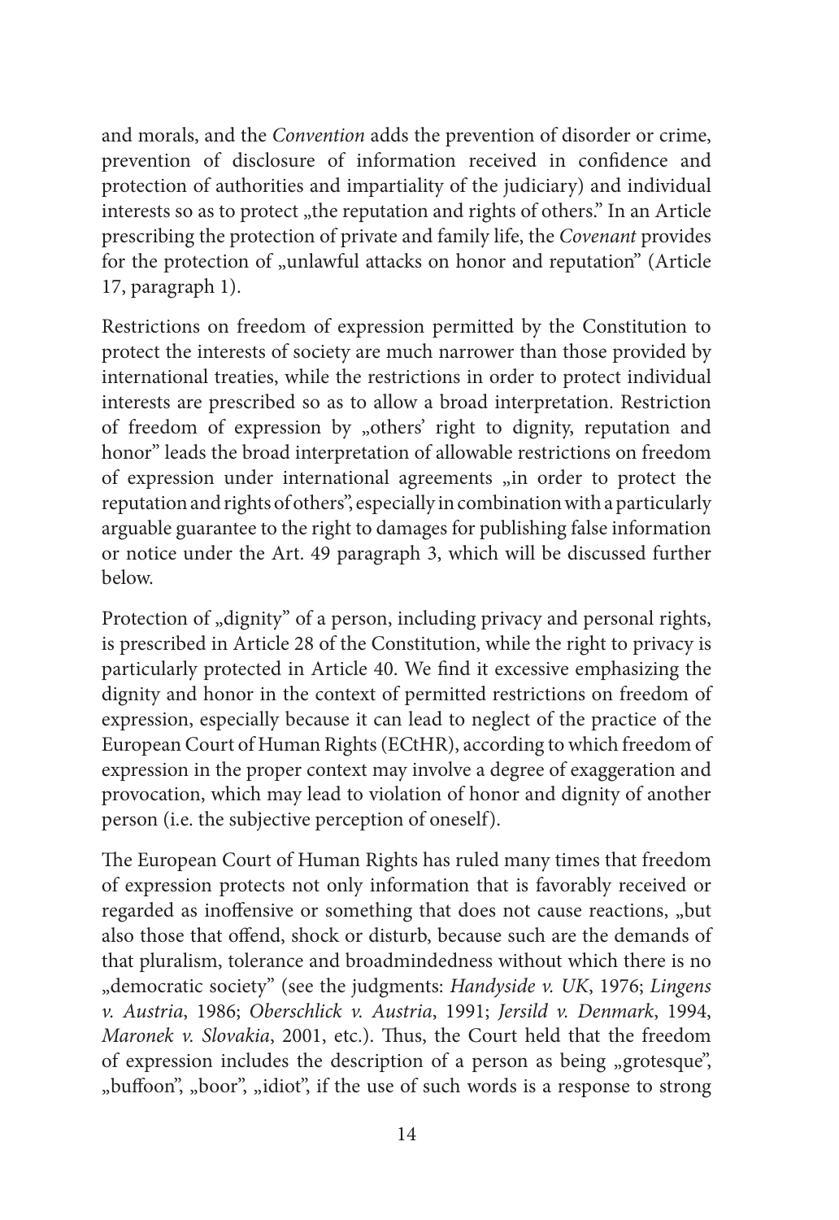and morals, and the *Convention* adds the prevention of disorder or crime, prevention of disclosure of information received in confidence and protection of authorities and impartiality of the judiciary) and individual interests so as to protect „the reputation and rights of others." In an Article prescribing the protection of private and family life, the *Covenant* provides for the protection of „unlawful attacks on honor and reputation" (Article 17, paragraph 1).

Restrictions on freedom of expression permitted by the Constitution to protect the interests of society are much narrower than those provided by international treaties, while the restrictions in order to protect individual interests are prescribed so as to allow a broad interpretation. Restriction of freedom of expression by „others' right to dignity, reputation and honor" leads the broad interpretation of allowable restrictions on freedom of expression under international agreements „in order to protect the reputation and rights of others", especially in combination with a particularly arguable guarantee to the right to damages for publishing false information or notice under the Art. 49 paragraph 3, which will be discussed further below.

Protection of „dignity" of a person, including privacy and personal rights, is prescribed in Article 28 of the Constitution, while the right to privacy is particularly protected in Article 40. We find it excessive emphasizing the dignity and honor in the context of permitted restrictions on freedom of expression, especially because it can lead to neglect of the practice of the European Court of Human Rights (ECtHR), according to which freedom of expression in the proper context may involve a degree of exaggeration and provocation, which may lead to violation of honor and dignity of another person (i.e. the subjective perception of oneself).

The European Court of Human Rights has ruled many times that freedom of expression protects not only information that is favorably received or regarded as inoffensive or something that does not cause reactions, „but also those that offend, shock or disturb, because such are the demands of that pluralism, tolerance and broadmindedness without which there is no „democratic society" (see the judgments: *Handyside v. UK*, 1976; *Lingens v. Austria*, 1986; *Oberschlick v. Austria*, 1991; *Jersild v. Denmark*, 1994, *Maronek v. Slovakia*, 2001, etc.). Thus, the Court held that the freedom of expression includes the description of a person as being „grotesque", „buffoon", „boor", „idiot", if the use of such words is a response to strong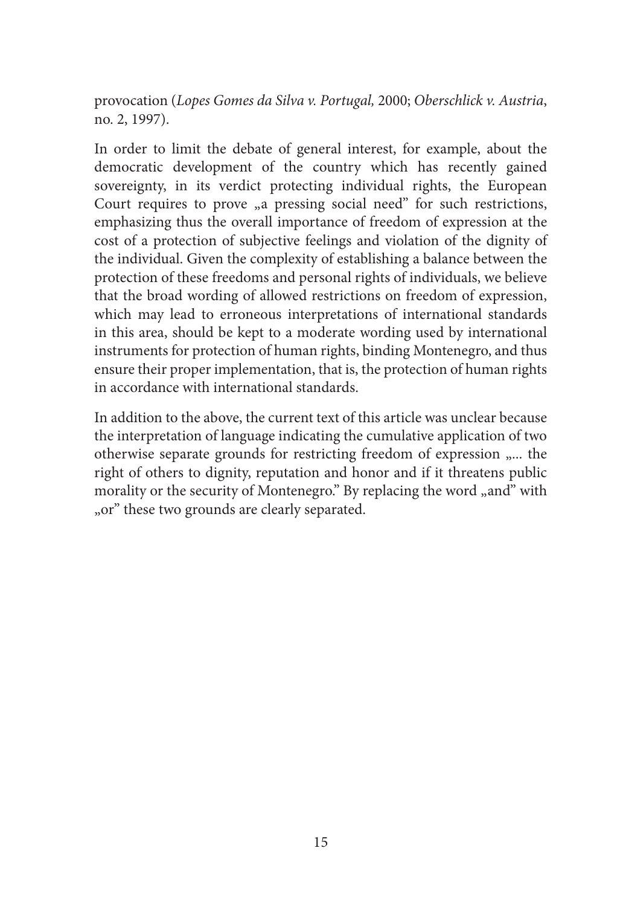provocation (*Lopes Gomes da Silva v. Portugal,* 2000; *Oberschlick v. Austria*, no. 2, 1997).

In order to limit the debate of general interest, for example, about the democratic development of the country which has recently gained sovereignty, in its verdict protecting individual rights, the European Court requires to prove „a pressing social need" for such restrictions, emphasizing thus the overall importance of freedom of expression at the cost of a protection of subjective feelings and violation of the dignity of the individual. Given the complexity of establishing a balance between the protection of these freedoms and personal rights of individuals, we believe that the broad wording of allowed restrictions on freedom of expression, which may lead to erroneous interpretations of international standards in this area, should be kept to a moderate wording used by international instruments for protection of human rights, binding Montenegro, and thus ensure their proper implementation, that is, the protection of human rights in accordance with international standards.

In addition to the above, the current text of this article was unclear because the interpretation of language indicating the cumulative application of two otherwise separate grounds for restricting freedom of expression „... the right of others to dignity, reputation and honor and if it threatens public morality or the security of Montenegro." By replacing the word „and" with „or" these two grounds are clearly separated.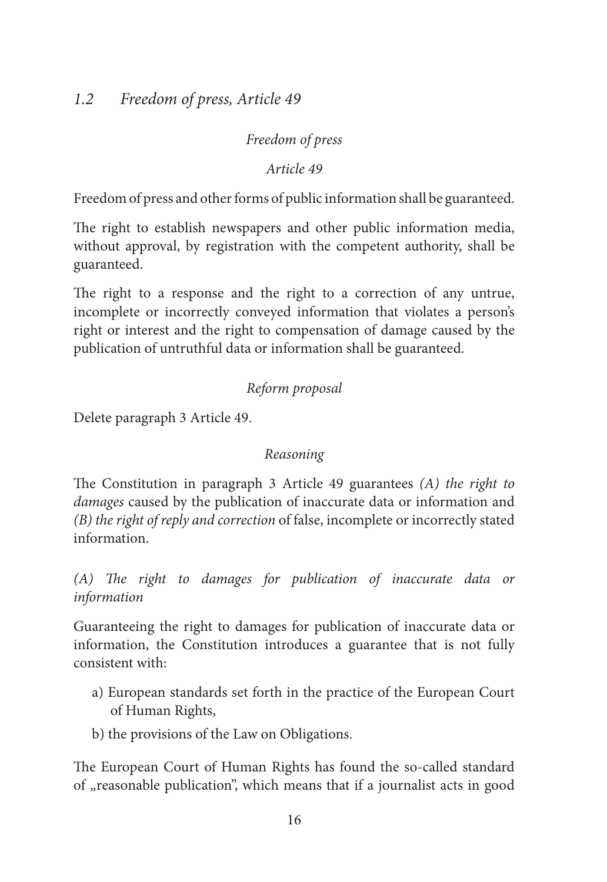## *1.2 Freedom of press, Article 49*

*Freedom of press*

*Article 49*

Freedom of press and other forms of public information shall be guaranteed.

The right to establish newspapers and other public information media, without approval, by registration with the competent authority, shall be guaranteed.

The right to a response and the right to a correction of any untrue, incomplete or incorrectly conveyed information that violates a person's right or interest and the right to compensation of damage caused by the publication of untruthful data or information shall be guaranteed.

*Reform proposal*

Delete paragraph 3 Article 49.

*Reasoning*

The Constitution in paragraph 3 Article 49 guarantees *(A) the right to damages* caused by the publication of inaccurate data or information and *(B) the right of reply and correction* of false, incomplete or incorrectly stated information.

*(A) The right to damages for publication of inaccurate data or information*

Guaranteeing the right to damages for publication of inaccurate data or information, the Constitution introduces a guarantee that is not fully consistent with:

a) European standards set forth in the practice of the European Court of Human Rights,

b) the provisions of the Law on Obligations.

The European Court of Human Rights has found the so-called standard of „reasonable publication", which means that if a journalist acts in good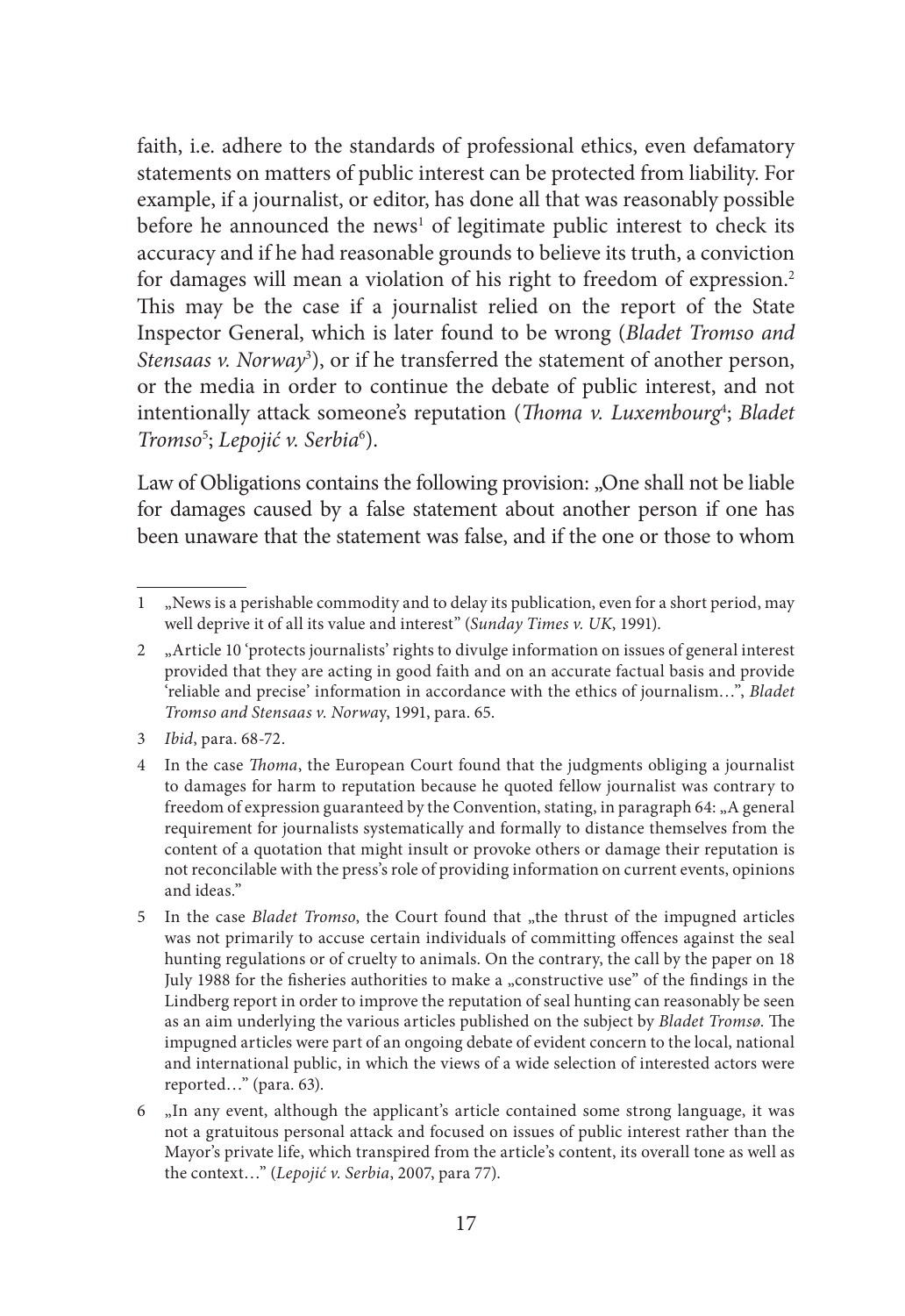faith, i.e. adhere to the standards of professional ethics, even defamatory statements on matters of public interest can be protected from liability. For example, if a journalist, or editor, has done all that was reasonably possible before he announced the news[1] of legitimate public interest to check its accuracy and if he had reasonable grounds to believe its truth, a conviction for damages will mean a violation of his right to freedom of expression.[2] This may be the case if a journalist relied on the report of the State Inspector General, which is later found to be wrong (*Bladet Tromso and Stensaas v. Norway*[3]), or if he transferred the statement of another person, or the media in order to continue the debate of public interest, and not intentionally attack someone's reputation (*Thoma v. Luxembourg*[4]; *Bladet Tromso*[5]; *Lepojić v. Serbia*[6]).

Law of Obligations contains the following provision: „One shall not be liable for damages caused by a false statement about another person if one has been unaware that the statement was false, and if the one or those to whom

---

1 „News is a perishable commodity and to delay its publication, even for a short period, may well deprive it of all its value and interest" (*Sunday Times v. UK*, 1991).

2 „Article 10 'protects journalists' rights to divulge information on issues of general interest provided that they are acting in good faith and on an accurate factual basis and provide 'reliable and precise' information in accordance with the ethics of journalism…", *Bladet Tromso and Stensaas v. Norway*, 1991, para. 65.

3 *Ibid*, para. 68-72.

4 In the case *Thoma*, the European Court found that the judgments obliging a journalist to damages for harm to reputation because he quoted fellow journalist was contrary to freedom of expression guaranteed by the Convention, stating, in paragraph 64: „A general requirement for journalists systematically and formally to distance themselves from the content of a quotation that might insult or provoke others or damage their reputation is not reconcilable with the press's role of providing information on current events, opinions and ideas."

5 In the case *Bladet Tromso*, the Court found that „the thrust of the impugned articles was not primarily to accuse certain individuals of committing offences against the seal hunting regulations or of cruelty to animals. On the contrary, the call by the paper on 18 July 1988 for the fisheries authorities to make a „constructive use" of the findings in the Lindberg report in order to improve the reputation of seal hunting can reasonably be seen as an aim underlying the various articles published on the subject by *Bladet Tromsø*. The impugned articles were part of an ongoing debate of evident concern to the local, national and international public, in which the views of a wide selection of interested actors were reported…" (para. 63).

6 „In any event, although the applicant's article contained some strong language, it was not a gratuitous personal attack and focused on issues of public interest rather than the Mayor's private life, which transpired from the article's content, its overall tone as well as the context…" (*Lepojić v. Serbia*, 2007, para 77).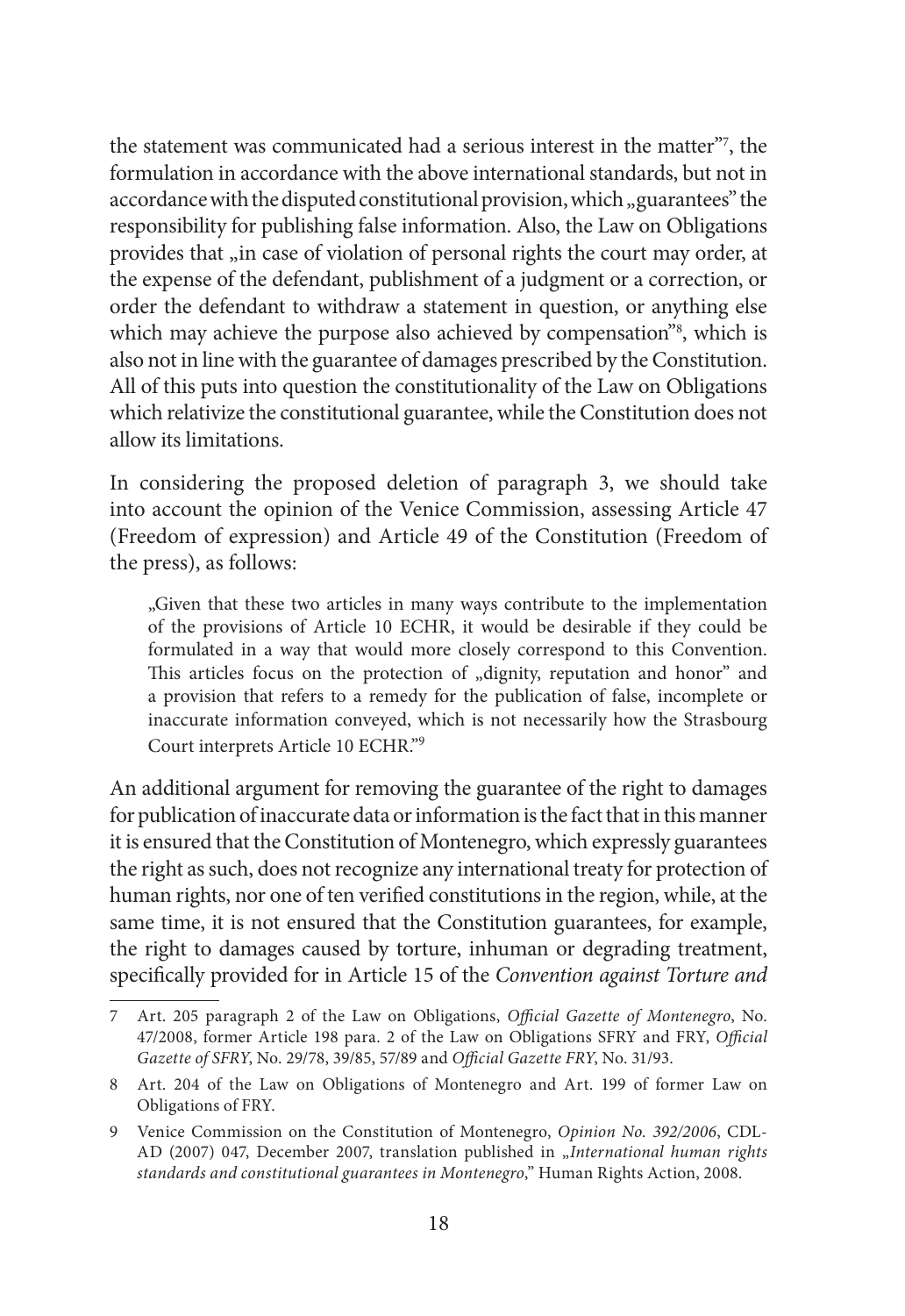the statement was communicated had a serious interest in the matter"[7], the formulation in accordance with the above international standards, but not in accordance with the disputed constitutional provision, which „guarantees" the responsibility for publishing false information. Also, the Law on Obligations provides that „in case of violation of personal rights the court may order, at the expense of the defendant, publishment of a judgment or a correction, or order the defendant to withdraw a statement in question, or anything else which may achieve the purpose also achieved by compensation"[8], which is also not in line with the guarantee of damages prescribed by the Constitution. All of this puts into question the constitutionality of the Law on Obligations which relativize the constitutional guarantee, while the Constitution does not allow its limitations.

In considering the proposed deletion of paragraph 3, we should take into account the opinion of the Venice Commission, assessing Article 47 (Freedom of expression) and Article 49 of the Constitution (Freedom of the press), as follows:

> „Given that these two articles in many ways contribute to the implementation of the provisions of Article 10 ECHR, it would be desirable if they could be formulated in a way that would more closely correspond to this Convention. This articles focus on the protection of „dignity, reputation and honor" and a provision that refers to a remedy for the publication of false, incomplete or inaccurate information conveyed, which is not necessarily how the Strasbourg Court interprets Article 10 ECHR."[9]

An additional argument for removing the guarantee of the right to damages for publication of inaccurate data or information is the fact that in this manner it is ensured that the Constitution of Montenegro, which expressly guarantees the right as such, does not recognize any international treaty for protection of human rights, nor one of ten verified constitutions in the region, while, at the same time, it is not ensured that the Constitution guarantees, for example, the right to damages caused by torture, inhuman or degrading treatment, specifically provided for in Article 15 of the *Convention against Torture and*

---

7 Art. 205 paragraph 2 of the Law on Obligations, *Official Gazette of Montenegro*, No. 47/2008, former Article 198 para. 2 of the Law on Obligations SFRY and FRY, *Official Gazette of SFRY*, No. 29/78, 39/85, 57/89 and *Official Gazette FRY*, No. 31/93.

8 Art. 204 of the Law on Obligations of Montenegro and Art. 199 of former Law on Obligations of FRY.

9 Venice Commission on the Constitution of Montenegro, *Opinion No. 392/2006*, CDL-AD (2007) 047, December 2007, translation published in „*International human rights standards and constitutional guarantees in Montenegro*," Human Rights Action, 2008.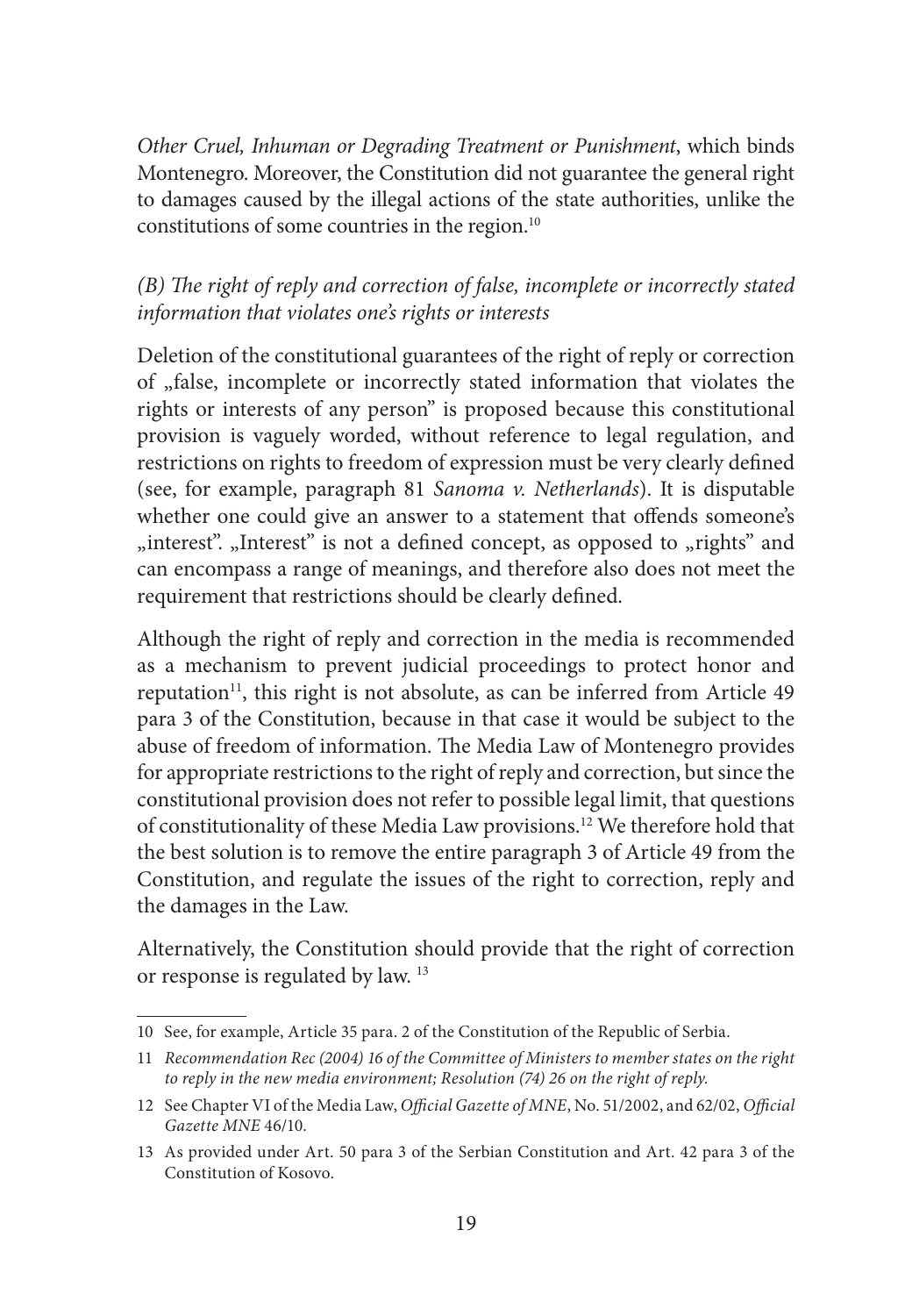*Other Cruel, Inhuman or Degrading Treatment or Punishment*, which binds Montenegro. Moreover, the Constitution did not guarantee the general right to damages caused by the illegal actions of the state authorities, unlike the constitutions of some countries in the region.[10]

*(B) The right of reply and correction of false, incomplete or incorrectly stated information that violates one's rights or interests*

Deletion of the constitutional guarantees of the right of reply or correction of „false, incomplete or incorrectly stated information that violates the rights or interests of any person" is proposed because this constitutional provision is vaguely worded, without reference to legal regulation, and restrictions on rights to freedom of expression must be very clearly defined (see, for example, paragraph 81 *Sanoma v. Netherlands*). It is disputable whether one could give an answer to a statement that offends someone's „interest". „Interest" is not a defined concept, as opposed to „rights" and can encompass a range of meanings, and therefore also does not meet the requirement that restrictions should be clearly defined.

Although the right of reply and correction in the media is recommended as a mechanism to prevent judicial proceedings to protect honor and reputation[11], this right is not absolute, as can be inferred from Article 49 para 3 of the Constitution, because in that case it would be subject to the abuse of freedom of information. The Media Law of Montenegro provides for appropriate restrictions to the right of reply and correction, but since the constitutional provision does not refer to possible legal limit, that questions of constitutionality of these Media Law provisions.[12] We therefore hold that the best solution is to remove the entire paragraph 3 of Article 49 from the Constitution, and regulate the issues of the right to correction, reply and the damages in the Law.

Alternatively, the Constitution should provide that the right of correction or response is regulated by law. [13]

---

10 See, for example, Article 35 para. 2 of the Constitution of the Republic of Serbia.

11 *Recommendation Rec (2004) 16 of the Committee of Ministers to member states on the right to reply in the new media environment; Resolution (74) 26 on the right of reply.*

12 See Chapter VI of the Media Law, *Official Gazette of MNE*, No. 51/2002, and 62/02, *Official Gazette MNE* 46/10.

13 As provided under Art. 50 para 3 of the Serbian Constitution and Art. 42 para 3 of the Constitution of Kosovo.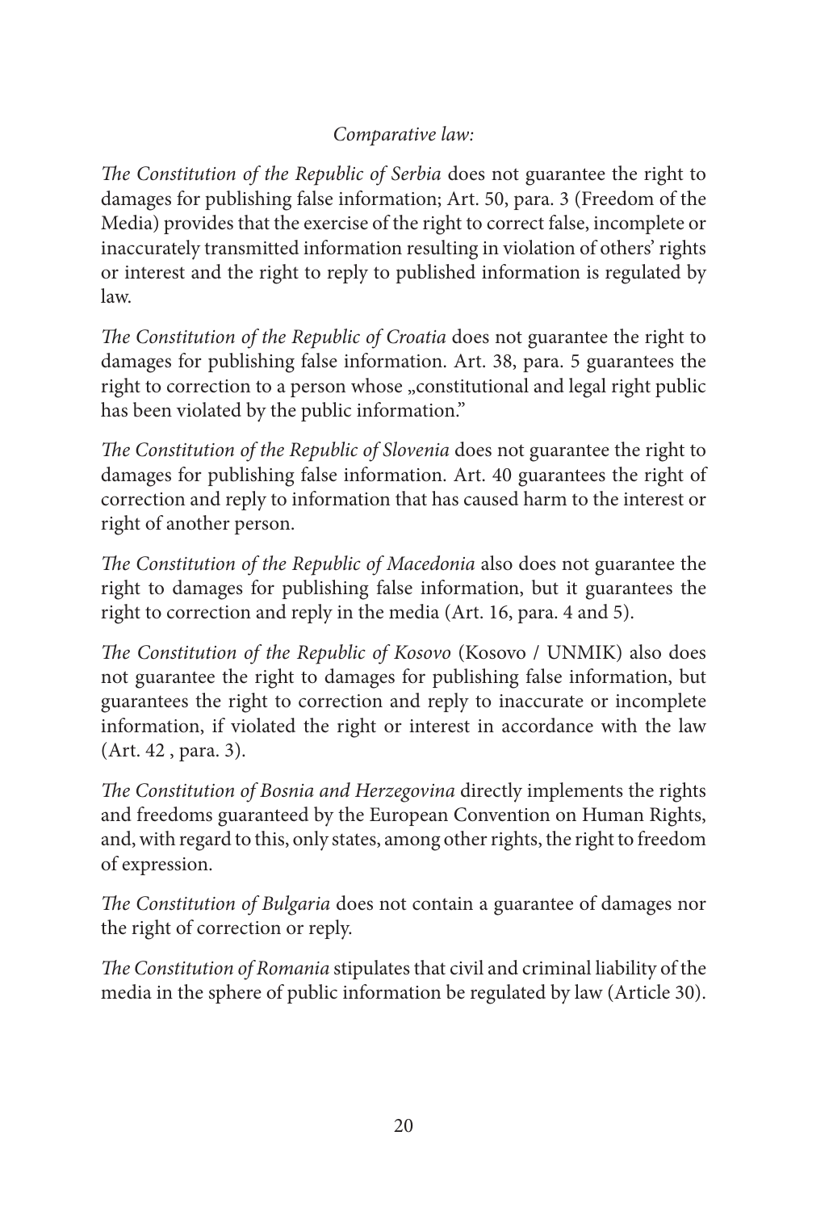*Comparative law:*

*The Constitution of the Republic of Serbia* does not guarantee the right to damages for publishing false information; Art. 50, para. 3 (Freedom of the Media) provides that the exercise of the right to correct false, incomplete or inaccurately transmitted information resulting in violation of others' rights or interest and the right to reply to published information is regulated by law.

*The Constitution of the Republic of Croatia* does not guarantee the right to damages for publishing false information. Art. 38, para. 5 guarantees the right to correction to a person whose „constitutional and legal right public has been violated by the public information."

*The Constitution of the Republic of Slovenia* does not guarantee the right to damages for publishing false information. Art. 40 guarantees the right of correction and reply to information that has caused harm to the interest or right of another person.

*The Constitution of the Republic of Macedonia* also does not guarantee the right to damages for publishing false information, but it guarantees the right to correction and reply in the media (Art. 16, para. 4 and 5).

*The Constitution of the Republic of Kosovo* (Kosovo / UNMIK) also does not guarantee the right to damages for publishing false information, but guarantees the right to correction and reply to inaccurate or incomplete information, if violated the right or interest in accordance with the law (Art. 42 , para. 3).

*The Constitution of Bosnia and Herzegovina* directly implements the rights and freedoms guaranteed by the European Convention on Human Rights, and, with regard to this, only states, among other rights, the right to freedom of expression.

*The Constitution of Bulgaria* does not contain a guarantee of damages nor the right of correction or reply.

*The Constitution of Romania* stipulates that civil and criminal liability of the media in the sphere of public information be regulated by law (Article 30).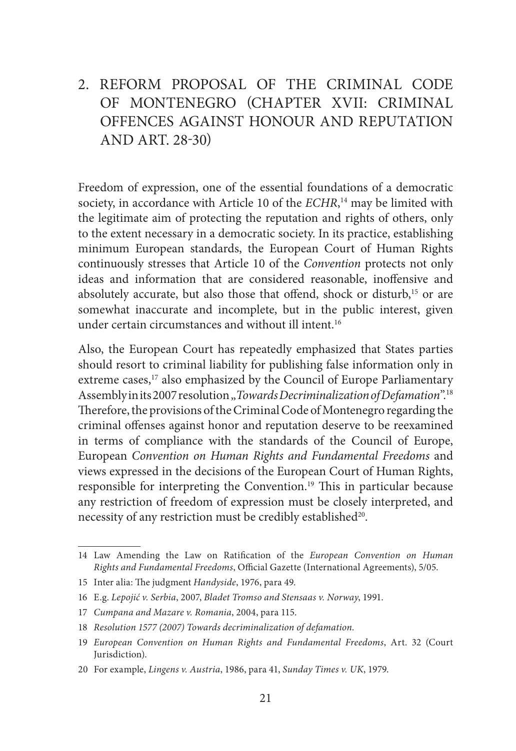## 2. REFORM PROPOSAL OF THE CRIMINAL CODE OF MONTENEGRO (CHAPTER XVII: CRIMINAL OFFENCES AGAINST HONOUR AND REPUTATION AND ART. 28-30)

Freedom of expression, one of the essential foundations of a democratic society, in accordance with Article 10 of the *ECHR*,[14] may be limited with the legitimate aim of protecting the reputation and rights of others, only to the extent necessary in a democratic society. In its practice, establishing minimum European standards, the European Court of Human Rights continuously stresses that Article 10 of the *Convention* protects not only ideas and information that are considered reasonable, inoffensive and absolutely accurate, but also those that offend, shock or disturb,[15] or are somewhat inaccurate and incomplete, but in the public interest, given under certain circumstances and without ill intent.[16]

Also, the European Court has repeatedly emphasized that States parties should resort to criminal liability for publishing false information only in extreme cases,[17] also emphasized by the Council of Europe Parliamentary Assembly in its 2007 resolution „*Towards Decriminalization of Defamation*".[18] Therefore, the provisions of the Criminal Code of Montenegro regarding the criminal offenses against honor and reputation deserve to be reexamined in terms of compliance with the standards of the Council of Europe, European *Convention on Human Rights and Fundamental Freedoms* and views expressed in the decisions of the European Court of Human Rights, responsible for interpreting the Convention.[19] This in particular because any restriction of freedom of expression must be closely interpreted, and necessity of any restriction must be credibly established[20].

---

14 Law Amending the Law on Ratification of the *European Convention on Human Rights and Fundamental Freedoms*, Official Gazette (International Agreements), 5/05.

15 Inter alia: The judgment *Handyside*, 1976, para 49.

16 E.g. *Lepojić v. Serbia*, 2007, *Bladet Tromso and Stensaas v. Norway*, 1991.

17 *Cumpana and Mazare v. Romania*, 2004, para 115.

18 *Resolution 1577 (2007) Towards decriminalization of defamation.*

19 *European Convention on Human Rights and Fundamental Freedoms*, Art. 32 (Court Jurisdiction).

20 For example, *Lingens v. Austria*, 1986, para 41, *Sunday Times v. UK*, 1979.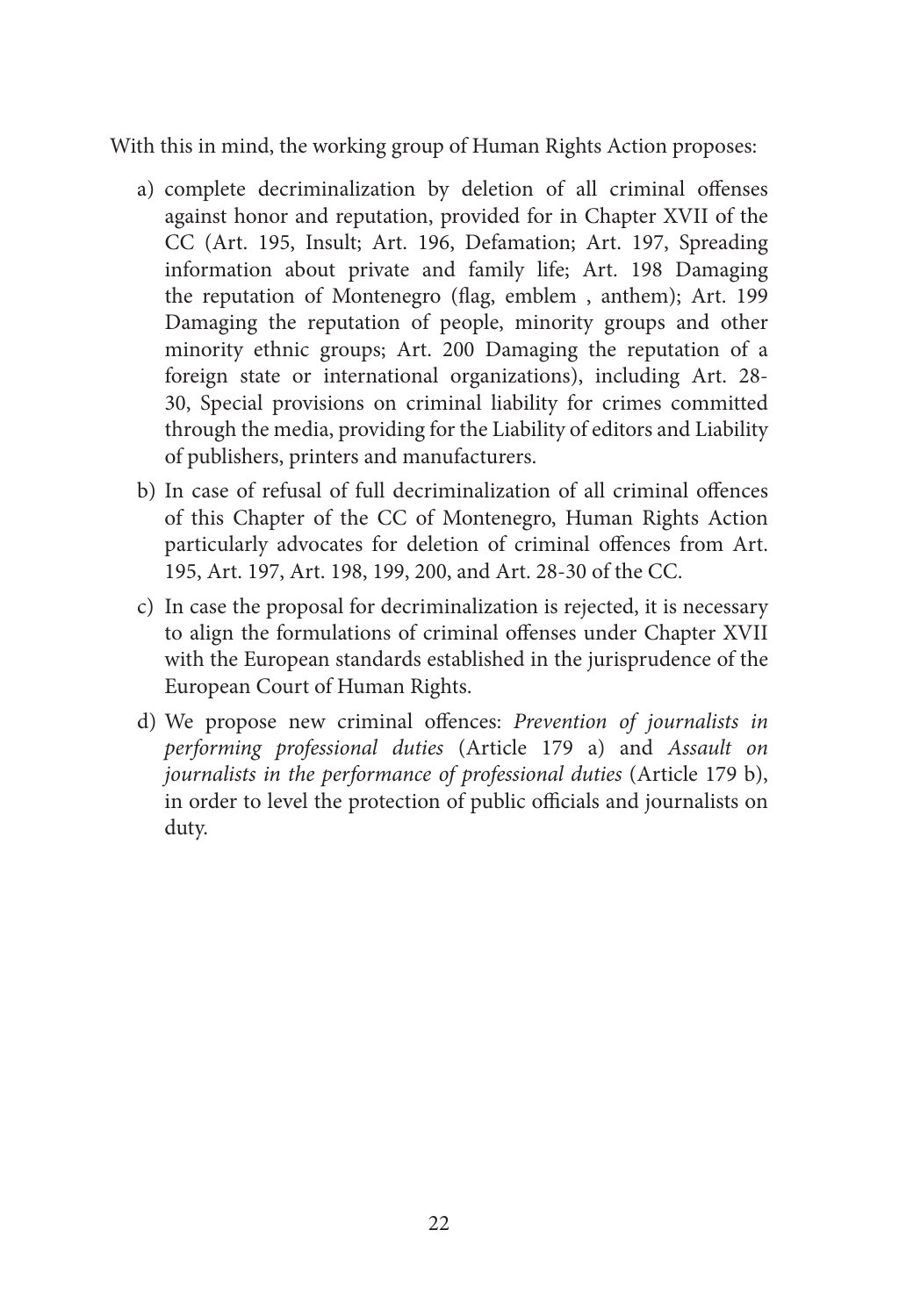With this in mind, the working group of Human Rights Action proposes:

a) complete decriminalization by deletion of all criminal offenses against honor and reputation, provided for in Chapter XVII of the CC (Art. 195, Insult; Art. 196, Defamation; Art. 197, Spreading information about private and family life; Art. 198 Damaging the reputation of Montenegro (flag, emblem , anthem); Art. 199 Damaging the reputation of people, minority groups and other minority ethnic groups; Art. 200 Damaging the reputation of a foreign state or international organizations), including Art. 28-30, Special provisions on criminal liability for crimes committed through the media, providing for the Liability of editors and Liability of publishers, printers and manufacturers.

b) In case of refusal of full decriminalization of all criminal offences of this Chapter of the CC of Montenegro, Human Rights Action particularly advocates for deletion of criminal offences from Art. 195, Art. 197, Art. 198, 199, 200, and Art. 28-30 of the CC.

c) In case the proposal for decriminalization is rejected, it is necessary to align the formulations of criminal offenses under Chapter XVII with the European standards established in the jurisprudence of the European Court of Human Rights.

d) We propose new criminal offences: *Prevention of journalists in performing professional duties* (Article 179 a) and *Assault on journalists in the performance of professional duties* (Article 179 b), in order to level the protection of public officials and journalists on duty.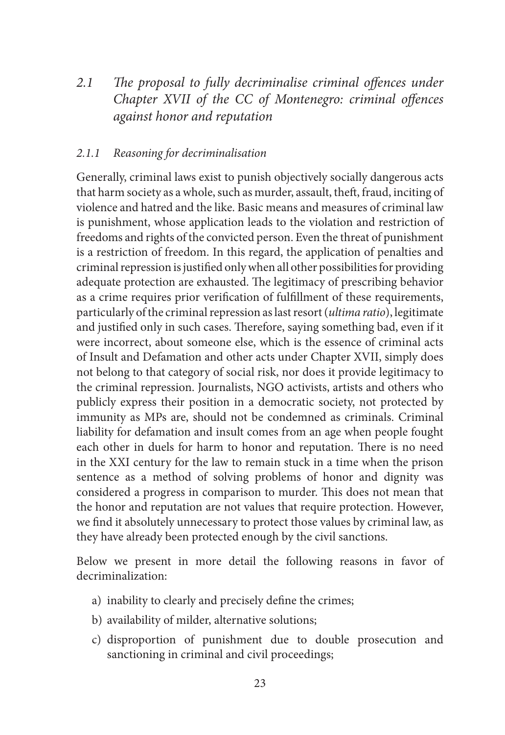## *2.1 The proposal to fully decriminalise criminal offences under Chapter XVII of the CC of Montenegro: criminal offences against honor and reputation*

### *2.1.1 Reasoning for decriminalisation*

Generally, criminal laws exist to punish objectively socially dangerous acts that harm society as a whole, such as murder, assault, theft, fraud, inciting of violence and hatred and the like. Basic means and measures of criminal law is punishment, whose application leads to the violation and restriction of freedoms and rights of the convicted person. Even the threat of punishment is a restriction of freedom. In this regard, the application of penalties and criminal repression is justified only when all other possibilities for providing adequate protection are exhausted. The legitimacy of prescribing behavior as a crime requires prior verification of fulfillment of these requirements, particularly of the criminal repression as last resort (*ultima ratio*), legitimate and justified only in such cases. Therefore, saying something bad, even if it were incorrect, about someone else, which is the essence of criminal acts of Insult and Defamation and other acts under Chapter XVII, simply does not belong to that category of social risk, nor does it provide legitimacy to the criminal repression. Journalists, NGO activists, artists and others who publicly express their position in a democratic society, not protected by immunity as MPs are, should not be condemned as criminals. Criminal liability for defamation and insult comes from an age when people fought each other in duels for harm to honor and reputation. There is no need in the XXI century for the law to remain stuck in a time when the prison sentence as a method of solving problems of honor and dignity was considered a progress in comparison to murder. This does not mean that the honor and reputation are not values that require protection. However, we find it absolutely unnecessary to protect those values by criminal law, as they have already been protected enough by the civil sanctions.

Below we present in more detail the following reasons in favor of decriminalization:

a) inability to clearly and precisely define the crimes;
b) availability of milder, alternative solutions;
c) disproportion of punishment due to double prosecution and sanctioning in criminal and civil proceedings;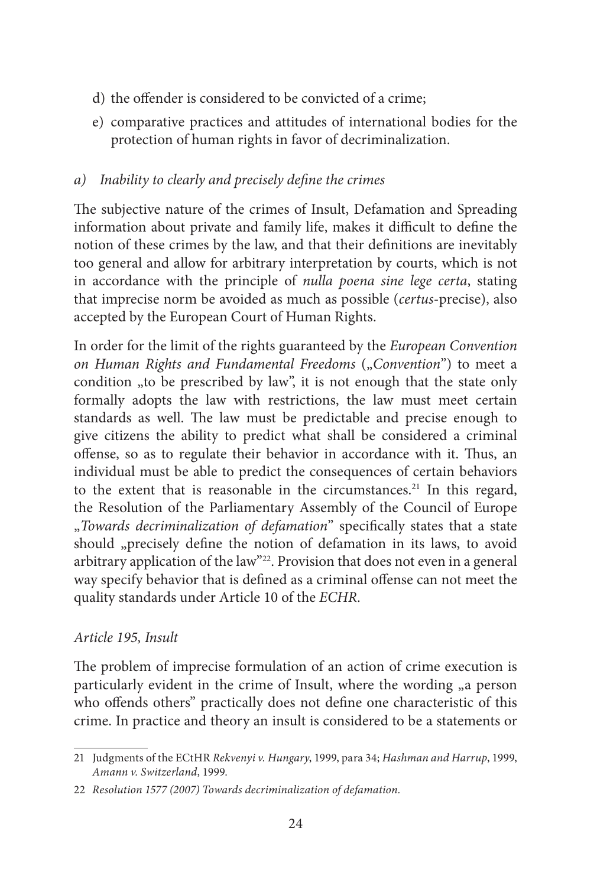d) the offender is considered to be convicted of a crime;
e) comparative practices and attitudes of international bodies for the protection of human rights in favor of decriminalization.

### *a) Inability to clearly and precisely define the crimes*

The subjective nature of the crimes of Insult, Defamation and Spreading information about private and family life, makes it difficult to define the notion of these crimes by the law, and that their definitions are inevitably too general and allow for arbitrary interpretation by courts, which is not in accordance with the principle of *nulla poena sine lege certa*, stating that imprecise norm be avoided as much as possible (*certus*-precise), also accepted by the European Court of Human Rights.

In order for the limit of the rights guaranteed by the *European Convention on Human Rights and Fundamental Freedoms* („*Convention*") to meet a condition „to be prescribed by law", it is not enough that the state only formally adopts the law with restrictions, the law must meet certain standards as well. The law must be predictable and precise enough to give citizens the ability to predict what shall be considered a criminal offense, so as to regulate their behavior in accordance with it. Thus, an individual must be able to predict the consequences of certain behaviors to the extent that is reasonable in the circumstances.[21] In this regard, the Resolution of the Parliamentary Assembly of the Council of Europe „*Towards decriminalization of defamation*" specifically states that a state should „precisely define the notion of defamation in its laws, to avoid arbitrary application of the law"[22]. Provision that does not even in a general way specify behavior that is defined as a criminal offense can not meet the quality standards under Article 10 of the *ECHR*.

#### *Article 195, Insult*

The problem of imprecise formulation of an action of crime execution is particularly evident in the crime of Insult, where the wording „a person who offends others" practically does not define one characteristic of this crime. In practice and theory an insult is considered to be a statements or

---

21 Judgments of the ECtHR *Rekvenyi v. Hungary*, 1999, para 34; *Hashman and Harrup*, 1999, *Amann v. Switzerland*, 1999.

22 *Resolution 1577 (2007) Towards decriminalization of defamation.*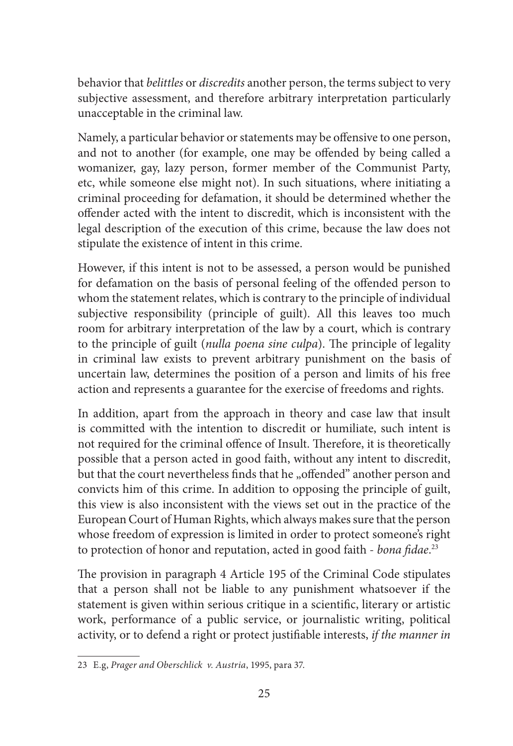behavior that *belittles* or *discredits* another person, the terms subject to very subjective assessment, and therefore arbitrary interpretation particularly unacceptable in the criminal law.

Namely, a particular behavior or statements may be offensive to one person, and not to another (for example, one may be offended by being called a womanizer, gay, lazy person, former member of the Communist Party, etc, while someone else might not). In such situations, where initiating a criminal proceeding for defamation, it should be determined whether the offender acted with the intent to discredit, which is inconsistent with the legal description of the execution of this crime, because the law does not stipulate the existence of intent in this crime.

However, if this intent is not to be assessed, a person would be punished for defamation on the basis of personal feeling of the offended person to whom the statement relates, which is contrary to the principle of individual subjective responsibility (principle of guilt). All this leaves too much room for arbitrary interpretation of the law by a court, which is contrary to the principle of guilt (*nulla poena sine culpa*). The principle of legality in criminal law exists to prevent arbitrary punishment on the basis of uncertain law, determines the position of a person and limits of his free action and represents a guarantee for the exercise of freedoms and rights.

In addition, apart from the approach in theory and case law that insult is committed with the intention to discredit or humiliate, such intent is not required for the criminal offence of Insult. Therefore, it is theoretically possible that a person acted in good faith, without any intent to discredit, but that the court nevertheless finds that he „offended" another person and convicts him of this crime. In addition to opposing the principle of guilt, this view is also inconsistent with the views set out in the practice of the European Court of Human Rights, which always makes sure that the person whose freedom of expression is limited in order to protect someone's right to protection of honor and reputation, acted in good faith - *bona fidae*.[23]

The provision in paragraph 4 Article 195 of the Criminal Code stipulates that a person shall not be liable to any punishment whatsoever if the statement is given within serious critique in a scientific, literary or artistic work, performance of a public service, or journalistic writing, political activity, or to defend a right or protect justifiable interests, *if the manner in*

---

23 E.g, *Prager and Oberschlick v. Austria*, 1995, para 37.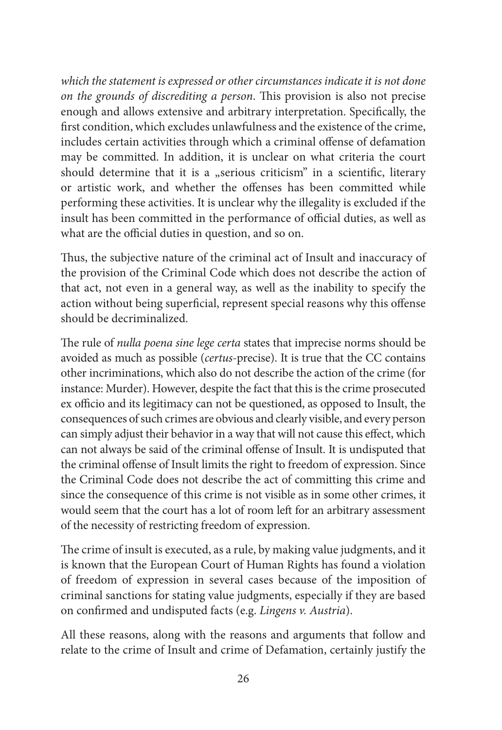*which the statement is expressed or other circumstances indicate it is not done on the grounds of discrediting a person*. This provision is also not precise enough and allows extensive and arbitrary interpretation. Specifically, the first condition, which excludes unlawfulness and the existence of the crime, includes certain activities through which a criminal offense of defamation may be committed. In addition, it is unclear on what criteria the court should determine that it is a „serious criticism" in a scientific, literary or artistic work, and whether the offenses has been committed while performing these activities. It is unclear why the illegality is excluded if the insult has been committed in the performance of official duties, as well as what are the official duties in question, and so on.

Thus, the subjective nature of the criminal act of Insult and inaccuracy of the provision of the Criminal Code which does not describe the action of that act, not even in a general way, as well as the inability to specify the action without being superficial, represent special reasons why this offense should be decriminalized.

The rule of *nulla poena sine lege certa* states that imprecise norms should be avoided as much as possible (*certus*-precise). It is true that the CC contains other incriminations, which also do not describe the action of the crime (for instance: Murder). However, despite the fact that this is the crime prosecuted ex officio and its legitimacy can not be questioned, as opposed to Insult, the consequences of such crimes are obvious and clearly visible, and every person can simply adjust their behavior in a way that will not cause this effect, which can not always be said of the criminal offense of Insult. It is undisputed that the criminal offense of Insult limits the right to freedom of expression. Since the Criminal Code does not describe the act of committing this crime and since the consequence of this crime is not visible as in some other crimes, it would seem that the court has a lot of room left for an arbitrary assessment of the necessity of restricting freedom of expression.

The crime of insult is executed, as a rule, by making value judgments, and it is known that the European Court of Human Rights has found a violation of freedom of expression in several cases because of the imposition of criminal sanctions for stating value judgments, especially if they are based on confirmed and undisputed facts (e.g. *Lingens v. Austria*).

All these reasons, along with the reasons and arguments that follow and relate to the crime of Insult and crime of Defamation, certainly justify the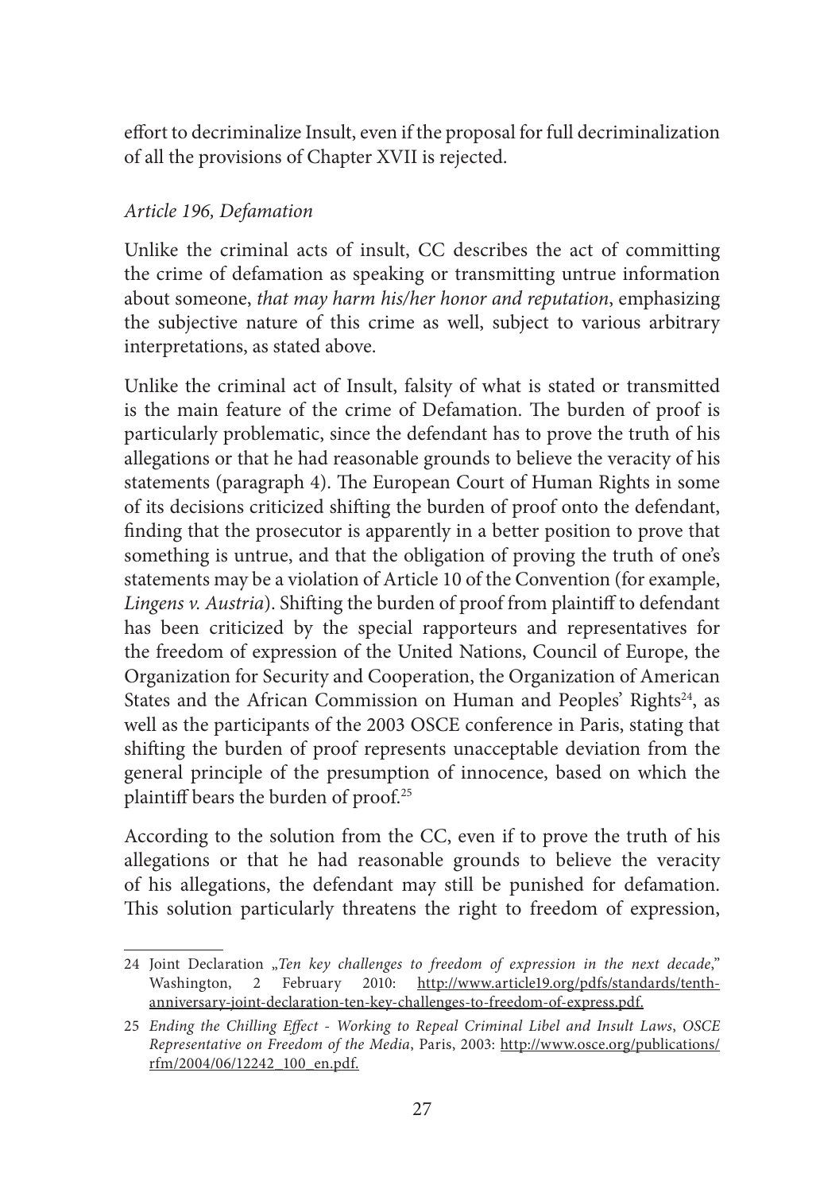effort to decriminalize Insult, even if the proposal for full decriminalization of all the provisions of Chapter XVII is rejected.

*Article 196, Defamation*

Unlike the criminal acts of insult, CC describes the act of committing the crime of defamation as speaking or transmitting untrue information about someone, *that may harm his/her honor and reputation*, emphasizing the subjective nature of this crime as well, subject to various arbitrary interpretations, as stated above.

Unlike the criminal act of Insult, falsity of what is stated or transmitted is the main feature of the crime of Defamation. The burden of proof is particularly problematic, since the defendant has to prove the truth of his allegations or that he had reasonable grounds to believe the veracity of his statements (paragraph 4). The European Court of Human Rights in some of its decisions criticized shifting the burden of proof onto the defendant, finding that the prosecutor is apparently in a better position to prove that something is untrue, and that the obligation of proving the truth of one's statements may be a violation of Article 10 of the Convention (for example, *Lingens v. Austria*). Shifting the burden of proof from plaintiff to defendant has been criticized by the special rapporteurs and representatives for the freedom of expression of the United Nations, Council of Europe, the Organization for Security and Cooperation, the Organization of American States and the African Commission on Human and Peoples' Rights[24], as well as the participants of the 2003 OSCE conference in Paris, stating that shifting the burden of proof represents unacceptable deviation from the general principle of the presumption of innocence, based on which the plaintiff bears the burden of proof.[25]

According to the solution from the CC, even if to prove the truth of his allegations or that he had reasonable grounds to believe the veracity of his allegations, the defendant may still be punished for defamation. This solution particularly threatens the right to freedom of expression,

---

24 Joint Declaration „*Ten key challenges to freedom of expression in the next decade*," Washington, 2 February 2010: http://www.article19.org/pdfs/standards/tenth-anniversary-joint-declaration-ten-key-challenges-to-freedom-of-express.pdf.

25 *Ending the Chilling Effect - Working to Repeal Criminal Libel and Insult Laws, OSCE Representative on Freedom of the Media*, Paris, 2003: http://www.osce.org/publications/rfm/2004/06/12242_100_en.pdf.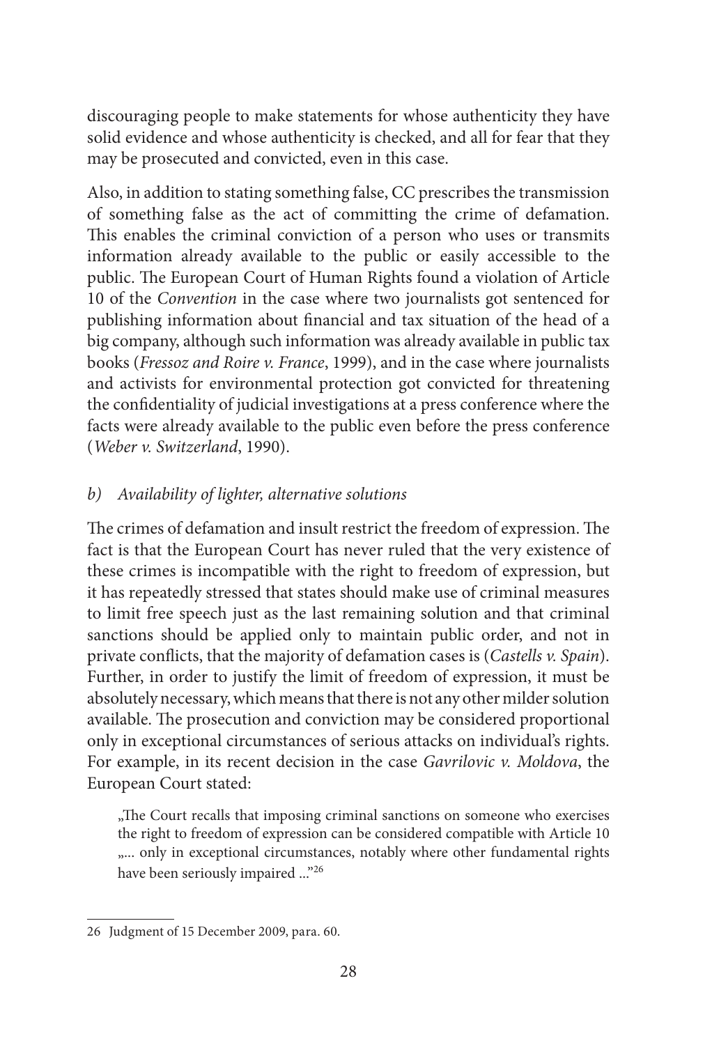discouraging people to make statements for whose authenticity they have solid evidence and whose authenticity is checked, and all for fear that they may be prosecuted and convicted, even in this case.

Also, in addition to stating something false, CC prescribes the transmission of something false as the act of committing the crime of defamation. This enables the criminal conviction of a person who uses or transmits information already available to the public or easily accessible to the public. The European Court of Human Rights found a violation of Article 10 of the *Convention* in the case where two journalists got sentenced for publishing information about financial and tax situation of the head of a big company, although such information was already available in public tax books (*Fressoz and Roire v. France*, 1999), and in the case where journalists and activists for environmental protection got convicted for threatening the confidentiality of judicial investigations at a press conference where the facts were already available to the public even before the press conference (*Weber v. Switzerland*, 1990).

### *b) Availability of lighter, alternative solutions*

The crimes of defamation and insult restrict the freedom of expression. The fact is that the European Court has never ruled that the very existence of these crimes is incompatible with the right to freedom of expression, but it has repeatedly stressed that states should make use of criminal measures to limit free speech just as the last remaining solution and that criminal sanctions should be applied only to maintain public order, and not in private conflicts, that the majority of defamation cases is (*Castells v. Spain*). Further, in order to justify the limit of freedom of expression, it must be absolutely necessary, which means that there is not any other milder solution available. The prosecution and conviction may be considered proportional only in exceptional circumstances of serious attacks on individual's rights. For example, in its recent decision in the case *Gavrilovic v. Moldova*, the European Court stated:

> „The Court recalls that imposing criminal sanctions on someone who exercises the right to freedom of expression can be considered compatible with Article 10 „... only in exceptional circumstances, notably where other fundamental rights have been seriously impaired ..."[26]

---

26 Judgment of 15 December 2009, para. 60.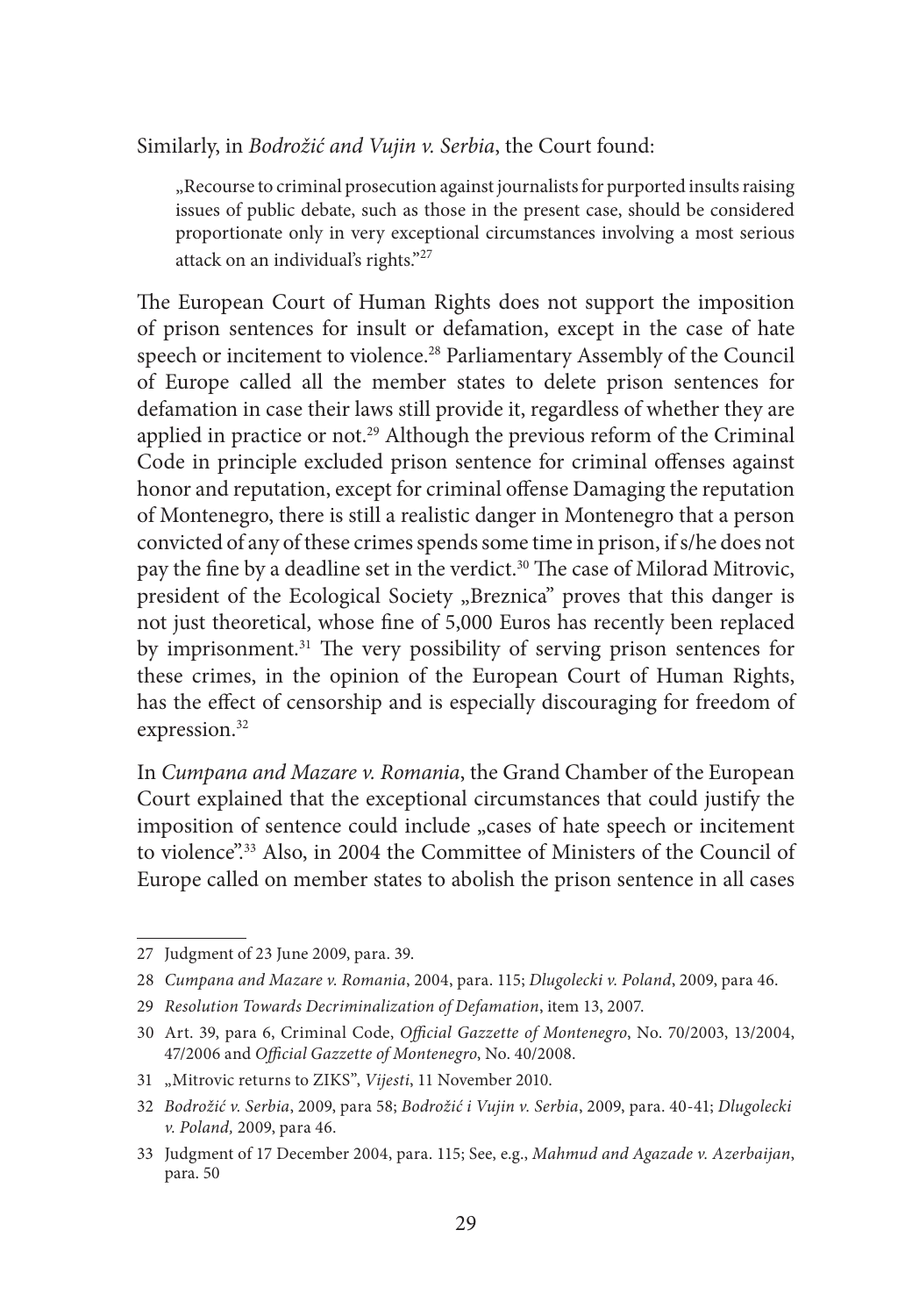Similarly, in *Bodrožić and Vujin v. Serbia*, the Court found:

> „Recourse to criminal prosecution against journalists for purported insults raising issues of public debate, such as those in the present case, should be considered proportionate only in very exceptional circumstances involving a most serious attack on an individual's rights."[27]

The European Court of Human Rights does not support the imposition of prison sentences for insult or defamation, except in the case of hate speech or incitement to violence.[28] Parliamentary Assembly of the Council of Europe called all the member states to delete prison sentences for defamation in case their laws still provide it, regardless of whether they are applied in practice or not.[29] Although the previous reform of the Criminal Code in principle excluded prison sentence for criminal offenses against honor and reputation, except for criminal offense Damaging the reputation of Montenegro, there is still a realistic danger in Montenegro that a person convicted of any of these crimes spends some time in prison, if s/he does not pay the fine by a deadline set in the verdict.[30] The case of Milorad Mitrovic, president of the Ecological Society „Breznica" proves that this danger is not just theoretical, whose fine of 5,000 Euros has recently been replaced by imprisonment.[31] The very possibility of serving prison sentences for these crimes, in the opinion of the European Court of Human Rights, has the effect of censorship and is especially discouraging for freedom of expression.[32]

In *Cumpana and Mazare v. Romania*, the Grand Chamber of the European Court explained that the exceptional circumstances that could justify the imposition of sentence could include „cases of hate speech or incitement to violence".[33] Also, in 2004 the Committee of Ministers of the Council of Europe called on member states to abolish the prison sentence in all cases

---

27 Judgment of 23 June 2009, para. 39.

28 *Cumpana and Mazare v. Romania*, 2004, para. 115; *Dlugolecki v. Poland*, 2009, para 46.

29 *Resolution Towards Decriminalization of Defamation*, item 13, 2007.

30 Art. 39, para 6, Criminal Code, *Official Gazzette of Montenegro*, No. 70/2003, 13/2004, 47/2006 and *Official Gazzette of Montenegro*, No. 40/2008.

31 „Mitrovic returns to ZIKS", *Vijesti*, 11 November 2010.

32 *Bodrožić v. Serbia*, 2009, para 58; *Bodrožić i Vujin v. Serbia*, 2009, para. 40-41; *Dlugolecki v. Poland,* 2009, para 46.

33 Judgment of 17 December 2004, para. 115; See, e.g., *Mahmud and Agazade v. Azerbaijan*, para. 50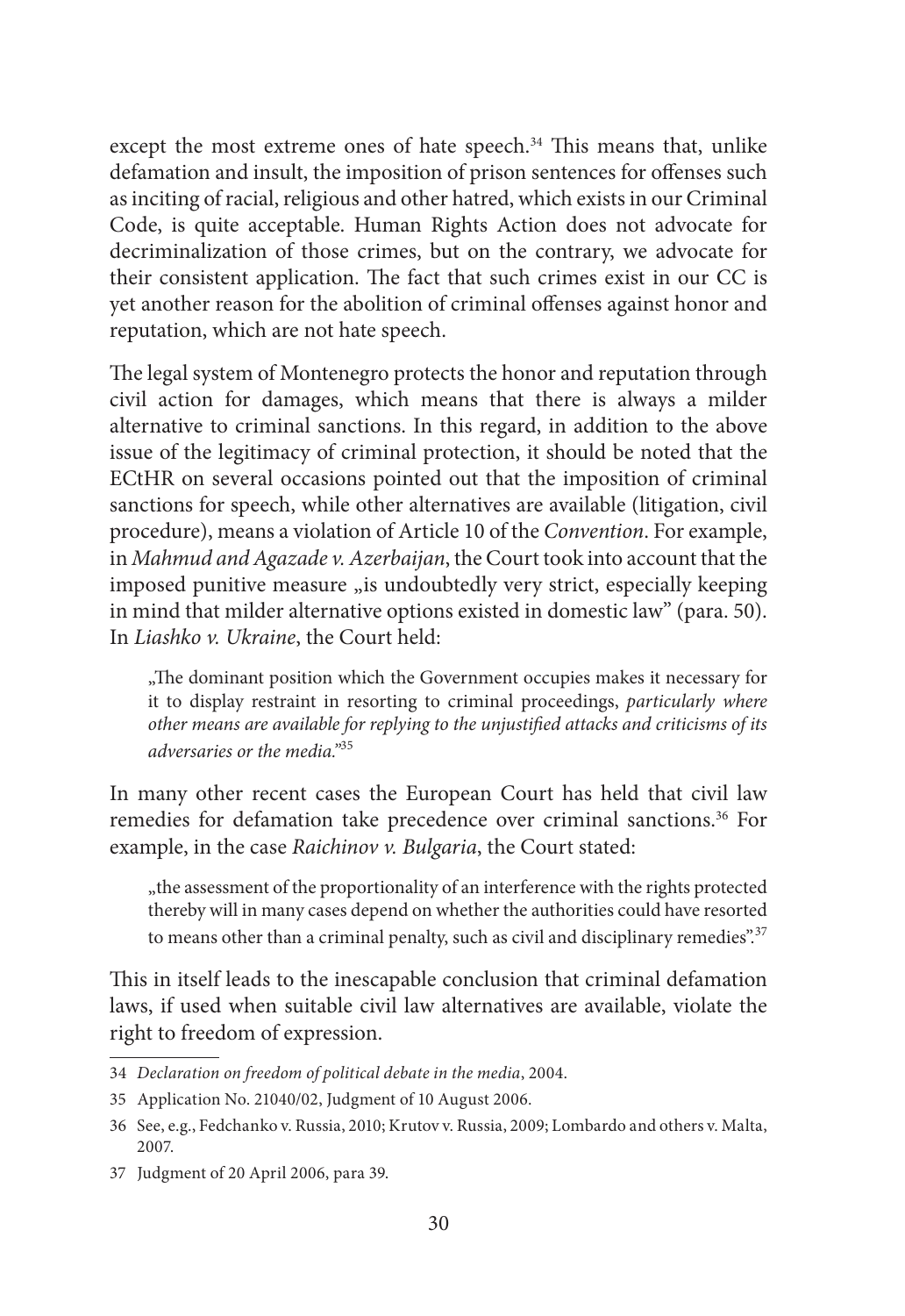except the most extreme ones of hate speech.[34] This means that, unlike defamation and insult, the imposition of prison sentences for offenses such as inciting of racial, religious and other hatred, which exists in our Criminal Code, is quite acceptable. Human Rights Action does not advocate for decriminalization of those crimes, but on the contrary, we advocate for their consistent application. The fact that such crimes exist in our CC is yet another reason for the abolition of criminal offenses against honor and reputation, which are not hate speech.

The legal system of Montenegro protects the honor and reputation through civil action for damages, which means that there is always a milder alternative to criminal sanctions. In this regard, in addition to the above issue of the legitimacy of criminal protection, it should be noted that the ECtHR on several occasions pointed out that the imposition of criminal sanctions for speech, while other alternatives are available (litigation, civil procedure), means a violation of Article 10 of the *Convention*. For example, in *Mahmud and Agazade v. Azerbaijan*, the Court took into account that the imposed punitive measure „is undoubtedly very strict, especially keeping in mind that milder alternative options existed in domestic law" (para. 50). In *Liashko v. Ukraine*, the Court held:

> „The dominant position which the Government occupies makes it necessary for it to display restraint in resorting to criminal proceedings, *particularly where other means are available for replying to the unjustified attacks and criticisms of its adversaries or the media*."[35]

In many other recent cases the European Court has held that civil law remedies for defamation take precedence over criminal sanctions.[36] For example, in the case *Raichinov v. Bulgaria*, the Court stated:

> „the assessment of the proportionality of an interference with the rights protected thereby will in many cases depend on whether the authorities could have resorted to means other than a criminal penalty, such as civil and disciplinary remedies".[37]

This in itself leads to the inescapable conclusion that criminal defamation laws, if used when suitable civil law alternatives are available, violate the right to freedom of expression.

---

34 *Declaration on freedom of political debate in the media*, 2004.

35 Application No. 21040/02, Judgment of 10 August 2006.

36 See, e.g., Fedchanko v. Russia, 2010; Krutov v. Russia, 2009; Lombardo and others v. Malta, 2007.

37 Judgment of 20 April 2006, para 39.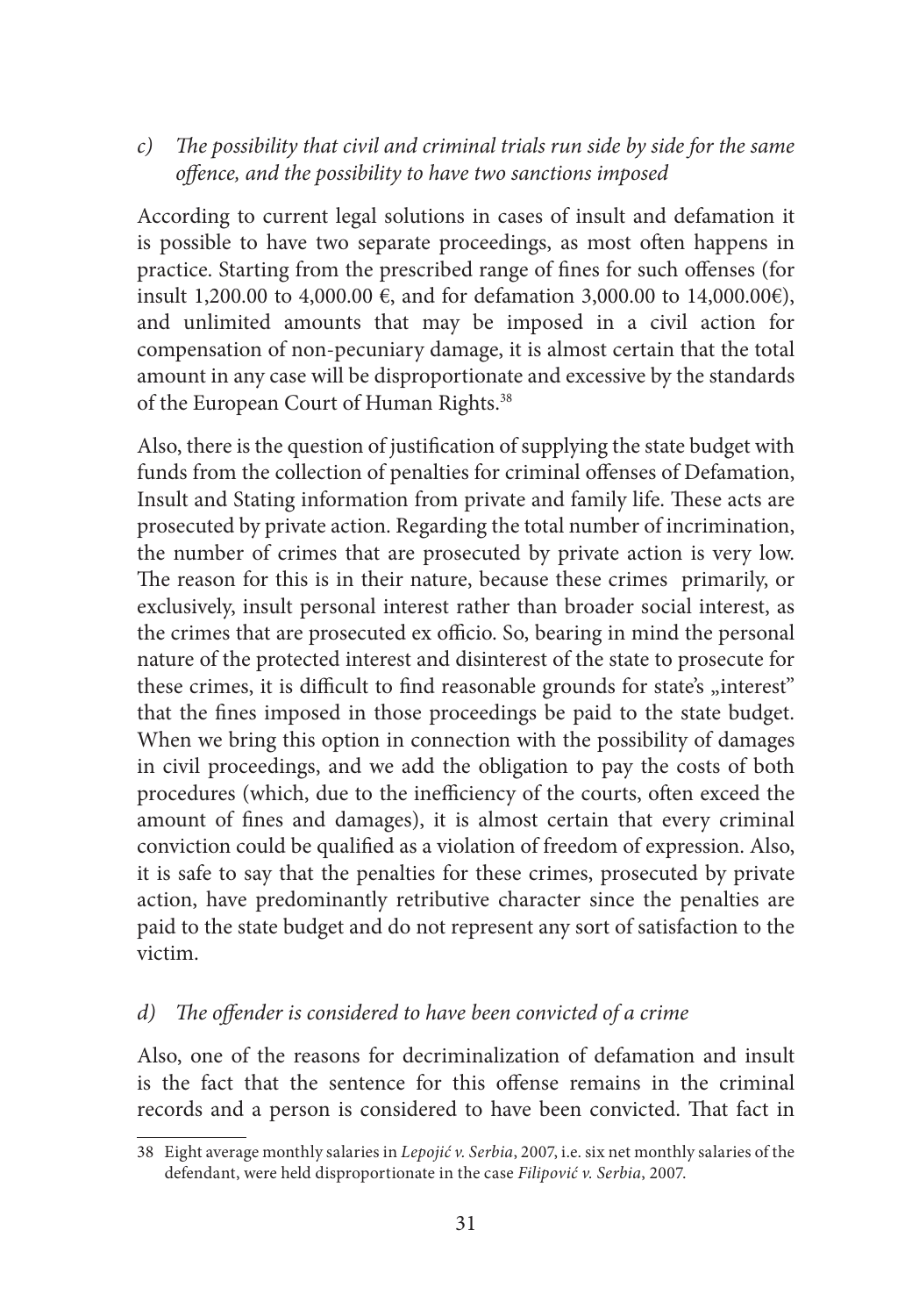*c) The possibility that civil and criminal trials run side by side for the same offence, and the possibility to have two sanctions imposed*

According to current legal solutions in cases of insult and defamation it is possible to have two separate proceedings, as most often happens in practice. Starting from the prescribed range of fines for such offenses (for insult 1,200.00 to 4,000.00 €, and for defamation 3,000.00 to 14,000.00€), and unlimited amounts that may be imposed in a civil action for compensation of non-pecuniary damage, it is almost certain that the total amount in any case will be disproportionate and excessive by the standards of the European Court of Human Rights.[38]

Also, there is the question of justification of supplying the state budget with funds from the collection of penalties for criminal offenses of Defamation, Insult and Stating information from private and family life. These acts are prosecuted by private action. Regarding the total number of incrimination, the number of crimes that are prosecuted by private action is very low. The reason for this is in their nature, because these crimes primarily, or exclusively, insult personal interest rather than broader social interest, as the crimes that are prosecuted ex officio. So, bearing in mind the personal nature of the protected interest and disinterest of the state to prosecute for these crimes, it is difficult to find reasonable grounds for state's „interest" that the fines imposed in those proceedings be paid to the state budget. When we bring this option in connection with the possibility of damages in civil proceedings, and we add the obligation to pay the costs of both procedures (which, due to the inefficiency of the courts, often exceed the amount of fines and damages), it is almost certain that every criminal conviction could be qualified as a violation of freedom of expression. Also, it is safe to say that the penalties for these crimes, prosecuted by private action, have predominantly retributive character since the penalties are paid to the state budget and do not represent any sort of satisfaction to the victim.

*d) The offender is considered to have been convicted of a crime*

Also, one of the reasons for decriminalization of defamation and insult is the fact that the sentence for this offense remains in the criminal records and a person is considered to have been convicted. That fact in

---

38 Eight average monthly salaries in *Lepojić v. Serbia*, 2007, i.e. six net monthly salaries of the defendant, were held disproportionate in the case *Filipović v. Serbia*, 2007.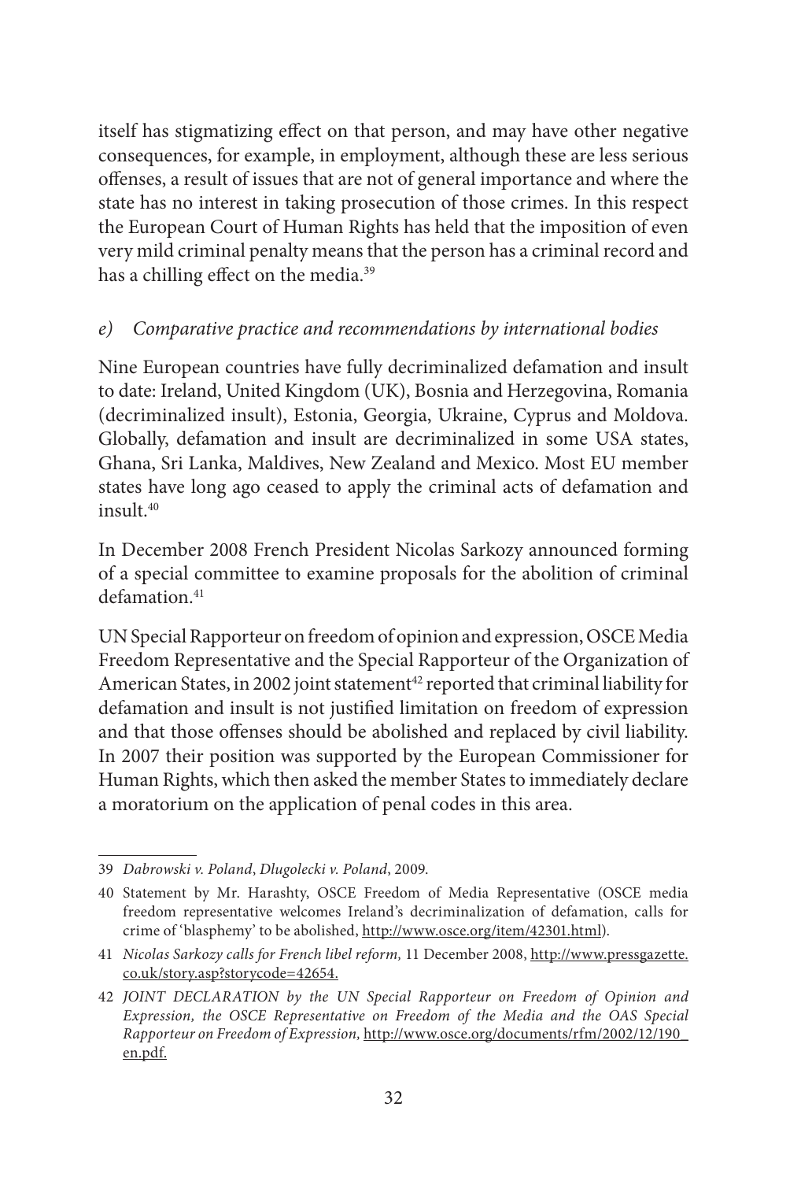itself has stigmatizing effect on that person, and may have other negative consequences, for example, in employment, although these are less serious offenses, a result of issues that are not of general importance and where the state has no interest in taking prosecution of those crimes. In this respect the European Court of Human Rights has held that the imposition of even very mild criminal penalty means that the person has a criminal record and has a chilling effect on the media.[39]

### *e) Comparative practice and recommendations by international bodies*

Nine European countries have fully decriminalized defamation and insult to date: Ireland, United Kingdom (UK), Bosnia and Herzegovina, Romania (decriminalized insult), Estonia, Georgia, Ukraine, Cyprus and Moldova. Globally, defamation and insult are decriminalized in some USA states, Ghana, Sri Lanka, Maldives, New Zealand and Mexico. Most EU member states have long ago ceased to apply the criminal acts of defamation and insult.[40]

In December 2008 French President Nicolas Sarkozy announced forming of a special committee to examine proposals for the abolition of criminal defamation.[41]

UN Special Rapporteur on freedom of opinion and expression, OSCE Media Freedom Representative and the Special Rapporteur of the Organization of American States, in 2002 joint statement[42] reported that criminal liability for defamation and insult is not justified limitation on freedom of expression and that those offenses should be abolished and replaced by civil liability. In 2007 their position was supported by the European Commissioner for Human Rights, which then asked the member States to immediately declare a moratorium on the application of penal codes in this area.

---

39 *Dabrowski v. Poland*, *Dlugolecki v. Poland*, 2009.

40 Statement by Mr. Harashty, OSCE Freedom of Media Representative (OSCE media freedom representative welcomes Ireland's decriminalization of defamation, calls for crime of 'blasphemy' to be abolished, http://www.osce.org/item/42301.html).

41 *Nicolas Sarkozy calls for French libel reform,* 11 December 2008, http://www.pressgazette.co.uk/story.asp?storycode=42654.

42 *JOINT DECLARATION by the UN Special Rapporteur on Freedom of Opinion and Expression, the OSCE Representative on Freedom of the Media and the OAS Special Rapporteur on Freedom of Expression,* http://www.osce.org/documents/rfm/2002/12/190_en.pdf.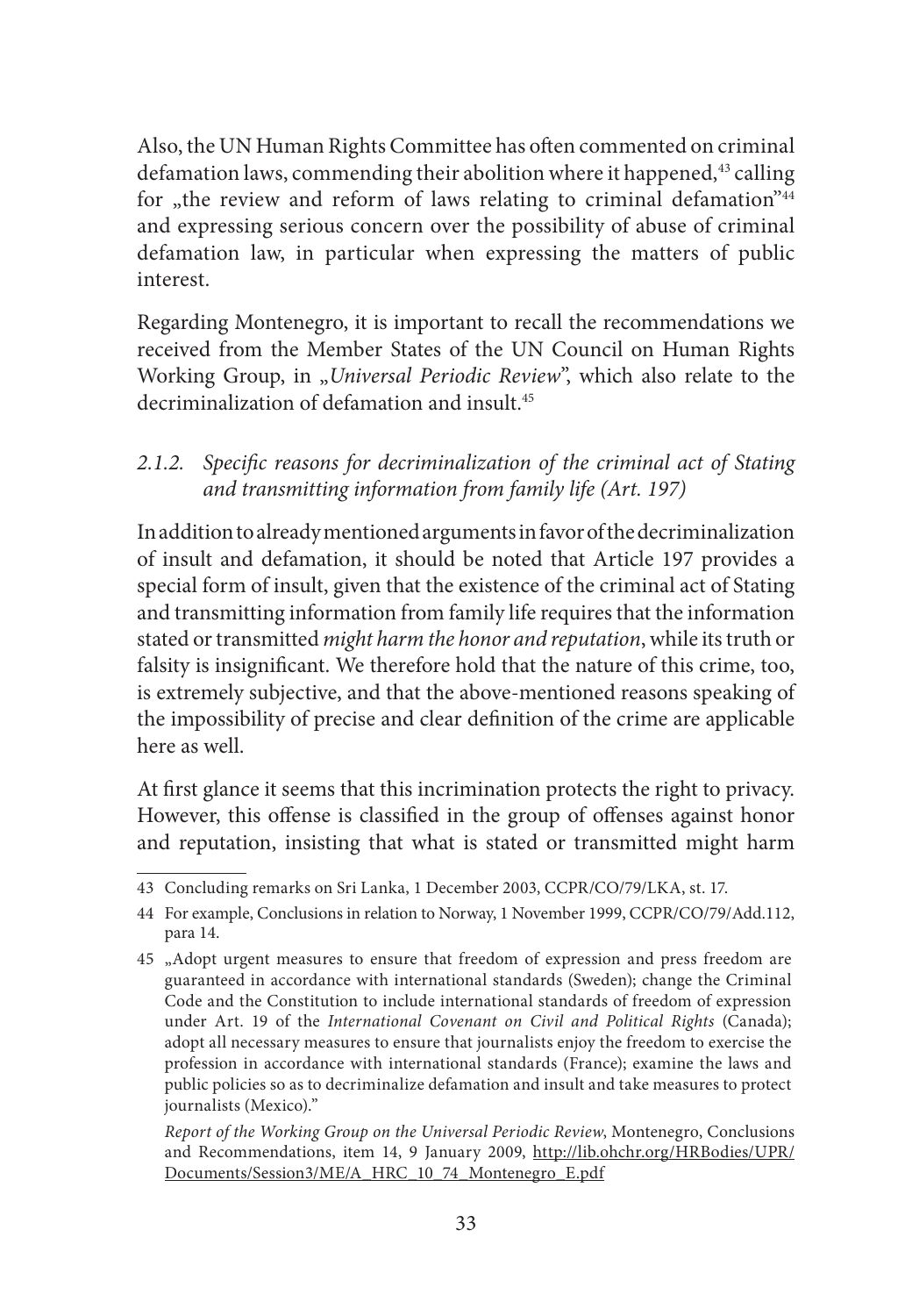Also, the UN Human Rights Committee has often commented on criminal defamation laws, commending their abolition where it happened,[43] calling for „the review and reform of laws relating to criminal defamation"[44] and expressing serious concern over the possibility of abuse of criminal defamation law, in particular when expressing the matters of public interest.

Regarding Montenegro, it is important to recall the recommendations we received from the Member States of the UN Council on Human Rights Working Group, in „*Universal Periodic Review*", which also relate to the decriminalization of defamation and insult.[45]

### *2.1.2. Specific reasons for decriminalization of the criminal act of Stating and transmitting information from family life (Art. 197)*

In addition to already mentioned arguments in favor of the decriminalization of insult and defamation, it should be noted that Article 197 provides a special form of insult, given that the existence of the criminal act of Stating and transmitting information from family life requires that the information stated or transmitted *might harm the honor and reputation*, while its truth or falsity is insignificant. We therefore hold that the nature of this crime, too, is extremely subjective, and that the above-mentioned reasons speaking of the impossibility of precise and clear definition of the crime are applicable here as well.

At first glance it seems that this incrimination protects the right to privacy. However, this offense is classified in the group of offenses against honor and reputation, insisting that what is stated or transmitted might harm

---

43 Concluding remarks on Sri Lanka, 1 December 2003, CCPR/CO/79/LKA, st. 17.

44 For example, Conclusions in relation to Norway, 1 November 1999, CCPR/CO/79/Add.112, para 14.

45 „Adopt urgent measures to ensure that freedom of expression and press freedom are guaranteed in accordance with international standards (Sweden); change the Criminal Code and the Constitution to include international standards of freedom of expression under Art. 19 of the *International Covenant on Civil and Political Rights* (Canada); adopt all necessary measures to ensure that journalists enjoy the freedom to exercise the profession in accordance with international standards (France); examine the laws and public policies so as to decriminalize defamation and insult and take measures to protect journalists (Mexico)."

*Report of the Working Group on the Universal Periodic Review*, Montenegro, Conclusions and Recommendations, item 14, 9 January 2009, http://lib.ohchr.org/HRBodies/UPR/Documents/Session3/ME/A_HRC_10_74_Montenegro_E.pdf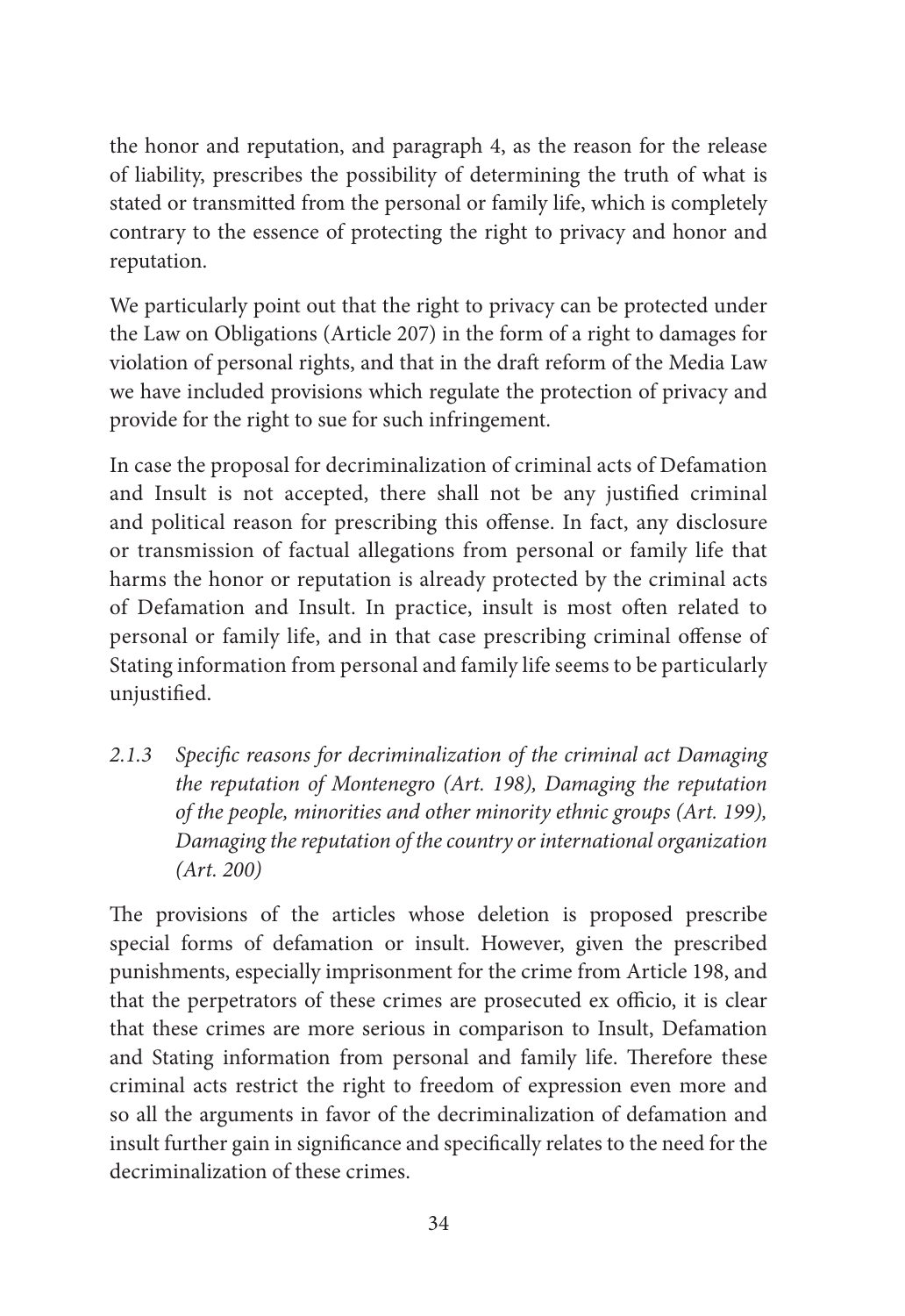the honor and reputation, and paragraph 4, as the reason for the release of liability, prescribes the possibility of determining the truth of what is stated or transmitted from the personal or family life, which is completely contrary to the essence of protecting the right to privacy and honor and reputation.

We particularly point out that the right to privacy can be protected under the Law on Obligations (Article 207) in the form of a right to damages for violation of personal rights, and that in the draft reform of the Media Law we have included provisions which regulate the protection of privacy and provide for the right to sue for such infringement.

In case the proposal for decriminalization of criminal acts of Defamation and Insult is not accepted, there shall not be any justified criminal and political reason for prescribing this offense. In fact, any disclosure or transmission of factual allegations from personal or family life that harms the honor or reputation is already protected by the criminal acts of Defamation and Insult. In practice, insult is most often related to personal or family life, and in that case prescribing criminal offense of Stating information from personal and family life seems to be particularly unjustified.

### *2.1.3 Specific reasons for decriminalization of the criminal act Damaging the reputation of Montenegro (Art. 198), Damaging the reputation of the people, minorities and other minority ethnic groups (Art. 199), Damaging the reputation of the country or international organization (Art. 200)*

The provisions of the articles whose deletion is proposed prescribe special forms of defamation or insult. However, given the prescribed punishments, especially imprisonment for the crime from Article 198, and that the perpetrators of these crimes are prosecuted ex officio, it is clear that these crimes are more serious in comparison to Insult, Defamation and Stating information from personal and family life. Therefore these criminal acts restrict the right to freedom of expression even more and so all the arguments in favor of the decriminalization of defamation and insult further gain in significance and specifically relates to the need for the decriminalization of these crimes.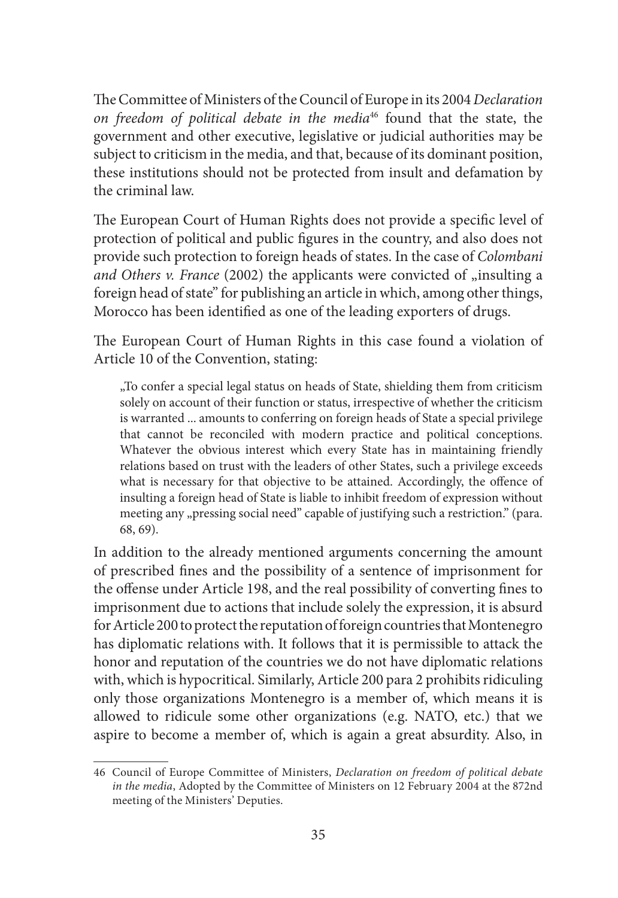The Committee of Ministers of the Council of Europe in its 2004 *Declaration on freedom of political debate in the media*[46] found that the state, the government and other executive, legislative or judicial authorities may be subject to criticism in the media, and that, because of its dominant position, these institutions should not be protected from insult and defamation by the criminal law.

The European Court of Human Rights does not provide a specific level of protection of political and public figures in the country, and also does not provide such protection to foreign heads of states. In the case of *Colombani and Others v. France* (2002) the applicants were convicted of „insulting a foreign head of state" for publishing an article in which, among other things, Morocco has been identified as one of the leading exporters of drugs.

The European Court of Human Rights in this case found a violation of Article 10 of the Convention, stating:

> „To confer a special legal status on heads of State, shielding them from criticism solely on account of their function or status, irrespective of whether the criticism is warranted ... amounts to conferring on foreign heads of State a special privilege that cannot be reconciled with modern practice and political conceptions. Whatever the obvious interest which every State has in maintaining friendly relations based on trust with the leaders of other States, such a privilege exceeds what is necessary for that objective to be attained. Accordingly, the offence of insulting a foreign head of State is liable to inhibit freedom of expression without meeting any „pressing social need" capable of justifying such a restriction." (para. 68, 69).

In addition to the already mentioned arguments concerning the amount of prescribed fines and the possibility of a sentence of imprisonment for the offense under Article 198, and the real possibility of converting fines to imprisonment due to actions that include solely the expression, it is absurd for Article 200 to protect the reputation of foreign countries that Montenegro has diplomatic relations with. It follows that it is permissible to attack the honor and reputation of the countries we do not have diplomatic relations with, which is hypocritical. Similarly, Article 200 para 2 prohibits ridiculing only those organizations Montenegro is a member of, which means it is allowed to ridicule some other organizations (e.g. NATO, etc.) that we aspire to become a member of, which is again a great absurdity. Also, in

---

46 Council of Europe Committee of Ministers, *Declaration on freedom of political debate in the media*, Adopted by the Committee of Ministers on 12 February 2004 at the 872nd meeting of the Ministers' Deputies.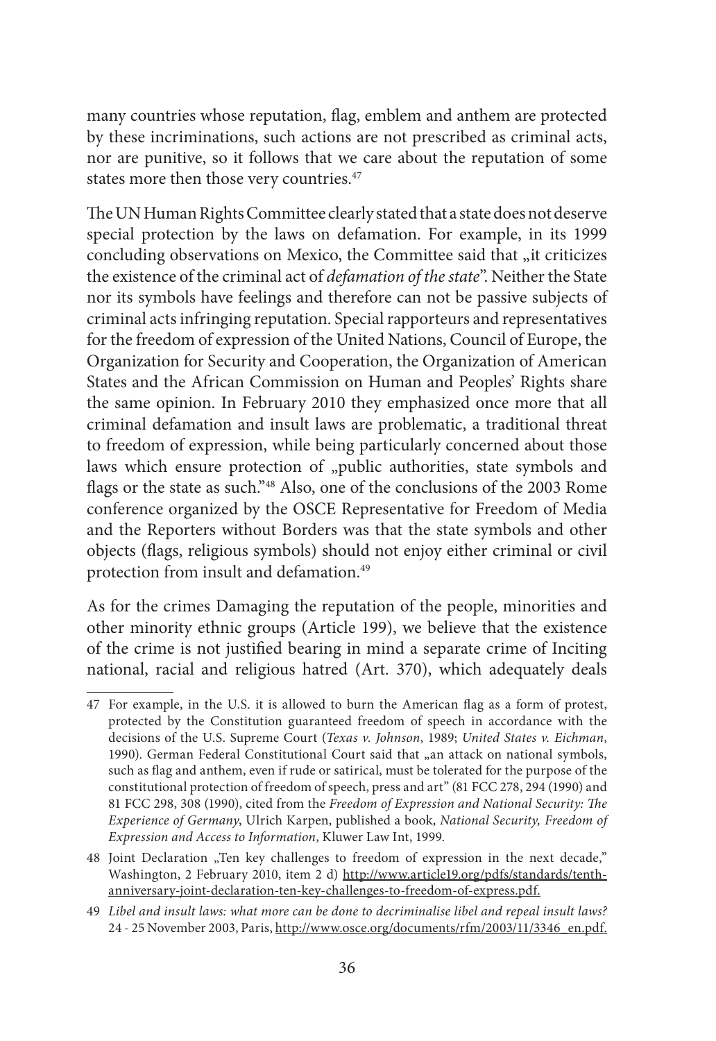many countries whose reputation, flag, emblem and anthem are protected by these incriminations, such actions are not prescribed as criminal acts, nor are punitive, so it follows that we care about the reputation of some states more then those very countries.[47]

The UN Human Rights Committee clearly stated that a state does not deserve special protection by the laws on defamation. For example, in its 1999 concluding observations on Mexico, the Committee said that „it criticizes the existence of the criminal act of *defamation of the state*". Neither the State nor its symbols have feelings and therefore can not be passive subjects of criminal acts infringing reputation. Special rapporteurs and representatives for the freedom of expression of the United Nations, Council of Europe, the Organization for Security and Cooperation, the Organization of American States and the African Commission on Human and Peoples' Rights share the same opinion. In February 2010 they emphasized once more that all criminal defamation and insult laws are problematic, a traditional threat to freedom of expression, while being particularly concerned about those laws which ensure protection of „public authorities, state symbols and flags or the state as such."[48] Also, one of the conclusions of the 2003 Rome conference organized by the OSCE Representative for Freedom of Media and the Reporters without Borders was that the state symbols and other objects (flags, religious symbols) should not enjoy either criminal or civil protection from insult and defamation.[49]

As for the crimes Damaging the reputation of the people, minorities and other minority ethnic groups (Article 199), we believe that the existence of the crime is not justified bearing in mind a separate crime of Inciting national, racial and religious hatred (Art. 370), which adequately deals

---

47 For example, in the U.S. it is allowed to burn the American flag as a form of protest, protected by the Constitution guaranteed freedom of speech in accordance with the decisions of the U.S. Supreme Court (*Texas v. Johnson*, 1989; *United States v. Eichman*, 1990). German Federal Constitutional Court said that „an attack on national symbols, such as flag and anthem, even if rude or satirical, must be tolerated for the purpose of the constitutional protection of freedom of speech, press and art" (81 FCC 278, 294 (1990) and 81 FCC 298, 308 (1990), cited from the *Freedom of Expression and National Security: The Experience of Germany*, Ulrich Karpen, published a book, *National Security, Freedom of Expression and Access to Information*, Kluwer Law Int, 1999.

48 Joint Declaration „Ten key challenges to freedom of expression in the next decade," Washington, 2 February 2010, item 2 d) http://www.article19.org/pdfs/standards/tenth-anniversary-joint-declaration-ten-key-challenges-to-freedom-of-express.pdf.

49 *Libel and insult laws: what more can be done to decriminalise libel and repeal insult laws?* 24 - 25 November 2003, Paris, http://www.osce.org/documents/rfm/2003/11/3346_en.pdf.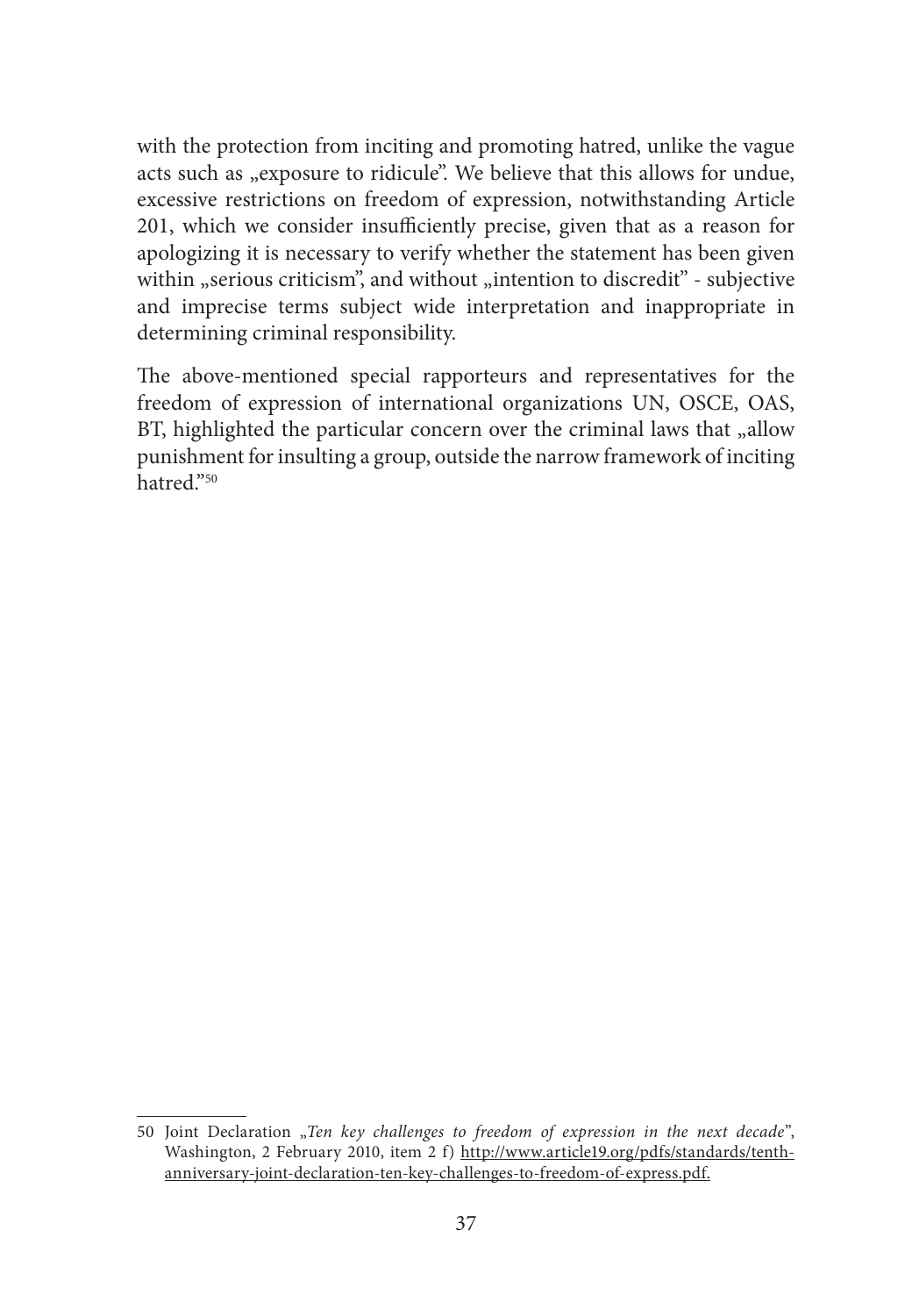with the protection from inciting and promoting hatred, unlike the vague acts such as „exposure to ridicule". We believe that this allows for undue, excessive restrictions on freedom of expression, notwithstanding Article 201, which we consider insufficiently precise, given that as a reason for apologizing it is necessary to verify whether the statement has been given within „serious criticism", and without „intention to discredit" - subjective and imprecise terms subject wide interpretation and inappropriate in determining criminal responsibility.

The above-mentioned special rapporteurs and representatives for the freedom of expression of international organizations UN, OSCE, OAS, BT, highlighted the particular concern over the criminal laws that „allow punishment for insulting a group, outside the narrow framework of inciting hatred."[50]

---

50 Joint Declaration „*Ten key challenges to freedom of expression in the next decade*", Washington, 2 February 2010, item 2 f) http://www.article19.org/pdfs/standards/tenth-anniversary-joint-declaration-ten-key-challenges-to-freedom-of-express.pdf.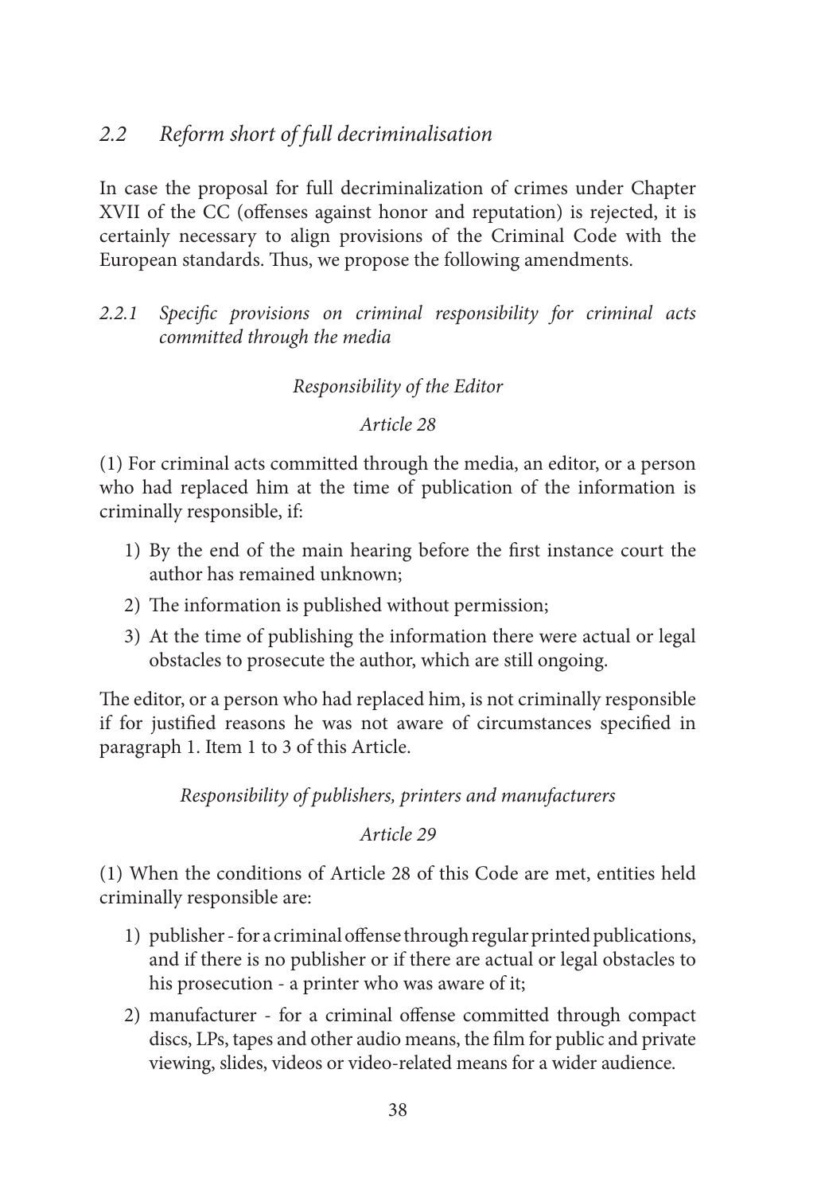## *2.2 Reform short of full decriminalisation*

In case the proposal for full decriminalization of crimes under Chapter XVII of the CC (offenses against honor and reputation) is rejected, it is certainly necessary to align provisions of the Criminal Code with the European standards. Thus, we propose the following amendments.

### *2.2.1 Specific provisions on criminal responsibility for criminal acts committed through the media*

*Responsibility of the Editor*

*Article 28*

(1) For criminal acts committed through the media, an editor, or a person who had replaced him at the time of publication of the information is criminally responsible, if:

1) By the end of the main hearing before the first instance court the author has remained unknown;
2) The information is published without permission;
3) At the time of publishing the information there were actual or legal obstacles to prosecute the author, which are still ongoing.

The editor, or a person who had replaced him, is not criminally responsible if for justified reasons he was not aware of circumstances specified in paragraph 1. Item 1 to 3 of this Article.

*Responsibility of publishers, printers and manufacturers*

*Article 29*

(1) When the conditions of Article 28 of this Code are met, entities held criminally responsible are:

1) publisher - for a criminal offense through regular printed publications, and if there is no publisher or if there are actual or legal obstacles to his prosecution - a printer who was aware of it;
2) manufacturer - for a criminal offense committed through compact discs, LPs, tapes and other audio means, the film for public and private viewing, slides, videos or video-related means for a wider audience.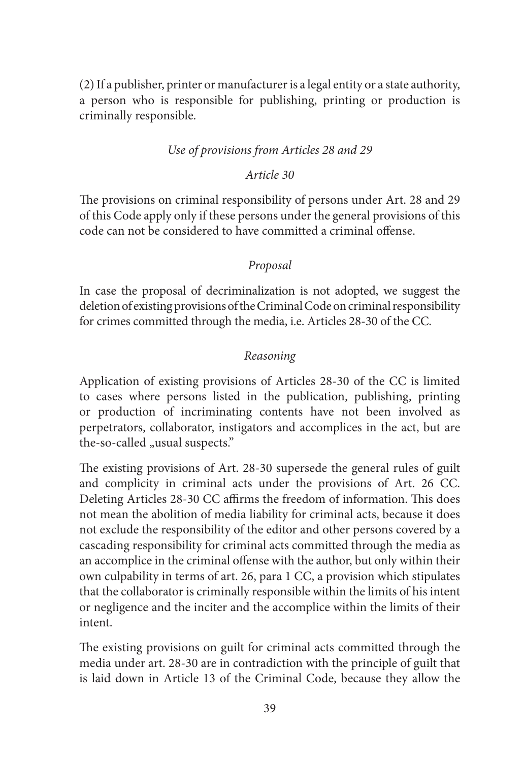(2) If a publisher, printer or manufacturer is a legal entity or a state authority, a person who is responsible for publishing, printing or production is criminally responsible.

*Use of provisions from Articles 28 and 29*

*Article 30*

The provisions on criminal responsibility of persons under Art. 28 and 29 of this Code apply only if these persons under the general provisions of this code can not be considered to have committed a criminal offense.

*Proposal*

In case the proposal of decriminalization is not adopted, we suggest the deletion of existing provisions of the Criminal Code on criminal responsibility for crimes committed through the media, i.e. Articles 28-30 of the CC.

*Reasoning*

Application of existing provisions of Articles 28-30 of the CC is limited to cases where persons listed in the publication, publishing, printing or production of incriminating contents have not been involved as perpetrators, collaborator, instigators and accomplices in the act, but are the-so-called „usual suspects."

The existing provisions of Art. 28-30 supersede the general rules of guilt and complicity in criminal acts under the provisions of Art. 26 CC. Deleting Articles 28-30 CC affirms the freedom of information. This does not mean the abolition of media liability for criminal acts, because it does not exclude the responsibility of the editor and other persons covered by a cascading responsibility for criminal acts committed through the media as an accomplice in the criminal offense with the author, but only within their own culpability in terms of art. 26, para 1 CC, a provision which stipulates that the collaborator is criminally responsible within the limits of his intent or negligence and the inciter and the accomplice within the limits of their intent.

The existing provisions on guilt for criminal acts committed through the media under art. 28-30 are in contradiction with the principle of guilt that is laid down in Article 13 of the Criminal Code, because they allow the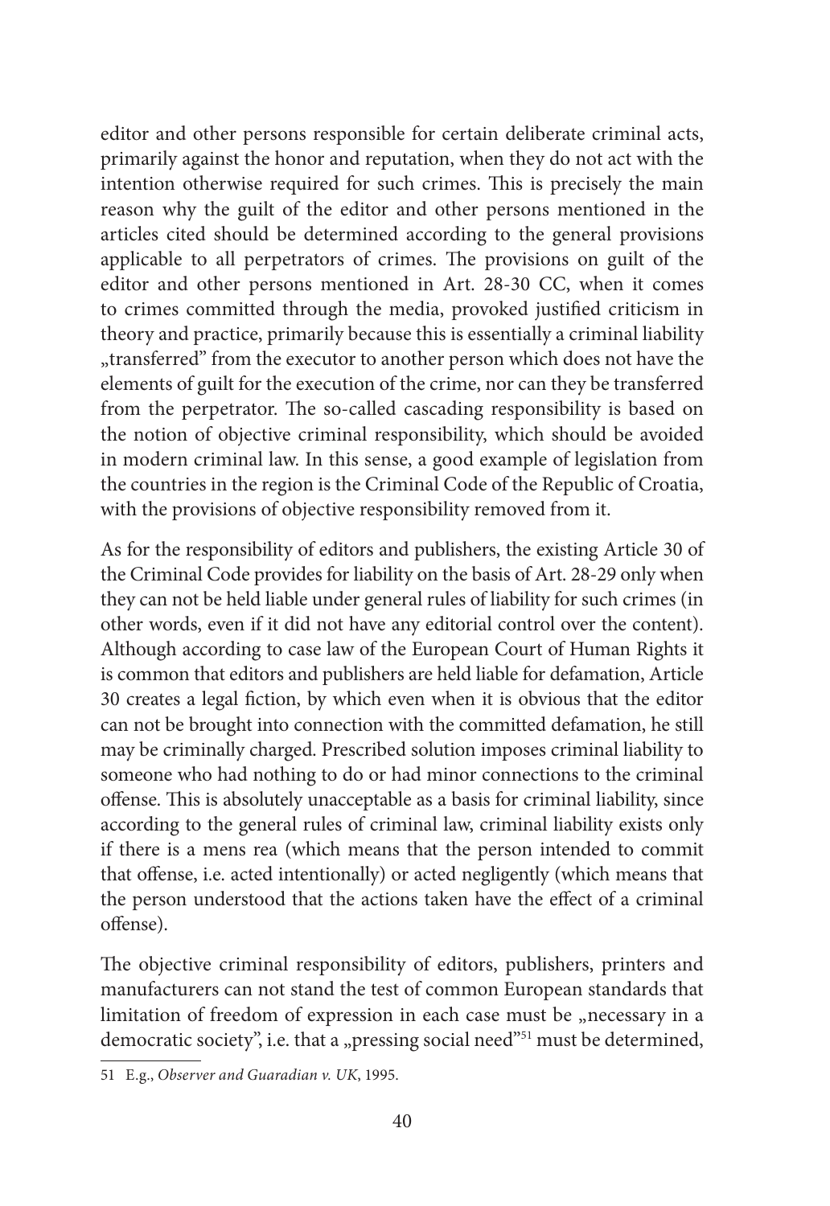editor and other persons responsible for certain deliberate criminal acts, primarily against the honor and reputation, when they do not act with the intention otherwise required for such crimes. This is precisely the main reason why the guilt of the editor and other persons mentioned in the articles cited should be determined according to the general provisions applicable to all perpetrators of crimes. The provisions on guilt of the editor and other persons mentioned in Art. 28-30 CC, when it comes to crimes committed through the media, provoked justified criticism in theory and practice, primarily because this is essentially a criminal liability „transferred" from the executor to another person which does not have the elements of guilt for the execution of the crime, nor can they be transferred from the perpetrator. The so-called cascading responsibility is based on the notion of objective criminal responsibility, which should be avoided in modern criminal law. In this sense, a good example of legislation from the countries in the region is the Criminal Code of the Republic of Croatia, with the provisions of objective responsibility removed from it.

As for the responsibility of editors and publishers, the existing Article 30 of the Criminal Code provides for liability on the basis of Art. 28-29 only when they can not be held liable under general rules of liability for such crimes (in other words, even if it did not have any editorial control over the content). Although according to case law of the European Court of Human Rights it is common that editors and publishers are held liable for defamation, Article 30 creates a legal fiction, by which even when it is obvious that the editor can not be brought into connection with the committed defamation, he still may be criminally charged. Prescribed solution imposes criminal liability to someone who had nothing to do or had minor connections to the criminal offense. This is absolutely unacceptable as a basis for criminal liability, since according to the general rules of criminal law, criminal liability exists only if there is a mens rea (which means that the person intended to commit that offense, i.e. acted intentionally) or acted negligently (which means that the person understood that the actions taken have the effect of a criminal offense).

The objective criminal responsibility of editors, publishers, printers and manufacturers can not stand the test of common European standards that limitation of freedom of expression in each case must be „necessary in a democratic society", i.e. that a „pressing social need"[51] must be determined,

---

51 E.g., *Observer and Guaradian v. UK*, 1995.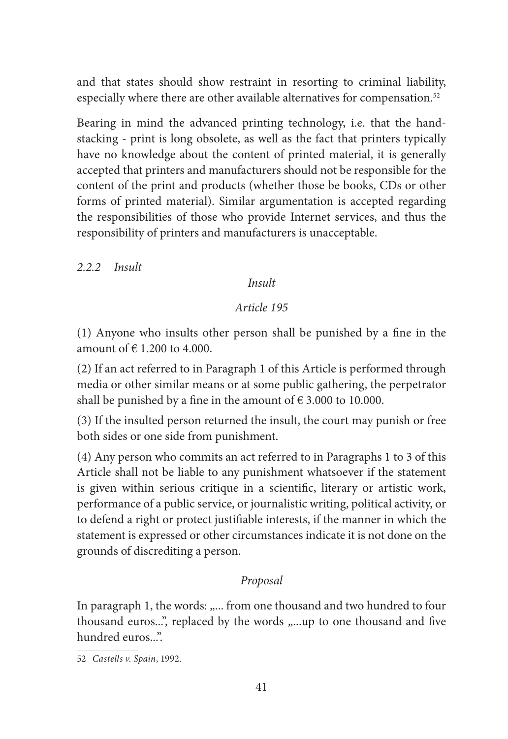and that states should show restraint in resorting to criminal liability, especially where there are other available alternatives for compensation.[52]

Bearing in mind the advanced printing technology, i.e. that the hand-stacking - print is long obsolete, as well as the fact that printers typically have no knowledge about the content of printed material, it is generally accepted that printers and manufacturers should not be responsible for the content of the print and products (whether those be books, CDs or other forms of printed material). Similar argumentation is accepted regarding the responsibilities of those who provide Internet services, and thus the responsibility of printers and manufacturers is unacceptable.

### *2.2.2 Insult*

*Insult*

*Article 195*

(1) Anyone who insults other person shall be punished by a fine in the amount of € 1.200 to 4.000.

(2) If an act referred to in Paragraph 1 of this Article is performed through media or other similar means or at some public gathering, the perpetrator shall be punished by a fine in the amount of € 3.000 to 10.000.

(3) If the insulted person returned the insult, the court may punish or free both sides or one side from punishment.

(4) Any person who commits an act referred to in Paragraphs 1 to 3 of this Article shall not be liable to any punishment whatsoever if the statement is given within serious critique in a scientific, literary or artistic work, performance of a public service, or journalistic writing, political activity, or to defend a right or protect justifiable interests, if the manner in which the statement is expressed or other circumstances indicate it is not done on the grounds of discrediting a person.

*Proposal*

In paragraph 1, the words: „... from one thousand and two hundred to four thousand euros...", replaced by the words „...up to one thousand and five hundred euros...".

---

52 *Castells v. Spain*, 1992.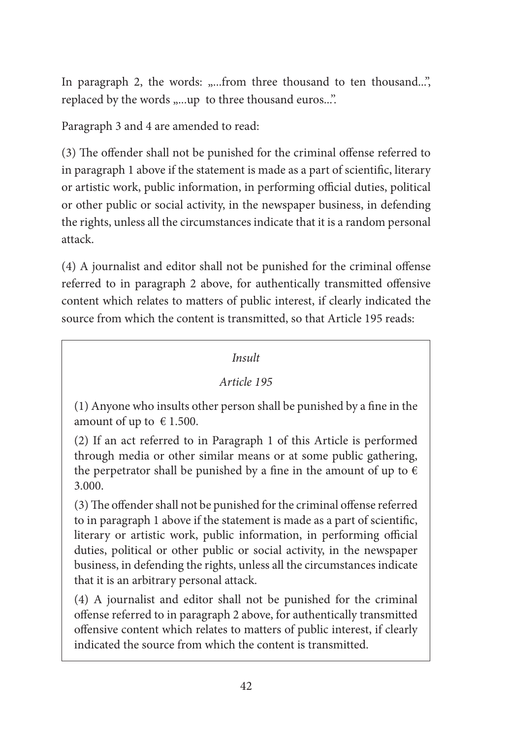In paragraph 2, the words: „...from three thousand to ten thousand...", replaced by the words „...up to three thousand euros...".

Paragraph 3 and 4 are amended to read:

(3) The offender shall not be punished for the criminal offense referred to in paragraph 1 above if the statement is made as a part of scientific, literary or artistic work, public information, in performing official duties, political or other public or social activity, in the newspaper business, in defending the rights, unless all the circumstances indicate that it is a random personal attack.

(4) A journalist and editor shall not be punished for the criminal offense referred to in paragraph 2 above, for authentically transmitted offensive content which relates to matters of public interest, if clearly indicated the source from which the content is transmitted, so that Article 195 reads:

> *Insult*
>
> *Article 195*
>
> (1) Anyone who insults other person shall be punished by a fine in the amount of up to € 1.500.
>
> (2) If an act referred to in Paragraph 1 of this Article is performed through media or other similar means or at some public gathering, the perpetrator shall be punished by a fine in the amount of up to € 3.000.
>
> (3) The offender shall not be punished for the criminal offense referred to in paragraph 1 above if the statement is made as a part of scientific, literary or artistic work, public information, in performing official duties, political or other public or social activity, in the newspaper business, in defending the rights, unless all the circumstances indicate that it is an arbitrary personal attack.
>
> (4) A journalist and editor shall not be punished for the criminal offense referred to in paragraph 2 above, for authentically transmitted offensive content which relates to matters of public interest, if clearly indicated the source from which the content is transmitted.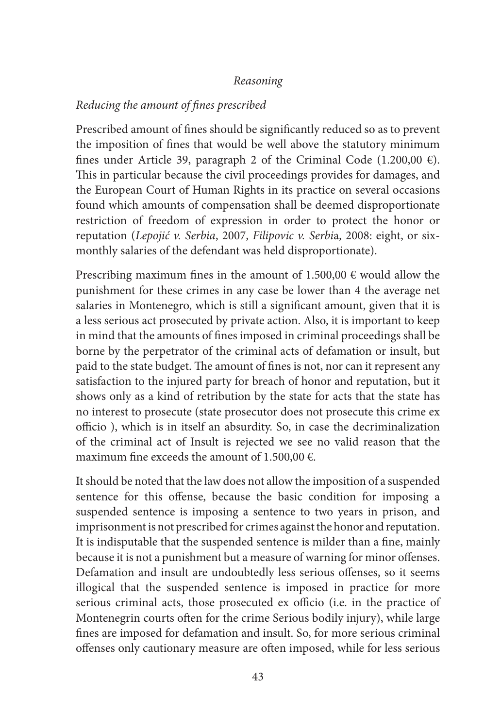*Reasoning*

*Reducing the amount of fines prescribed*

Prescribed amount of fines should be significantly reduced so as to prevent the imposition of fines that would be well above the statutory minimum fines under Article 39, paragraph 2 of the Criminal Code (1.200,00 €). This in particular because the civil proceedings provides for damages, and the European Court of Human Rights in its practice on several occasions found which amounts of compensation shall be deemed disproportionate restriction of freedom of expression in order to protect the honor or reputation (*Lepojić v. Serbia*, 2007, *Filipovic v. Serbi*a, 2008: eight, or six-monthly salaries of the defendant was held disproportionate).

Prescribing maximum fines in the amount of 1.500,00 € would allow the punishment for these crimes in any case be lower than 4 the average net salaries in Montenegro, which is still a significant amount, given that it is a less serious act prosecuted by private action. Also, it is important to keep in mind that the amounts of fines imposed in criminal proceedings shall be borne by the perpetrator of the criminal acts of defamation or insult, but paid to the state budget. The amount of fines is not, nor can it represent any satisfaction to the injured party for breach of honor and reputation, but it shows only as a kind of retribution by the state for acts that the state has no interest to prosecute (state prosecutor does not prosecute this crime ex officio ), which is in itself an absurdity. So, in case the decriminalization of the criminal act of Insult is rejected we see no valid reason that the maximum fine exceeds the amount of 1.500,00 €.

It should be noted that the law does not allow the imposition of a suspended sentence for this offense, because the basic condition for imposing a suspended sentence is imposing a sentence to two years in prison, and imprisonment is not prescribed for crimes against the honor and reputation. It is indisputable that the suspended sentence is milder than a fine, mainly because it is not a punishment but a measure of warning for minor offenses. Defamation and insult are undoubtedly less serious offenses, so it seems illogical that the suspended sentence is imposed in practice for more serious criminal acts, those prosecuted ex officio (i.e. in the practice of Montenegrin courts often for the crime Serious bodily injury), while large fines are imposed for defamation and insult. So, for more serious criminal offenses only cautionary measure are often imposed, while for less serious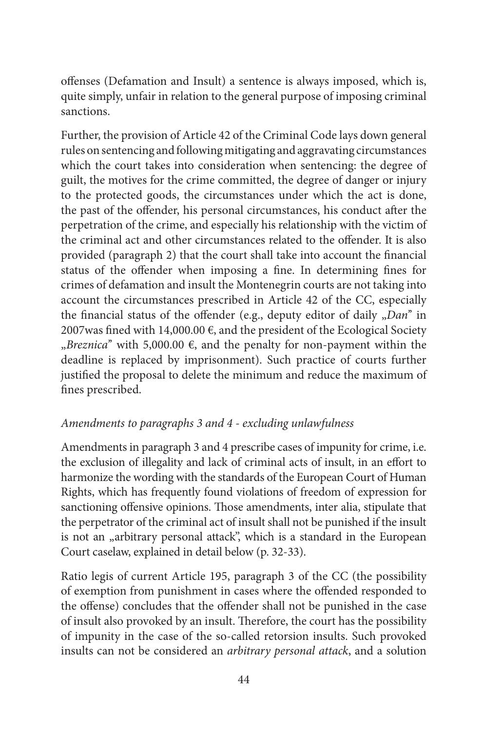offenses (Defamation and Insult) a sentence is always imposed, which is, quite simply, unfair in relation to the general purpose of imposing criminal sanctions.

Further, the provision of Article 42 of the Criminal Code lays down general rules on sentencing and following mitigating and aggravating circumstances which the court takes into consideration when sentencing: the degree of guilt, the motives for the crime committed, the degree of danger or injury to the protected goods, the circumstances under which the act is done, the past of the offender, his personal circumstances, his conduct after the perpetration of the crime, and especially his relationship with the victim of the criminal act and other circumstances related to the offender. It is also provided (paragraph 2) that the court shall take into account the financial status of the offender when imposing a fine. In determining fines for crimes of defamation and insult the Montenegrin courts are not taking into account the circumstances prescribed in Article 42 of the CC, especially the financial status of the offender (e.g., deputy editor of daily „*Dan*" in 2007was fined with 14,000.00 €, and the president of the Ecological Society „*Breznica*" with 5,000.00 €, and the penalty for non-payment within the deadline is replaced by imprisonment). Such practice of courts further justified the proposal to delete the minimum and reduce the maximum of fines prescribed.

*Amendments to paragraphs 3 and 4 - excluding unlawfulness*

Amendments in paragraph 3 and 4 prescribe cases of impunity for crime, i.e. the exclusion of illegality and lack of criminal acts of insult, in an effort to harmonize the wording with the standards of the European Court of Human Rights, which has frequently found violations of freedom of expression for sanctioning offensive opinions. Those amendments, inter alia, stipulate that the perpetrator of the criminal act of insult shall not be punished if the insult is not an „arbitrary personal attack", which is a standard in the European Court caselaw, explained in detail below (p. 32-33).

Ratio legis of current Article 195, paragraph 3 of the CC (the possibility of exemption from punishment in cases where the offended responded to the offense) concludes that the offender shall not be punished in the case of insult also provoked by an insult. Therefore, the court has the possibility of impunity in the case of the so-called retorsion insults. Such provoked insults can not be considered an *arbitrary personal attack*, and a solution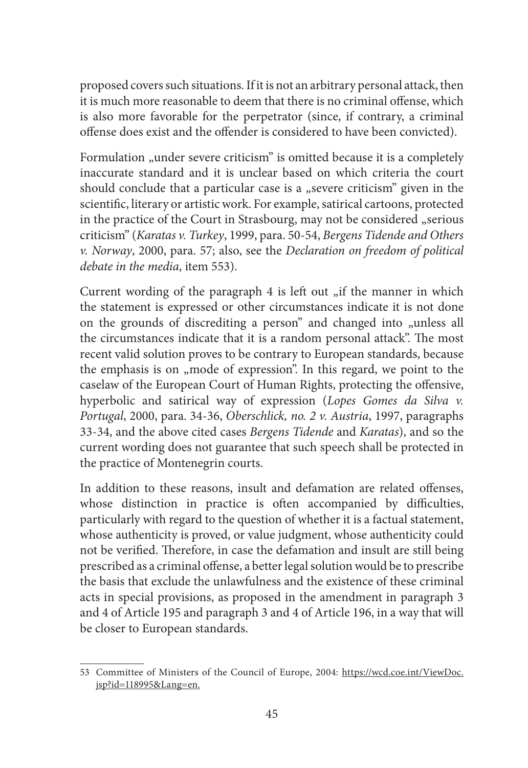proposed covers such situations. If it is not an arbitrary personal attack, then it is much more reasonable to deem that there is no criminal offense, which is also more favorable for the perpetrator (since, if contrary, a criminal offense does exist and the offender is considered to have been convicted).

Formulation „under severe criticism" is omitted because it is a completely inaccurate standard and it is unclear based on which criteria the court should conclude that a particular case is a „severe criticism" given in the scientific, literary or artistic work. For example, satirical cartoons, protected in the practice of the Court in Strasbourg, may not be considered „serious criticism" (*Karatas v. Turkey*, 1999, para. 50-54, *Bergens Tidende and Others v. Norway*, 2000, para. 57; also, see the *Declaration on freedom of political debate in the media*, item 55[3]).

Current wording of the paragraph 4 is left out „if the manner in which the statement is expressed or other circumstances indicate it is not done on the grounds of discrediting a person" and changed into „unless all the circumstances indicate that it is a random personal attack". The most recent valid solution proves to be contrary to European standards, because the emphasis is on „mode of expression". In this regard, we point to the caselaw of the European Court of Human Rights, protecting the offensive, hyperbolic and satirical way of expression (*Lopes Gomes da Silva v. Portugal*, 2000, para. 34-36, *Oberschlick, no. 2 v. Austria*, 1997, paragraphs 33-34, and the above cited cases *Bergens Tidende* and *Karatas*), and so the current wording does not guarantee that such speech shall be protected in the practice of Montenegrin courts.

In addition to these reasons, insult and defamation are related offenses, whose distinction in practice is often accompanied by difficulties, particularly with regard to the question of whether it is a factual statement, whose authenticity is proved, or value judgment, whose authenticity could not be verified. Therefore, in case the defamation and insult are still being prescribed as a criminal offense, a better legal solution would be to prescribe the basis that exclude the unlawfulness and the existence of these criminal acts in special provisions, as proposed in the amendment in paragraph 3 and 4 of Article 195 and paragraph 3 and 4 of Article 196, in a way that will be closer to European standards.

---

53 Committee of Ministers of the Council of Europe, 2004: https://wcd.coe.int/ViewDoc.jsp?id=118995&Lang=en.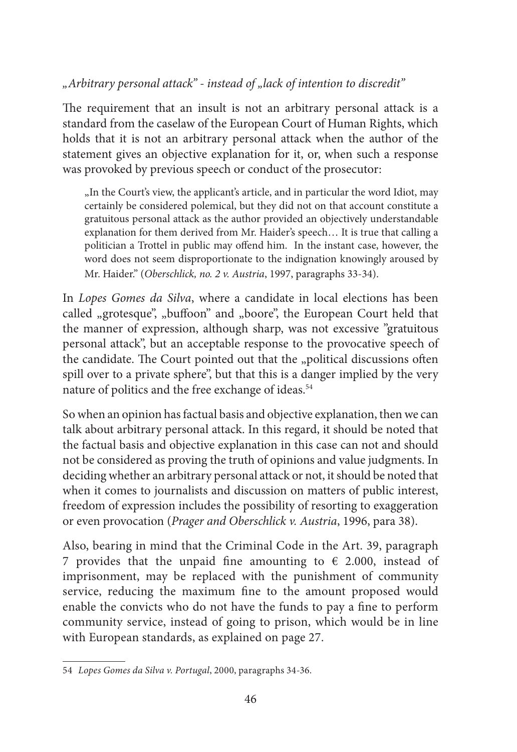*„Arbitrary personal attack" - instead of „lack of intention to discredit"*

The requirement that an insult is not an arbitrary personal attack is a standard from the caselaw of the European Court of Human Rights, which holds that it is not an arbitrary personal attack when the author of the statement gives an objective explanation for it, or, when such a response was provoked by previous speech or conduct of the prosecutor:

> „In the Court's view, the applicant's article, and in particular the word Idiot, may certainly be considered polemical, but they did not on that account constitute a gratuitous personal attack as the author provided an objectively understandable explanation for them derived from Mr. Haider's speech… It is true that calling a politician a Trottel in public may offend him. In the instant case, however, the word does not seem disproportionate to the indignation knowingly aroused by Mr. Haider." (*Oberschlick, no. 2 v. Austria*, 1997, paragraphs 33-34).

In *Lopes Gomes da Silva*, where a candidate in local elections has been called „grotesque", „buffoon" and „boore", the European Court held that the manner of expression, although sharp, was not excessive "gratuitous personal attack", but an acceptable response to the provocative speech of the candidate. The Court pointed out that the „political discussions often spill over to a private sphere", but that this is a danger implied by the very nature of politics and the free exchange of ideas.[54]

So when an opinion has factual basis and objective explanation, then we can talk about arbitrary personal attack. In this regard, it should be noted that the factual basis and objective explanation in this case can not and should not be considered as proving the truth of opinions and value judgments. In deciding whether an arbitrary personal attack or not, it should be noted that when it comes to journalists and discussion on matters of public interest, freedom of expression includes the possibility of resorting to exaggeration or even provocation (*Prager and Oberschlick v. Austria*, 1996, para 38).

Also, bearing in mind that the Criminal Code in the Art. 39, paragraph 7 provides that the unpaid fine amounting to € 2.000, instead of imprisonment, may be replaced with the punishment of community service, reducing the maximum fine to the amount proposed would enable the convicts who do not have the funds to pay a fine to perform community service, instead of going to prison, which would be in line with European standards, as explained on page 27.

---

54 *Lopes Gomes da Silva v. Portugal*, 2000, paragraphs 34-36.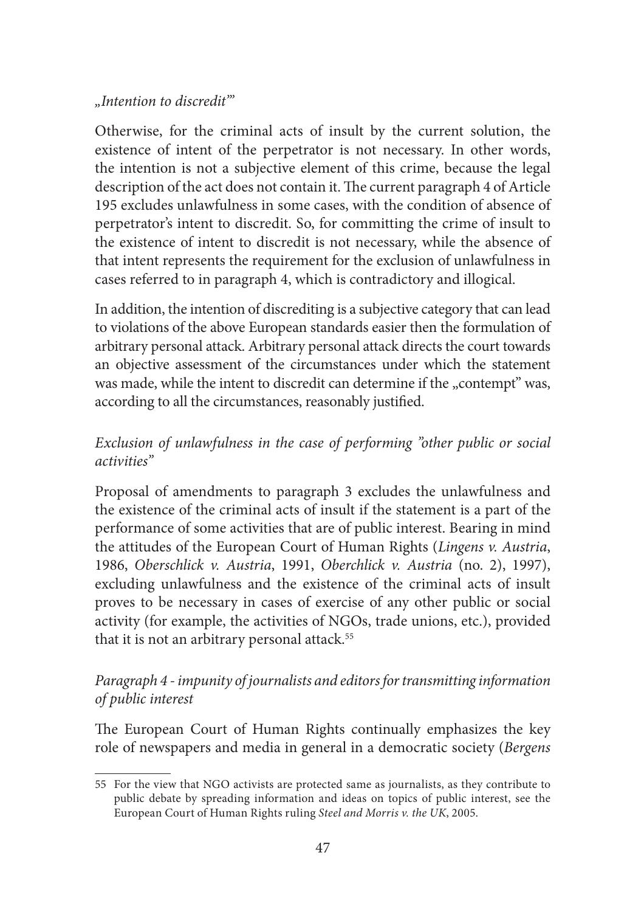*„Intention to discredit'"*

Otherwise, for the criminal acts of insult by the current solution, the existence of intent of the perpetrator is not necessary. In other words, the intention is not a subjective element of this crime, because the legal description of the act does not contain it. The current paragraph 4 of Article 195 excludes unlawfulness in some cases, with the condition of absence of perpetrator's intent to discredit. So, for committing the crime of insult to the existence of intent to discredit is not necessary, while the absence of that intent represents the requirement for the exclusion of unlawfulness in cases referred to in paragraph 4, which is contradictory and illogical.

In addition, the intention of discrediting is a subjective category that can lead to violations of the above European standards easier then the formulation of arbitrary personal attack. Arbitrary personal attack directs the court towards an objective assessment of the circumstances under which the statement was made, while the intent to discredit can determine if the „contempt" was, according to all the circumstances, reasonably justified.

*Exclusion of unlawfulness in the case of performing "other public or social activities"*

Proposal of amendments to paragraph 3 excludes the unlawfulness and the existence of the criminal acts of insult if the statement is a part of the performance of some activities that are of public interest. Bearing in mind the attitudes of the European Court of Human Rights (*Lingens v. Austria*, 1986, *Oberschlick v. Austria*, 1991, *Oberchlick v. Austria* (no. 2), 1997), excluding unlawfulness and the existence of the criminal acts of insult proves to be necessary in cases of exercise of any other public or social activity (for example, the activities of NGOs, trade unions, etc.), provided that it is not an arbitrary personal attack.[55]

*Paragraph 4 - impunity of journalists and editors for transmitting information of public interest*

The European Court of Human Rights continually emphasizes the key role of newspapers and media in general in a democratic society (*Bergens*

55 For the view that NGO activists are protected same as journalists, as they contribute to public debate by spreading information and ideas on topics of public interest, see the European Court of Human Rights ruling *Steel and Morris v. the UK*, 2005.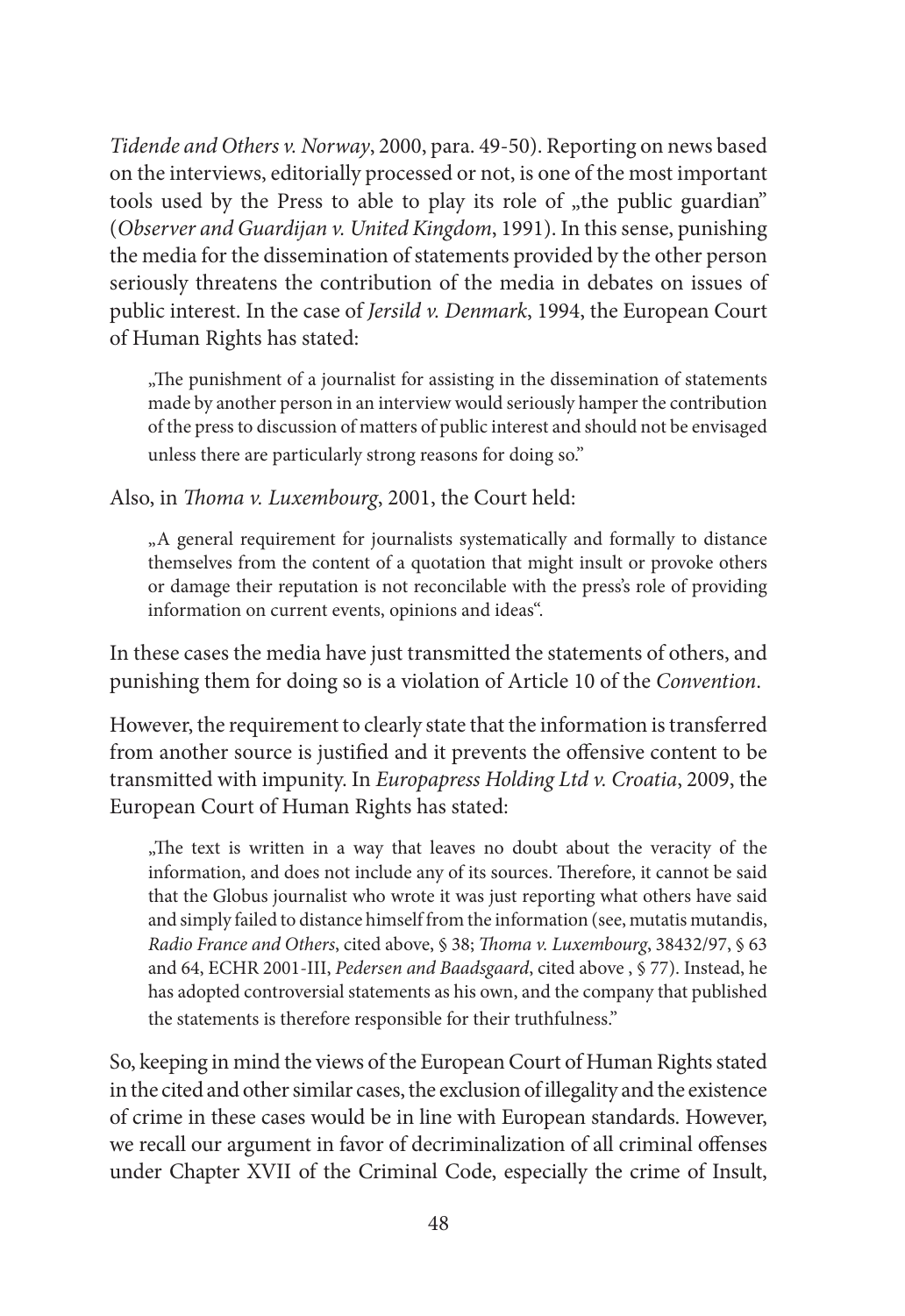*Tidende and Others v. Norway*, 2000, para. 49-50). Reporting on news based on the interviews, editorially processed or not, is one of the most important tools used by the Press to able to play its role of „the public guardian" (*Observer and Guardijan v. United Kingdom*, 1991). In this sense, punishing the media for the dissemination of statements provided by the other person seriously threatens the contribution of the media in debates on issues of public interest. In the case of *Jersild v. Denmark*, 1994, the European Court of Human Rights has stated:

> „The punishment of a journalist for assisting in the dissemination of statements made by another person in an interview would seriously hamper the contribution of the press to discussion of matters of public interest and should not be envisaged unless there are particularly strong reasons for doing so."

Also, in *Thoma v. Luxembourg*, 2001, the Court held:

> „A general requirement for journalists systematically and formally to distance themselves from the content of a quotation that might insult or provoke others or damage their reputation is not reconcilable with the press's role of providing information on current events, opinions and ideas".

In these cases the media have just transmitted the statements of others, and punishing them for doing so is a violation of Article 10 of the *Convention*.

However, the requirement to clearly state that the information is transferred from another source is justified and it prevents the offensive content to be transmitted with impunity. In *Europapress Holding Ltd v. Croatia*, 2009, the European Court of Human Rights has stated:

> „The text is written in a way that leaves no doubt about the veracity of the information, and does not include any of its sources. Therefore, it cannot be said that the Globus journalist who wrote it was just reporting what others have said and simply failed to distance himself from the information (see, mutatis mutandis, *Radio France and Others*, cited above, § 38; *Thoma v. Luxembourg*, 38432/97, § 63 and 64, ECHR 2001-III, *Pedersen and Baadsgaard*, cited above , § 77). Instead, he has adopted controversial statements as his own, and the company that published the statements is therefore responsible for their truthfulness."

So, keeping in mind the views of the European Court of Human Rights stated in the cited and other similar cases, the exclusion of illegality and the existence of crime in these cases would be in line with European standards. However, we recall our argument in favor of decriminalization of all criminal offenses under Chapter XVII of the Criminal Code, especially the crime of Insult,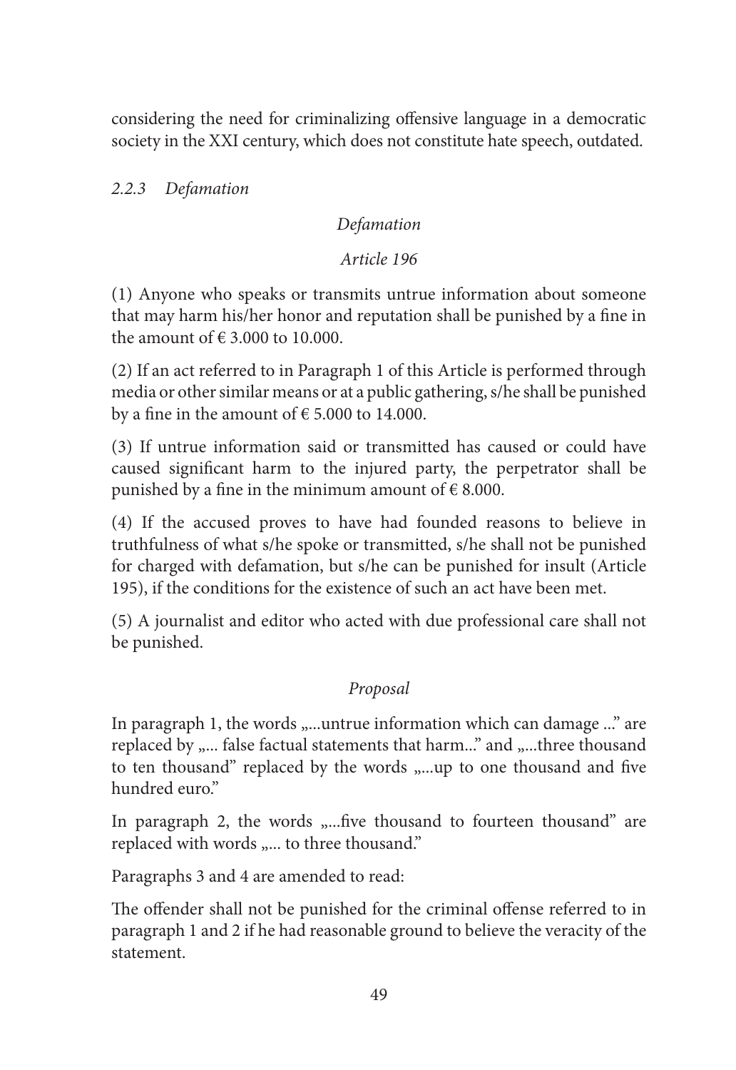considering the need for criminalizing offensive language in a democratic society in the XXI century, which does not constitute hate speech, outdated.

### *2.2.3 Defamation*

*Defamation*

*Article 196*

(1) Anyone who speaks or transmits untrue information about someone that may harm his/her honor and reputation shall be punished by a fine in the amount of € 3.000 to 10.000.

(2) If an act referred to in Paragraph 1 of this Article is performed through media or other similar means or at a public gathering, s/he shall be punished by a fine in the amount of € 5.000 to 14.000.

(3) If untrue information said or transmitted has caused or could have caused significant harm to the injured party, the perpetrator shall be punished by a fine in the minimum amount of € 8.000.

(4) If the accused proves to have had founded reasons to believe in truthfulness of what s/he spoke or transmitted, s/he shall not be punished for charged with defamation, but s/he can be punished for insult (Article 195), if the conditions for the existence of such an act have been met.

(5) A journalist and editor who acted with due professional care shall not be punished.

*Proposal*

In paragraph 1, the words „...untrue information which can damage ..." are replaced by „... false factual statements that harm..." and „...three thousand to ten thousand" replaced by the words „...up to one thousand and five hundred euro."

In paragraph 2, the words „...five thousand to fourteen thousand" are replaced with words „... to three thousand."

Paragraphs 3 and 4 are amended to read:

The offender shall not be punished for the criminal offense referred to in paragraph 1 and 2 if he had reasonable ground to believe the veracity of the statement.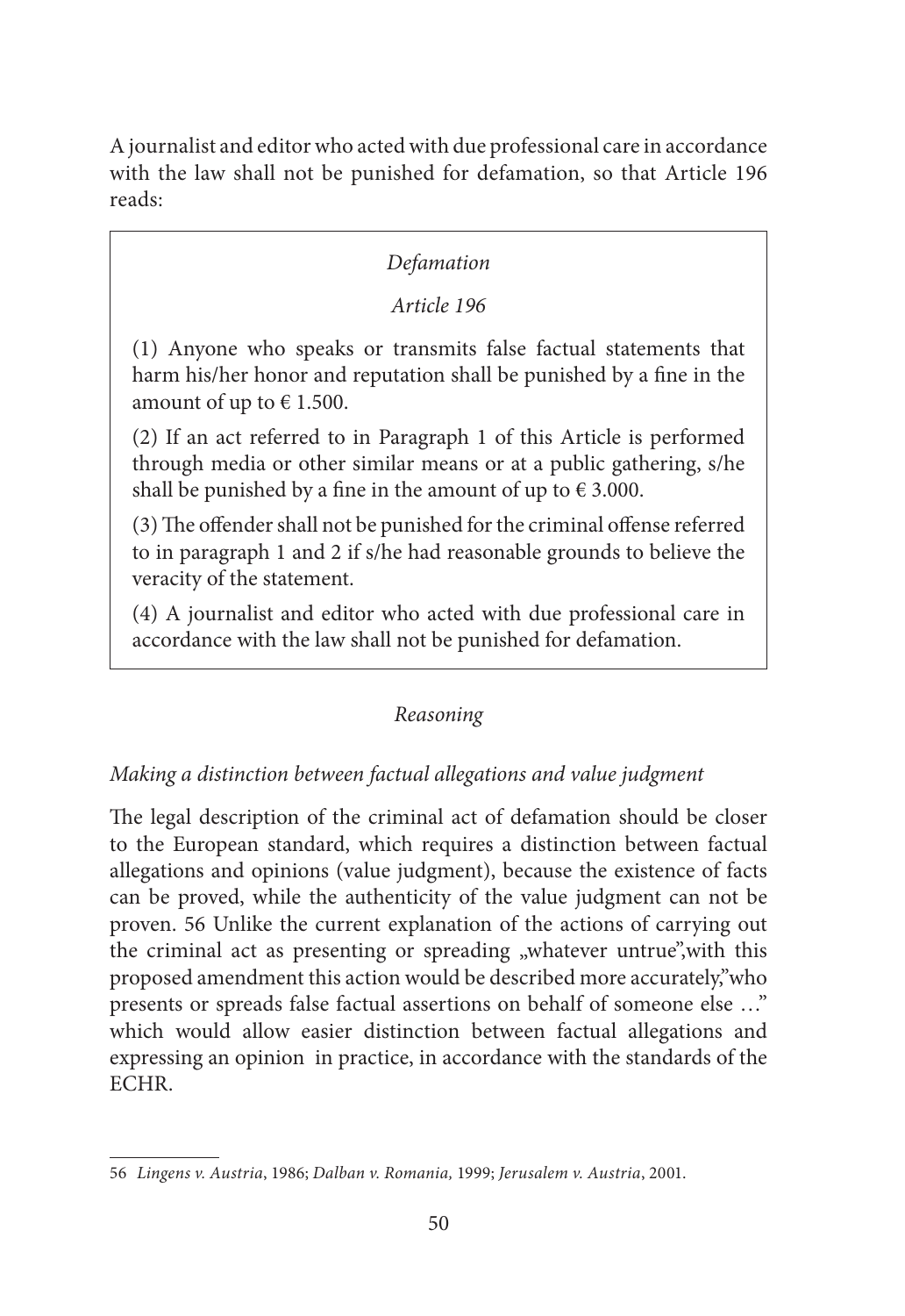A journalist and editor who acted with due professional care in accordance with the law shall not be punished for defamation, so that Article 196 reads:

> *Defamation*
>
> *Article 196*
>
> (1) Anyone who speaks or transmits false factual statements that harm his/her honor and reputation shall be punished by a fine in the amount of up to € 1.500.
>
> (2) If an act referred to in Paragraph 1 of this Article is performed through media or other similar means or at a public gathering, s/he shall be punished by a fine in the amount of up to € 3.000.
>
> (3) The offender shall not be punished for the criminal offense referred to in paragraph 1 and 2 if s/he had reasonable grounds to believe the veracity of the statement.
>
> (4) A journalist and editor who acted with due professional care in accordance with the law shall not be punished for defamation.

*Reasoning*

*Making a distinction between factual allegations and value judgment*

The legal description of the criminal act of defamation should be closer to the European standard, which requires a distinction between factual allegations and opinions (value judgment), because the existence of facts can be proved, while the authenticity of the value judgment can not be proven. 56 Unlike the current explanation of the actions of carrying out the criminal act as presenting or spreading „whatever untrue",with this proposed amendment this action would be described more accurately,"who presents or spreads false factual assertions on behalf of someone else …" which would allow easier distinction between factual allegations and expressing an opinion in practice, in accordance with the standards of the ECHR.

---

56 *Lingens v. Austria*, 1986; *Dalban v. Romania,* 1999; *Jerusalem v. Austria*, 2001.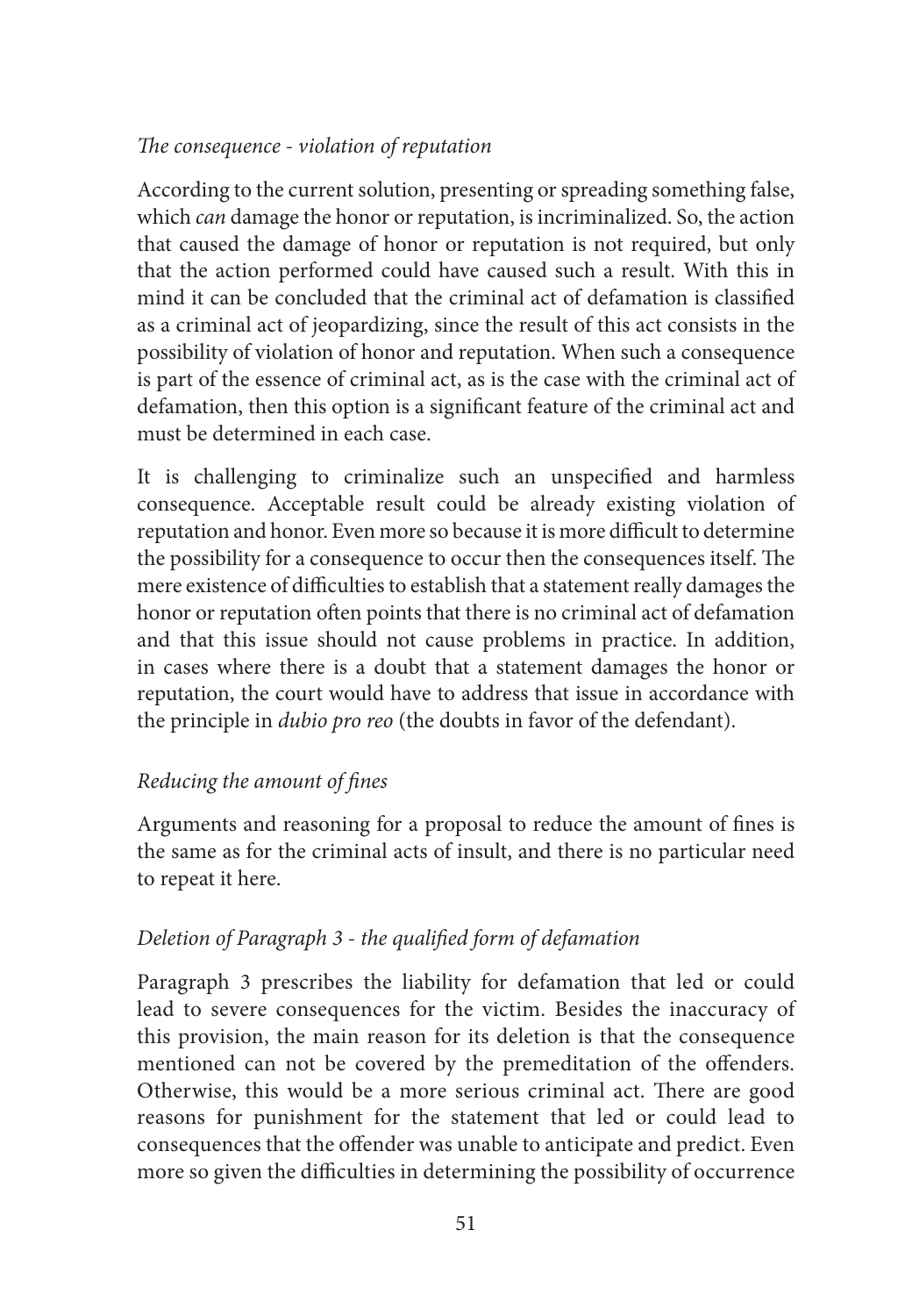*The consequence - violation of reputation*

According to the current solution, presenting or spreading something false, which *can* damage the honor or reputation, is incriminalized. So, the action that caused the damage of honor or reputation is not required, but only that the action performed could have caused such a result. With this in mind it can be concluded that the criminal act of defamation is classified as a criminal act of jeopardizing, since the result of this act consists in the possibility of violation of honor and reputation. When such a consequence is part of the essence of criminal act, as is the case with the criminal act of defamation, then this option is a significant feature of the criminal act and must be determined in each case.

It is challenging to criminalize such an unspecified and harmless consequence. Acceptable result could be already existing violation of reputation and honor. Even more so because it is more difficult to determine the possibility for a consequence to occur then the consequences itself. The mere existence of difficulties to establish that a statement really damages the honor or reputation often points that there is no criminal act of defamation and that this issue should not cause problems in practice. In addition, in cases where there is a doubt that a statement damages the honor or reputation, the court would have to address that issue in accordance with the principle in *dubio pro reo* (the doubts in favor of the defendant).

*Reducing the amount of fines*

Arguments and reasoning for a proposal to reduce the amount of fines is the same as for the criminal acts of insult, and there is no particular need to repeat it here.

*Deletion of Paragraph 3 - the qualified form of defamation*

Paragraph 3 prescribes the liability for defamation that led or could lead to severe consequences for the victim. Besides the inaccuracy of this provision, the main reason for its deletion is that the consequence mentioned can not be covered by the premeditation of the offenders. Otherwise, this would be a more serious criminal act. There are good reasons for punishment for the statement that led or could lead to consequences that the offender was unable to anticipate and predict. Even more so given the difficulties in determining the possibility of occurrence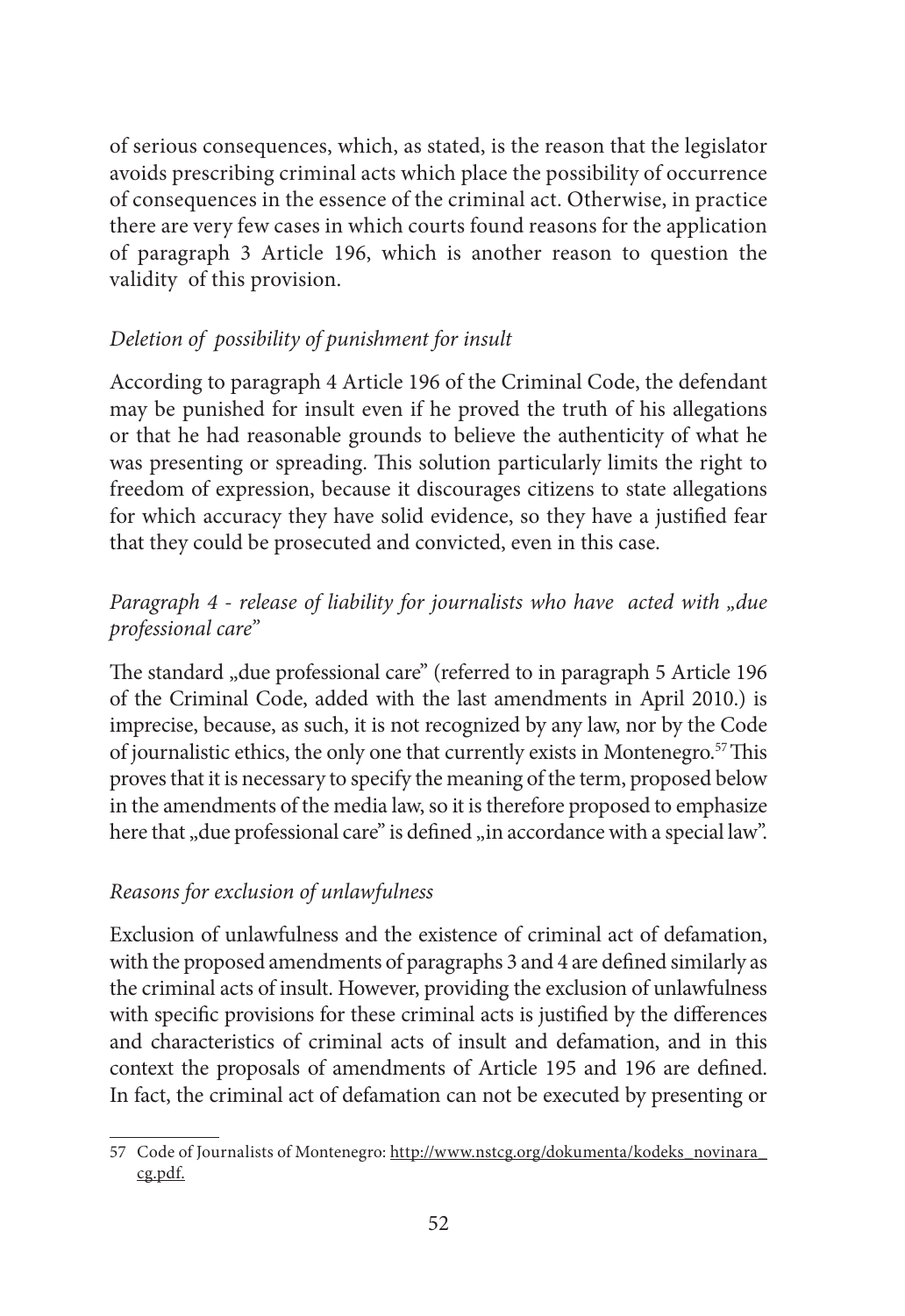of serious consequences, which, as stated, is the reason that the legislator avoids prescribing criminal acts which place the possibility of occurrence of consequences in the essence of the criminal act. Otherwise, in practice there are very few cases in which courts found reasons for the application of paragraph 3 Article 196, which is another reason to question the validity of this provision.

*Deletion of possibility of punishment for insult*

According to paragraph 4 Article 196 of the Criminal Code, the defendant may be punished for insult even if he proved the truth of his allegations or that he had reasonable grounds to believe the authenticity of what he was presenting or spreading. This solution particularly limits the right to freedom of expression, because it discourages citizens to state allegations for which accuracy they have solid evidence, so they have a justified fear that they could be prosecuted and convicted, even in this case.

*Paragraph 4 - release of liability for journalists who have acted with „due professional care"*

The standard „due professional care" (referred to in paragraph 5 Article 196 of the Criminal Code, added with the last amendments in April 2010.) is imprecise, because, as such, it is not recognized by any law, nor by the Code of journalistic ethics, the only one that currently exists in Montenegro.[57] This proves that it is necessary to specify the meaning of the term, proposed below in the amendments of the media law, so it is therefore proposed to emphasize here that „due professional care" is defined „in accordance with a special law".

*Reasons for exclusion of unlawfulness*

Exclusion of unlawfulness and the existence of criminal act of defamation, with the proposed amendments of paragraphs 3 and 4 are defined similarly as the criminal acts of insult. However, providing the exclusion of unlawfulness with specific provisions for these criminal acts is justified by the differences and characteristics of criminal acts of insult and defamation, and in this context the proposals of amendments of Article 195 and 196 are defined. In fact, the criminal act of defamation can not be executed by presenting or

---

57 Code of Journalists of Montenegro: http://www.nstcg.org/dokumenta/kodeks_novinara_cg.pdf.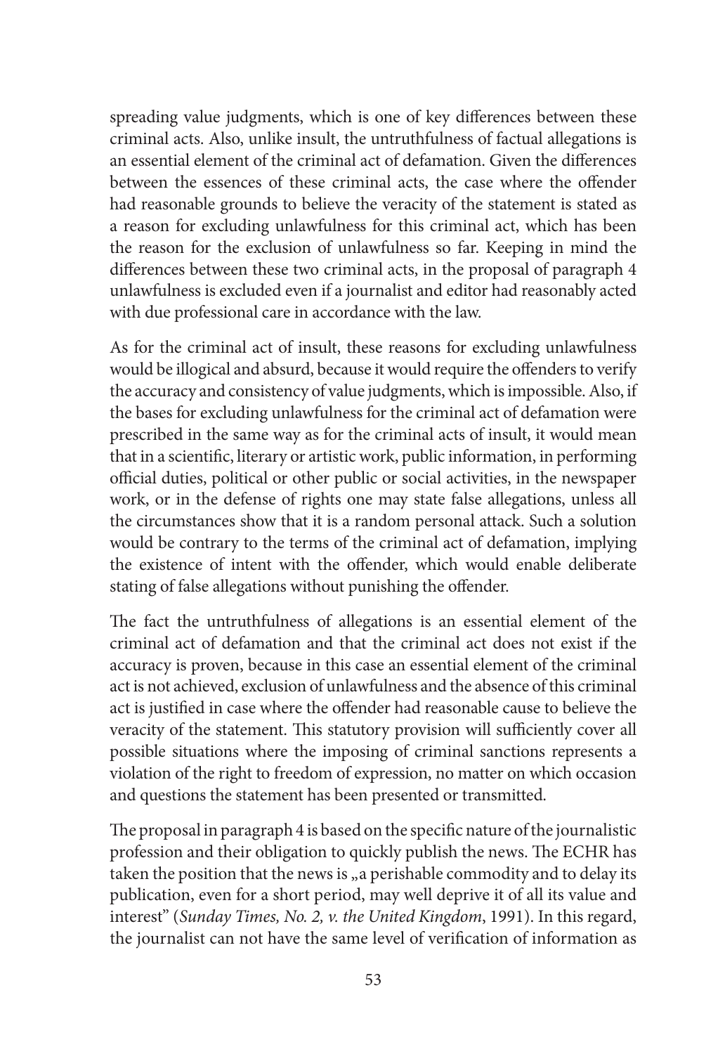spreading value judgments, which is one of key differences between these criminal acts. Also, unlike insult, the untruthfulness of factual allegations is an essential element of the criminal act of defamation. Given the differences between the essences of these criminal acts, the case where the offender had reasonable grounds to believe the veracity of the statement is stated as a reason for excluding unlawfulness for this criminal act, which has been the reason for the exclusion of unlawfulness so far. Keeping in mind the differences between these two criminal acts, in the proposal of paragraph 4 unlawfulness is excluded even if a journalist and editor had reasonably acted with due professional care in accordance with the law.

As for the criminal act of insult, these reasons for excluding unlawfulness would be illogical and absurd, because it would require the offenders to verify the accuracy and consistency of value judgments, which is impossible. Also, if the bases for excluding unlawfulness for the criminal act of defamation were prescribed in the same way as for the criminal acts of insult, it would mean that in a scientific, literary or artistic work, public information, in performing official duties, political or other public or social activities, in the newspaper work, or in the defense of rights one may state false allegations, unless all the circumstances show that it is a random personal attack. Such a solution would be contrary to the terms of the criminal act of defamation, implying the existence of intent with the offender, which would enable deliberate stating of false allegations without punishing the offender.

The fact the untruthfulness of allegations is an essential element of the criminal act of defamation and that the criminal act does not exist if the accuracy is proven, because in this case an essential element of the criminal act is not achieved, exclusion of unlawfulness and the absence of this criminal act is justified in case where the offender had reasonable cause to believe the veracity of the statement. This statutory provision will sufficiently cover all possible situations where the imposing of criminal sanctions represents a violation of the right to freedom of expression, no matter on which occasion and questions the statement has been presented or transmitted.

The proposal in paragraph 4 is based on the specific nature of the journalistic profession and their obligation to quickly publish the news. The ECHR has taken the position that the news is „a perishable commodity and to delay its publication, even for a short period, may well deprive it of all its value and interest" (*Sunday Times, No. 2, v. the United Kingdom*, 1991). In this regard, the journalist can not have the same level of verification of information as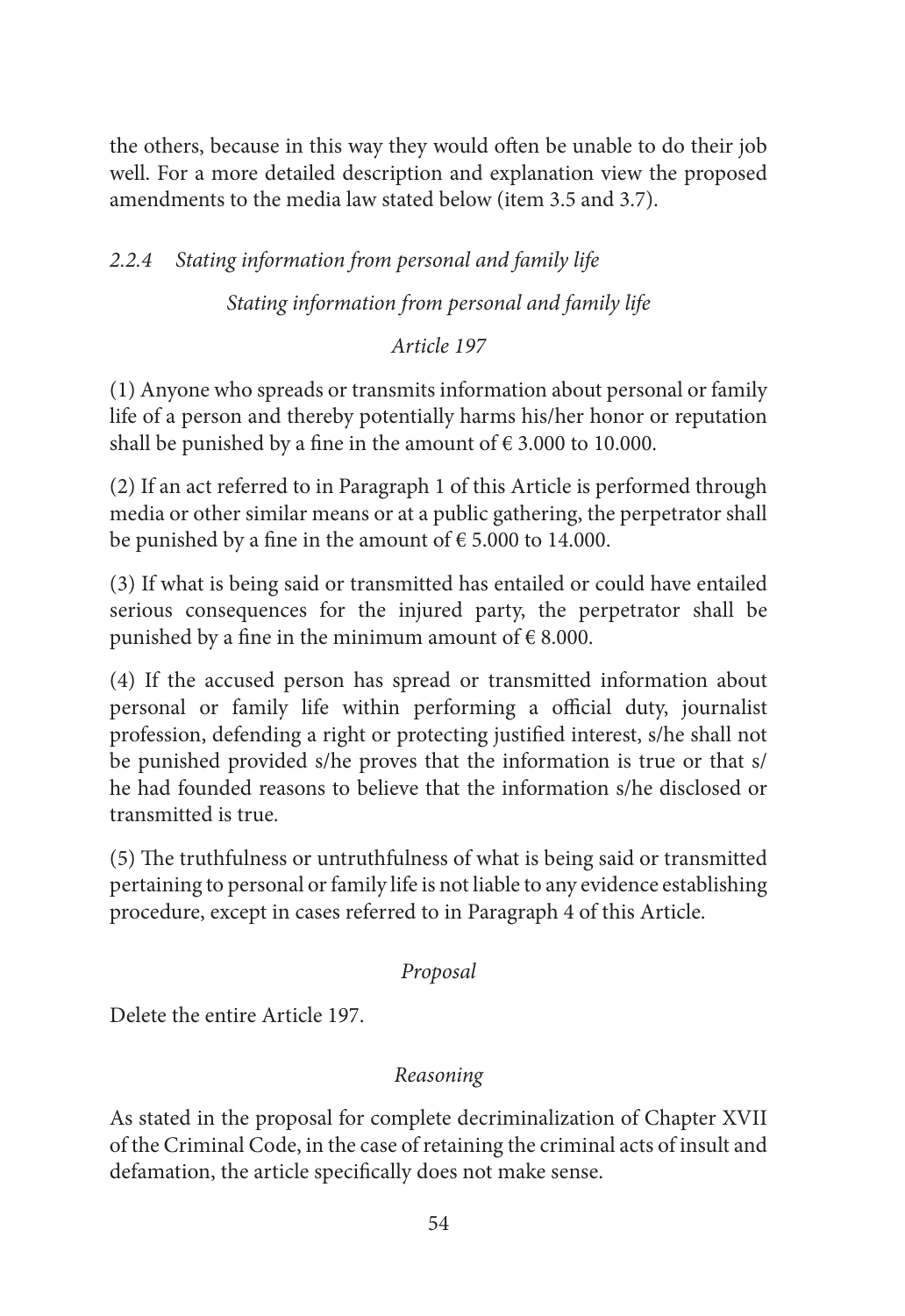the others, because in this way they would often be unable to do their job well. For a more detailed description and explanation view the proposed amendments to the media law stated below (item 3.5 and 3.7).

### *2.2.4 Stating information from personal and family life*

*Stating information from personal and family life*

*Article 197*

(1) Anyone who spreads or transmits information about personal or family life of a person and thereby potentially harms his/her honor or reputation shall be punished by a fine in the amount of € 3.000 to 10.000.

(2) If an act referred to in Paragraph 1 of this Article is performed through media or other similar means or at a public gathering, the perpetrator shall be punished by a fine in the amount of € 5.000 to 14.000.

(3) If what is being said or transmitted has entailed or could have entailed serious consequences for the injured party, the perpetrator shall be punished by a fine in the minimum amount of € 8.000.

(4) If the accused person has spread or transmitted information about personal or family life within performing a official duty, journalist profession, defending a right or protecting justified interest, s/he shall not be punished provided s/he proves that the information is true or that s/he had founded reasons to believe that the information s/he disclosed or transmitted is true.

(5) The truthfulness or untruthfulness of what is being said or transmitted pertaining to personal or family life is not liable to any evidence establishing procedure, except in cases referred to in Paragraph 4 of this Article.

*Proposal*

Delete the entire Article 197.

*Reasoning*

As stated in the proposal for complete decriminalization of Chapter XVII of the Criminal Code, in the case of retaining the criminal acts of insult and defamation, the article specifically does not make sense.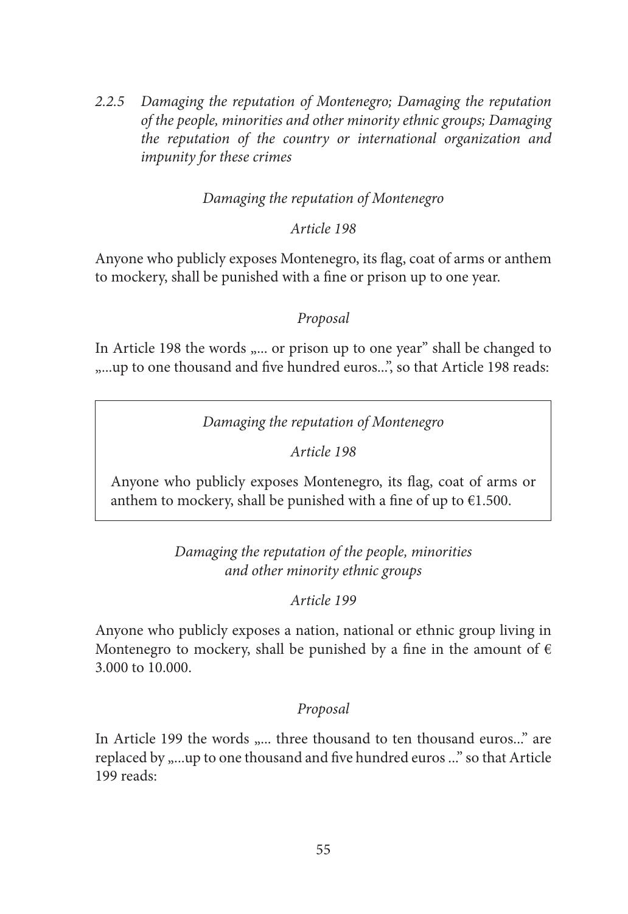### *2.2.5 Damaging the reputation of Montenegro; Damaging the reputation of the people, minorities and other minority ethnic groups; Damaging the reputation of the country or international organization and impunity for these crimes*

*Damaging the reputation of Montenegro*

*Article 198*

Anyone who publicly exposes Montenegro, its flag, coat of arms or anthem to mockery, shall be punished with a fine or prison up to one year.

*Proposal*

In Article 198 the words „... or prison up to one year" shall be changed to „...up to one thousand and five hundred euros...", so that Article 198 reads:

> *Damaging the reputation of Montenegro*
>
> *Article 198*
>
> Anyone who publicly exposes Montenegro, its flag, coat of arms or anthem to mockery, shall be punished with a fine of up to €1.500.

*Damaging the reputation of the people, minorities and other minority ethnic groups*

*Article 199*

Anyone who publicly exposes a nation, national or ethnic group living in Montenegro to mockery, shall be punished by a fine in the amount of € 3.000 to 10.000.

*Proposal*

In Article 199 the words „... three thousand to ten thousand euros..." are replaced by „...up to one thousand and five hundred euros ..." so that Article 199 reads: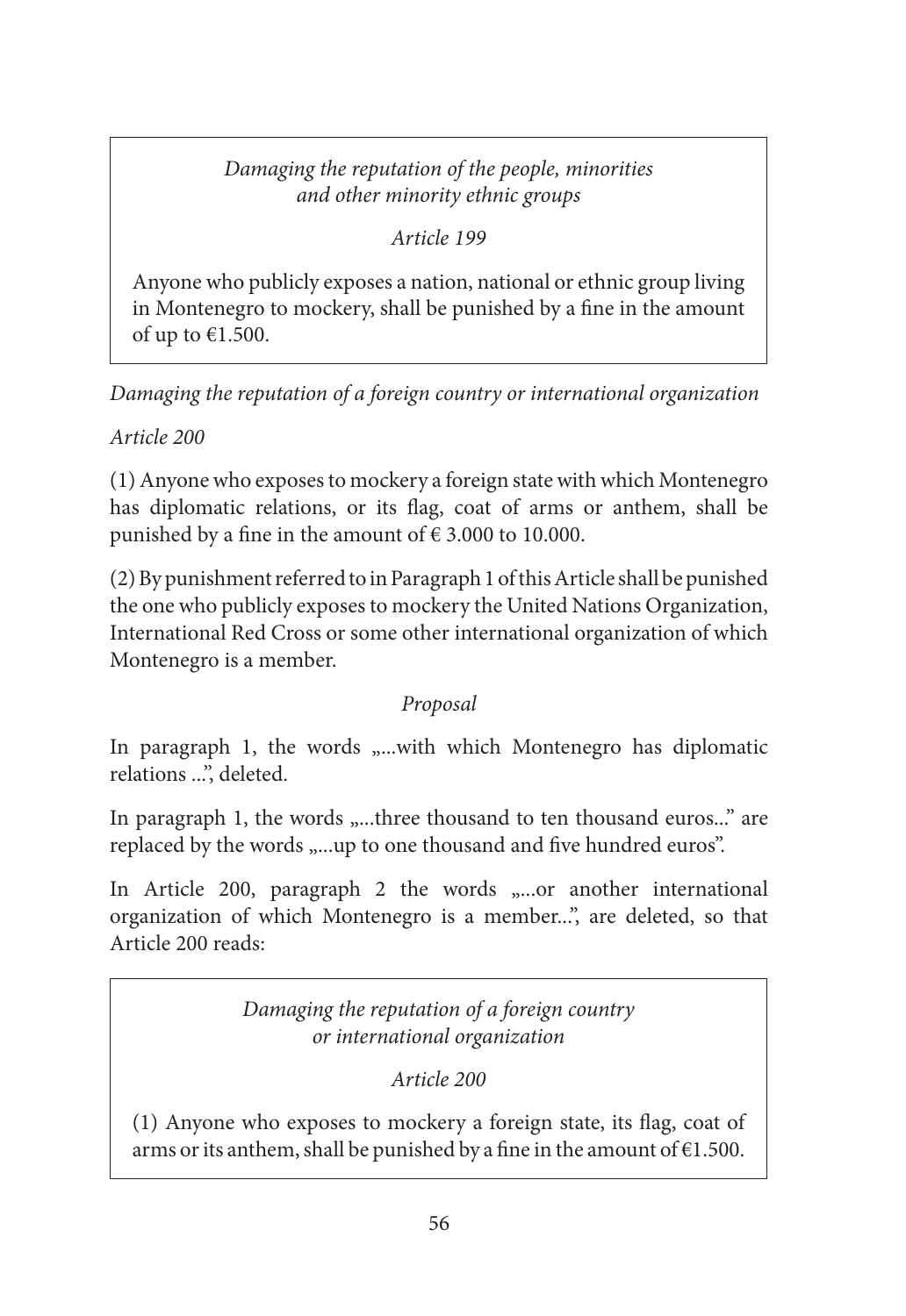*Damaging the reputation of the people, minorities and other minority ethnic groups*

*Article 199*

Anyone who publicly exposes a nation, national or ethnic group living in Montenegro to mockery, shall be punished by a fine in the amount of up to €1.500.

*Damaging the reputation of a foreign country or international organization*

*Article 200*

(1) Anyone who exposes to mockery a foreign state with which Montenegro has diplomatic relations, or its flag, coat of arms or anthem, shall be punished by a fine in the amount of € 3.000 to 10.000.

(2) By punishment referred to in Paragraph 1 of this Article shall be punished the one who publicly exposes to mockery the United Nations Organization, International Red Cross or some other international organization of which Montenegro is a member.

*Proposal*

In paragraph 1, the words „...with which Montenegro has diplomatic relations ...", deleted.

In paragraph 1, the words „...three thousand to ten thousand euros..." are replaced by the words „...up to one thousand and five hundred euros".

In Article 200, paragraph 2 the words „...or another international organization of which Montenegro is a member...", are deleted, so that Article 200 reads:

*Damaging the reputation of a foreign country or international organization*

*Article 200*

(1) Anyone who exposes to mockery a foreign state, its flag, coat of arms or its anthem, shall be punished by a fine in the amount of €1.500.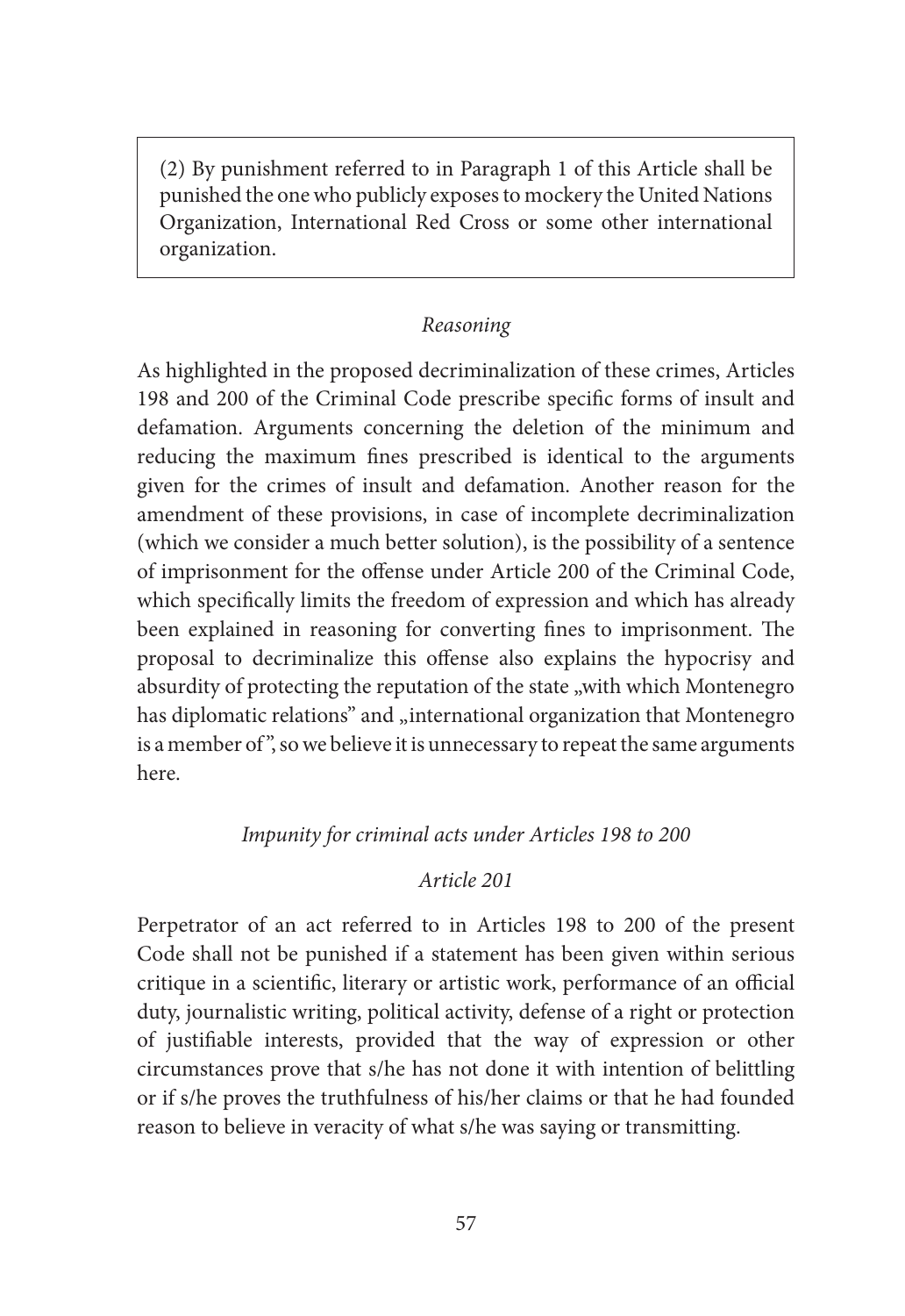> (2) By punishment referred to in Paragraph 1 of this Article shall be punished the one who publicly exposes to mockery the United Nations Organization, International Red Cross or some other international organization.

*Reasoning*

As highlighted in the proposed decriminalization of these crimes, Articles 198 and 200 of the Criminal Code prescribe specific forms of insult and defamation. Arguments concerning the deletion of the minimum and reducing the maximum fines prescribed is identical to the arguments given for the crimes of insult and defamation. Another reason for the amendment of these provisions, in case of incomplete decriminalization (which we consider a much better solution), is the possibility of a sentence of imprisonment for the offense under Article 200 of the Criminal Code, which specifically limits the freedom of expression and which has already been explained in reasoning for converting fines to imprisonment. The proposal to decriminalize this offense also explains the hypocrisy and absurdity of protecting the reputation of the state „with which Montenegro has diplomatic relations" and „international organization that Montenegro is a member of", so we believe it is unnecessary to repeat the same arguments here.

*Impunity for criminal acts under Articles 198 to 200*

*Article 201*

Perpetrator of an act referred to in Articles 198 to 200 of the present Code shall not be punished if a statement has been given within serious critique in a scientific, literary or artistic work, performance of an official duty, journalistic writing, political activity, defense of a right or protection of justifiable interests, provided that the way of expression or other circumstances prove that s/he has not done it with intention of belittling or if s/he proves the truthfulness of his/her claims or that he had founded reason to believe in veracity of what s/he was saying or transmitting.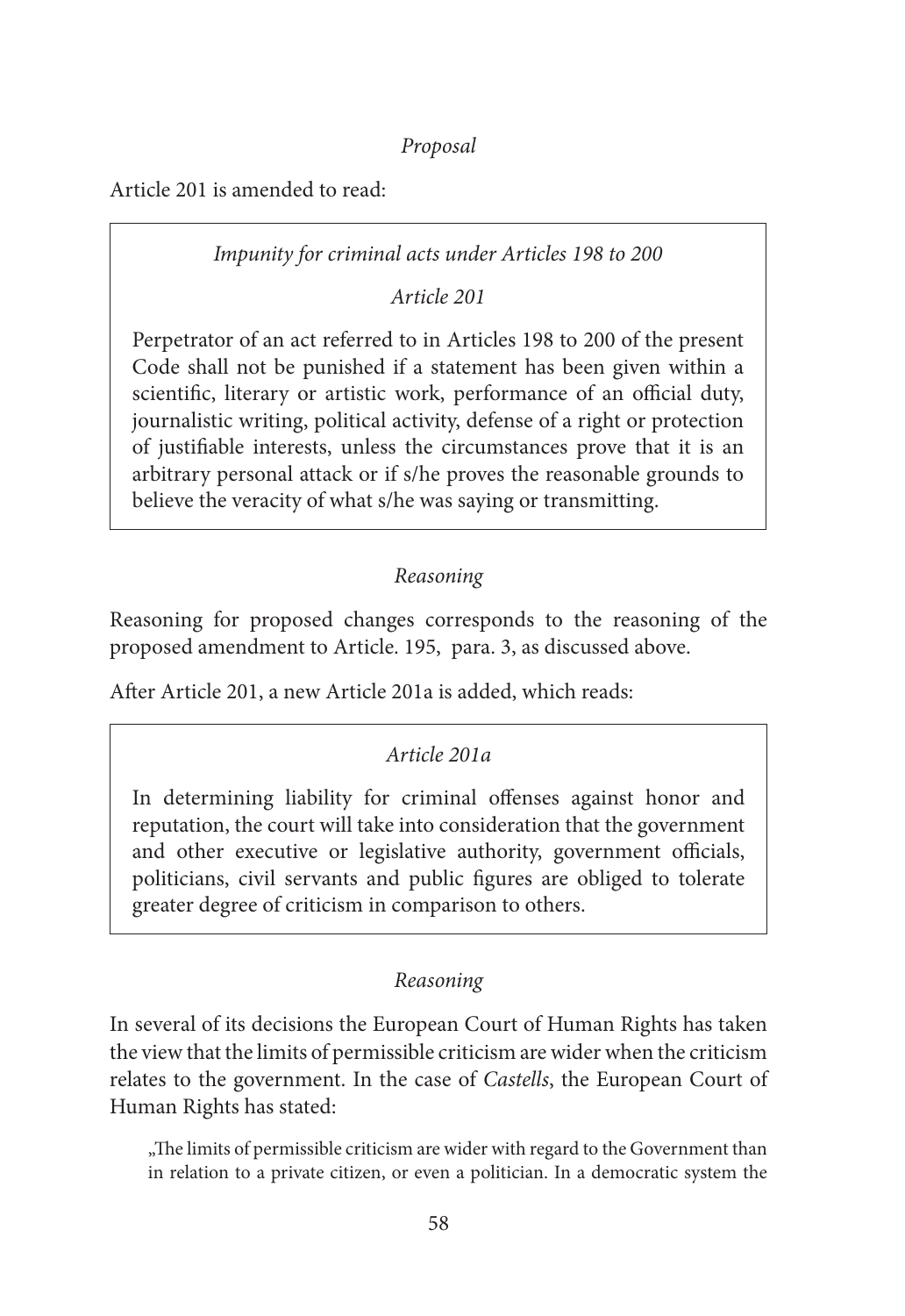*Proposal*

Article 201 is amended to read:

> *Impunity for criminal acts under Articles 198 to 200*
>
> *Article 201*
>
> Perpetrator of an act referred to in Articles 198 to 200 of the present Code shall not be punished if a statement has been given within a scientific, literary or artistic work, performance of an official duty, journalistic writing, political activity, defense of a right or protection of justifiable interests, unless the circumstances prove that it is an arbitrary personal attack or if s/he proves the reasonable grounds to believe the veracity of what s/he was saying or transmitting.

*Reasoning*

Reasoning for proposed changes corresponds to the reasoning of the proposed amendment to Article. 195, para. 3, as discussed above.

After Article 201, a new Article 201a is added, which reads:

> *Article 201a*
>
> In determining liability for criminal offenses against honor and reputation, the court will take into consideration that the government and other executive or legislative authority, government officials, politicians, civil servants and public figures are obliged to tolerate greater degree of criticism in comparison to others.

*Reasoning*

In several of its decisions the European Court of Human Rights has taken the view that the limits of permissible criticism are wider when the criticism relates to the government. In the case of *Castells*, the European Court of Human Rights has stated:

> „The limits of permissible criticism are wider with regard to the Government than in relation to a private citizen, or even a politician. In a democratic system the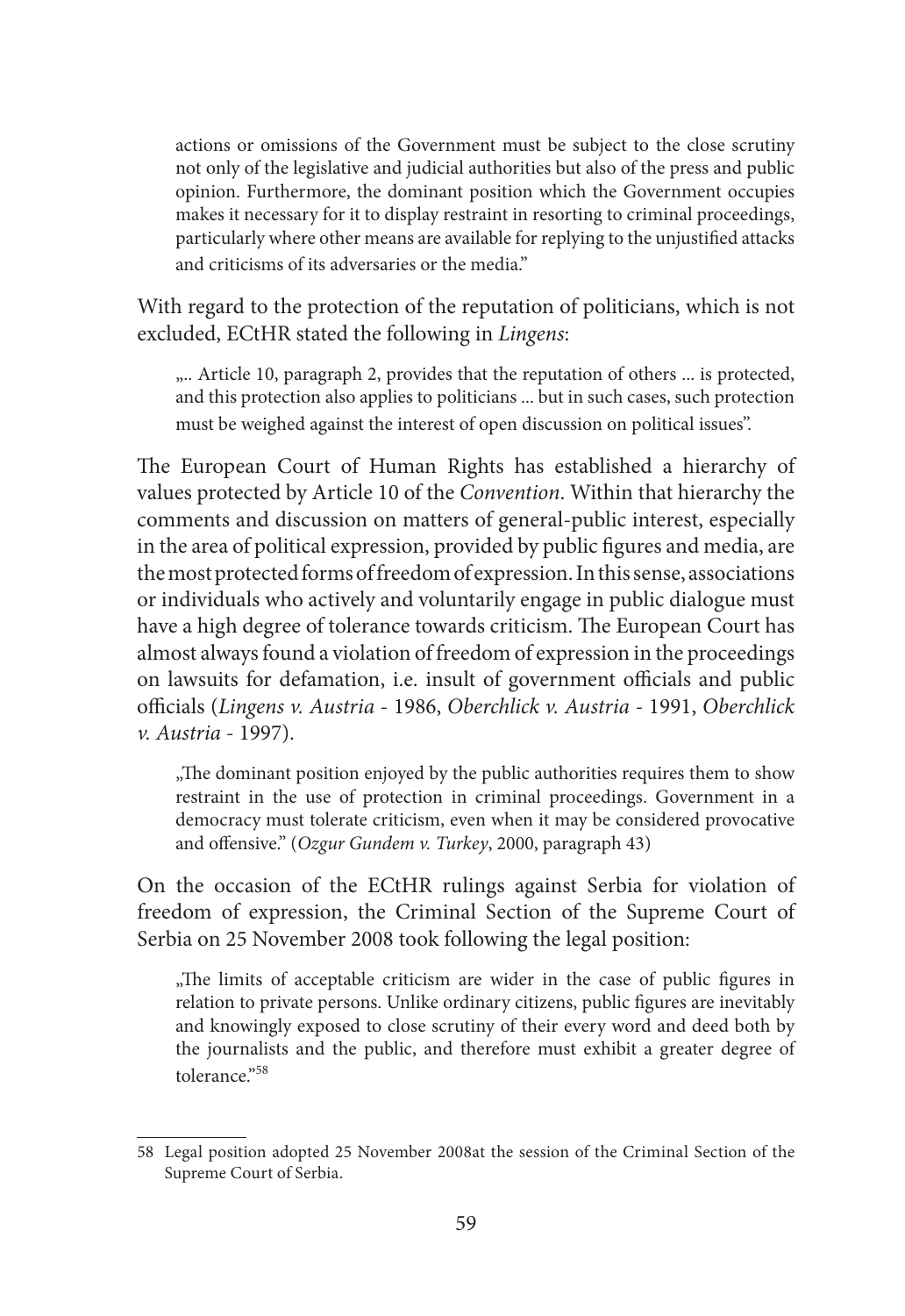> actions or omissions of the Government must be subject to the close scrutiny not only of the legislative and judicial authorities but also of the press and public opinion. Furthermore, the dominant position which the Government occupies makes it necessary for it to display restraint in resorting to criminal proceedings, particularly where other means are available for replying to the unjustified attacks and criticisms of its adversaries or the media."

With regard to the protection of the reputation of politicians, which is not excluded, ECtHR stated the following in *Lingens*:

> „.. Article 10, paragraph 2, provides that the reputation of others ... is protected, and this protection also applies to politicians ... but in such cases, such protection must be weighed against the interest of open discussion on political issues".

The European Court of Human Rights has established a hierarchy of values protected by Article 10 of the *Convention*. Within that hierarchy the comments and discussion on matters of general-public interest, especially in the area of political expression, provided by public figures and media, are the most protected forms of freedom of expression. In this sense, associations or individuals who actively and voluntarily engage in public dialogue must have a high degree of tolerance towards criticism. The European Court has almost always found a violation of freedom of expression in the proceedings on lawsuits for defamation, i.e. insult of government officials and public officials (*Lingens v. Austria* - 1986, *Oberchlick v. Austria* - 1991, *Oberchlick v. Austria* - 1997).

> „The dominant position enjoyed by the public authorities requires them to show restraint in the use of protection in criminal proceedings. Government in a democracy must tolerate criticism, even when it may be considered provocative and offensive." (*Ozgur Gundem v. Turkey*, 2000, paragraph 43)

On the occasion of the ECtHR rulings against Serbia for violation of freedom of expression, the Criminal Section of the Supreme Court of Serbia on 25 November 2008 took following the legal position:

> „The limits of acceptable criticism are wider in the case of public figures in relation to private persons. Unlike ordinary citizens, public figures are inevitably and knowingly exposed to close scrutiny of their every word and deed both by the journalists and the public, and therefore must exhibit a greater degree of tolerance."[58]

---

58 Legal position adopted 25 November 2008at the session of the Criminal Section of the Supreme Court of Serbia.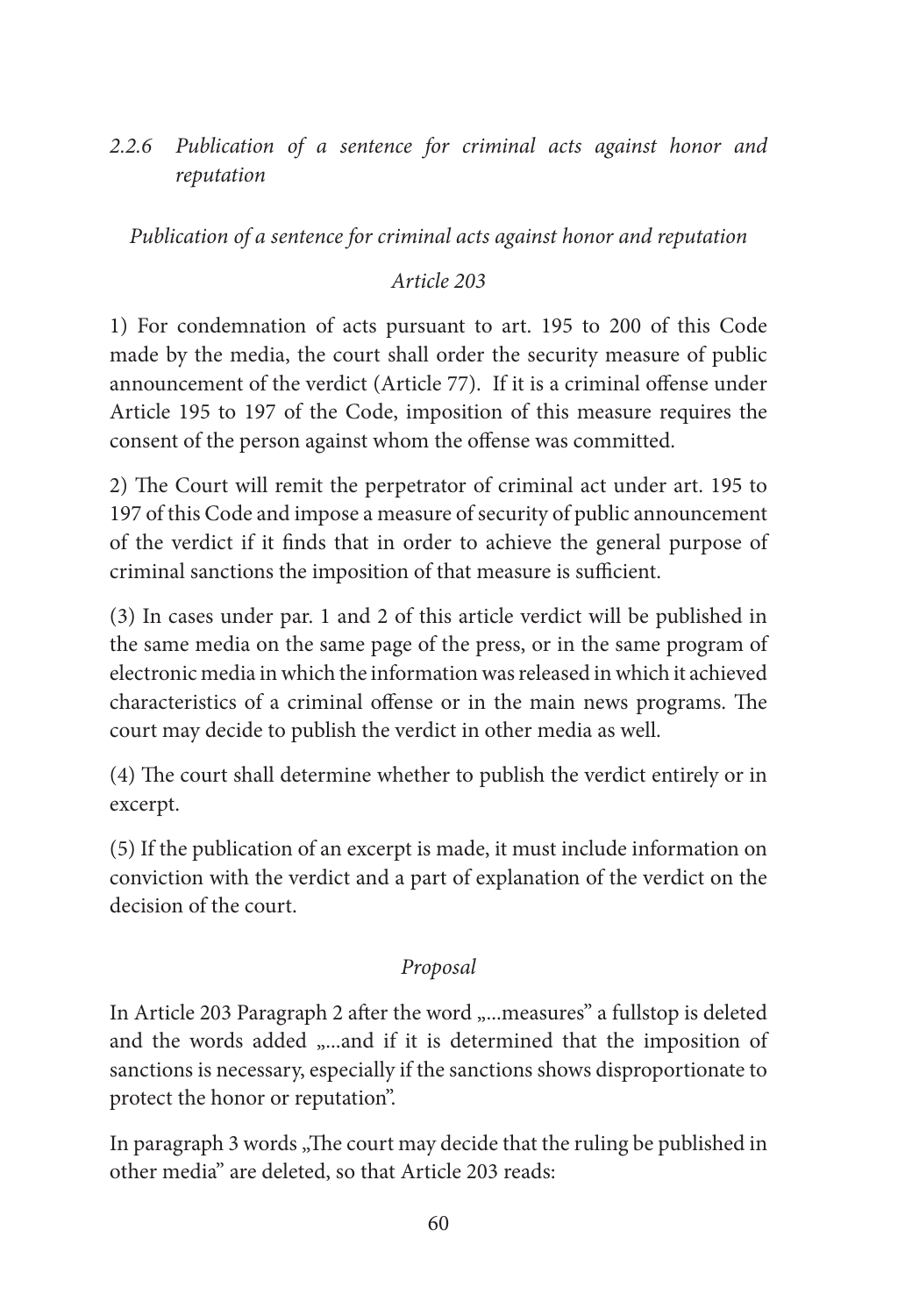### *2.2.6 Publication of a sentence for criminal acts against honor and reputation*

*Publication of a sentence for criminal acts against honor and reputation*

*Article 203*

1) For condemnation of acts pursuant to art. 195 to 200 of this Code made by the media, the court shall order the security measure of public announcement of the verdict (Article 77). If it is a criminal offense under Article 195 to 197 of the Code, imposition of this measure requires the consent of the person against whom the offense was committed.

2) The Court will remit the perpetrator of criminal act under art. 195 to 197 of this Code and impose a measure of security of public announcement of the verdict if it finds that in order to achieve the general purpose of criminal sanctions the imposition of that measure is sufficient.

(3) In cases under par. 1 and 2 of this article verdict will be published in the same media on the same page of the press, or in the same program of electronic media in which the information was released in which it achieved characteristics of a criminal offense or in the main news programs. The court may decide to publish the verdict in other media as well.

(4) The court shall determine whether to publish the verdict entirely or in excerpt.

(5) If the publication of an excerpt is made, it must include information on conviction with the verdict and a part of explanation of the verdict on the decision of the court.

*Proposal*

In Article 203 Paragraph 2 after the word „...measures" a fullstop is deleted and the words added „...and if it is determined that the imposition of sanctions is necessary, especially if the sanctions shows disproportionate to protect the honor or reputation".

In paragraph 3 words „The court may decide that the ruling be published in other media" are deleted, so that Article 203 reads: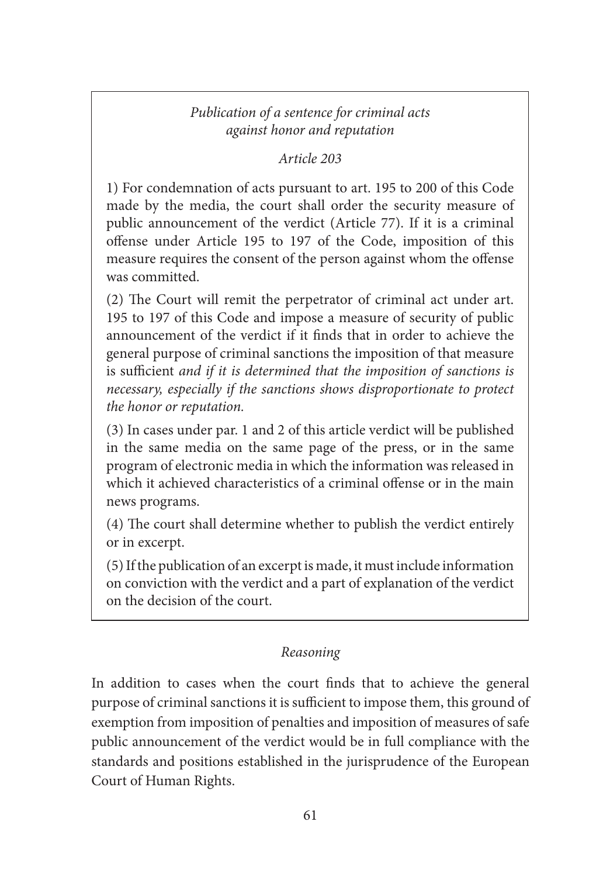*Publication of a sentence for criminal acts against honor and reputation*

*Article 203*

1) For condemnation of acts pursuant to art. 195 to 200 of this Code made by the media, the court shall order the security measure of public announcement of the verdict (Article 77). If it is a criminal offense under Article 195 to 197 of the Code, imposition of this measure requires the consent of the person against whom the offense was committed.

(2) The Court will remit the perpetrator of criminal act under art. 195 to 197 of this Code and impose a measure of security of public announcement of the verdict if it finds that in order to achieve the general purpose of criminal sanctions the imposition of that measure is sufficient *and if it is determined that the imposition of sanctions is necessary, especially if the sanctions shows disproportionate to protect the honor or reputation.*

(3) In cases under par. 1 and 2 of this article verdict will be published in the same media on the same page of the press, or in the same program of electronic media in which the information was released in which it achieved characteristics of a criminal offense or in the main news programs.

(4) The court shall determine whether to publish the verdict entirely or in excerpt.

(5) If the publication of an excerpt is made, it must include information on conviction with the verdict and a part of explanation of the verdict on the decision of the court.

*Reasoning*

In addition to cases when the court finds that to achieve the general purpose of criminal sanctions it is sufficient to impose them, this ground of exemption from imposition of penalties and imposition of measures of safe public announcement of the verdict would be in full compliance with the standards and positions established in the jurisprudence of the European Court of Human Rights.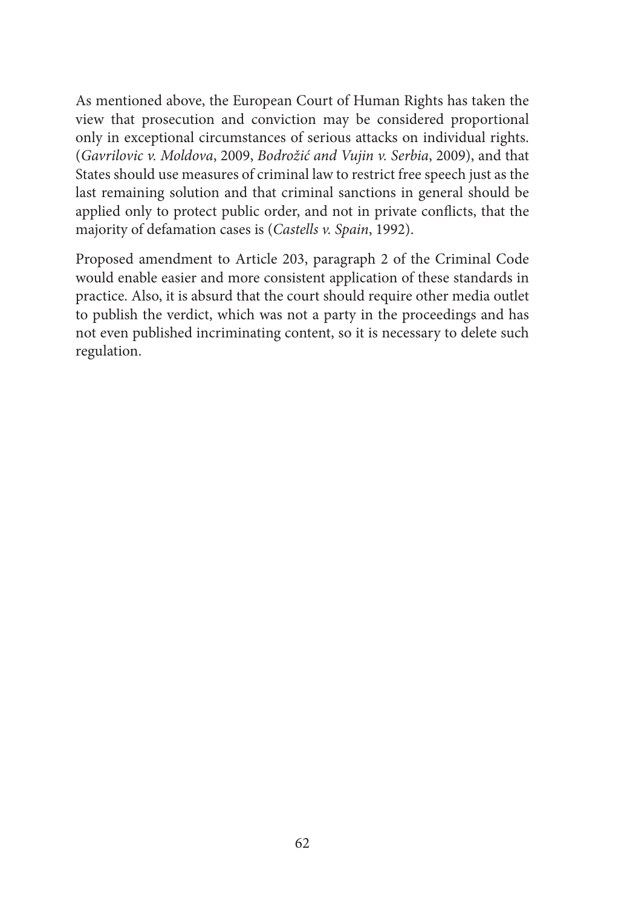As mentioned above, the European Court of Human Rights has taken the view that prosecution and conviction may be considered proportional only in exceptional circumstances of serious attacks on individual rights. (*Gavrilovic v. Moldova*, 2009, *Bodrožić and Vujin v. Serbia*, 2009), and that States should use measures of criminal law to restrict free speech just as the last remaining solution and that criminal sanctions in general should be applied only to protect public order, and not in private conflicts, that the majority of defamation cases is (*Castells v. Spain*, 1992).

Proposed amendment to Article 203, paragraph 2 of the Criminal Code would enable easier and more consistent application of these standards in practice. Also, it is absurd that the court should require other media outlet to publish the verdict, which was not a party in the proceedings and has not even published incriminating content, so it is necessary to delete such regulation.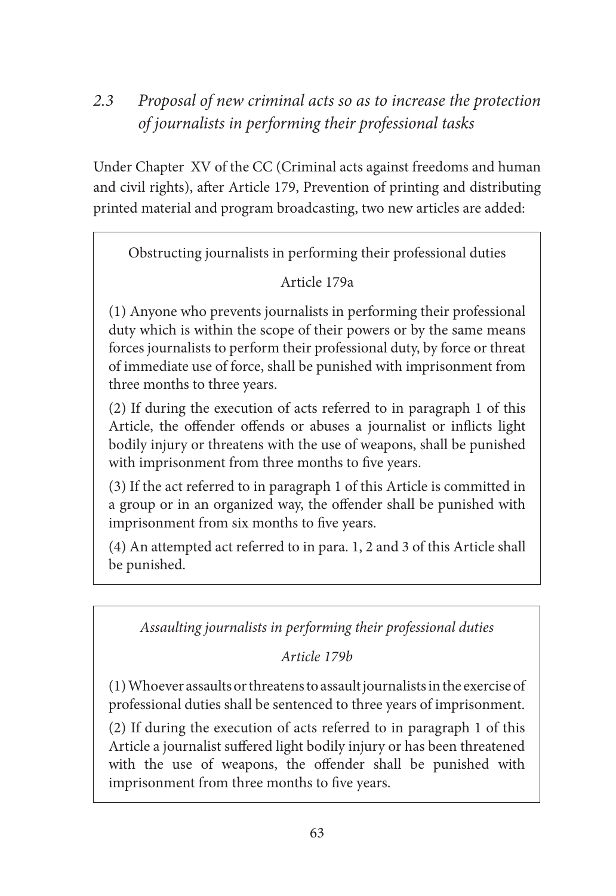## *2.3 Proposal of new criminal acts so as to increase the protection of journalists in performing their professional tasks*

Under Chapter XV of the CC (Criminal acts against freedoms and human and civil rights), after Article 179, Prevention of printing and distributing printed material and program broadcasting, two new articles are added:

> Obstructing journalists in performing their professional duties
>
> Article 179a
>
> (1) Anyone who prevents journalists in performing their professional duty which is within the scope of their powers or by the same means forces journalists to perform their professional duty, by force or threat of immediate use of force, shall be punished with imprisonment from three months to three years.
>
> (2) If during the execution of acts referred to in paragraph 1 of this Article, the offender offends or abuses a journalist or inflicts light bodily injury or threatens with the use of weapons, shall be punished with imprisonment from three months to five years.
>
> (3) If the act referred to in paragraph 1 of this Article is committed in a group or in an organized way, the offender shall be punished with imprisonment from six months to five years.
>
> (4) An attempted act referred to in para. 1, 2 and 3 of this Article shall be punished.

> *Assaulting journalists in performing their professional duties*
>
> *Article 179b*
>
> (1) Whoever assaults or threatens to assault journalists in the exercise of professional duties shall be sentenced to three years of imprisonment.
>
> (2) If during the execution of acts referred to in paragraph 1 of this Article a journalist suffered light bodily injury or has been threatened with the use of weapons, the offender shall be punished with imprisonment from three months to five years.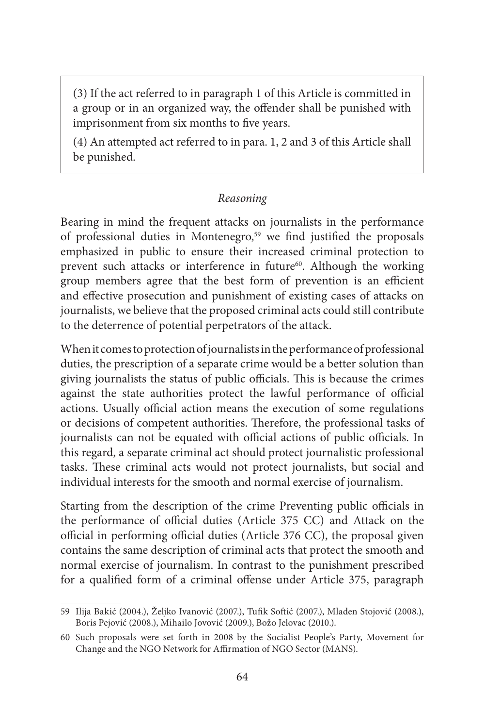(3) If the act referred to in paragraph 1 of this Article is committed in a group or in an organized way, the offender shall be punished with imprisonment from six months to five years.

(4) An attempted act referred to in para. 1, 2 and 3 of this Article shall be punished.

*Reasoning*

Bearing in mind the frequent attacks on journalists in the performance of professional duties in Montenegro,[59] we find justified the proposals emphasized in public to ensure their increased criminal protection to prevent such attacks or interference in future[60]. Although the working group members agree that the best form of prevention is an efficient and effective prosecution and punishment of existing cases of attacks on journalists, we believe that the proposed criminal acts could still contribute to the deterrence of potential perpetrators of the attack.

When it comes to protection of journalists in the performance of professional duties, the prescription of a separate crime would be a better solution than giving journalists the status of public officials. This is because the crimes against the state authorities protect the lawful performance of official actions. Usually official action means the execution of some regulations or decisions of competent authorities. Therefore, the professional tasks of journalists can not be equated with official actions of public officials. In this regard, a separate criminal act should protect journalistic professional tasks. These criminal acts would not protect journalists, but social and individual interests for the smooth and normal exercise of journalism.

Starting from the description of the crime Preventing public officials in the performance of official duties (Article 375 CC) and Attack on the official in performing official duties (Article 376 CC), the proposal given contains the same description of criminal acts that protect the smooth and normal exercise of journalism. In contrast to the punishment prescribed for a qualified form of a criminal offense under Article 375, paragraph

---

59 Ilija Bakić (2004.), Željko Ivanović (2007.), Tufik Softić (2007.), Mladen Stojović (2008.), Boris Pejović (2008.), Mihailo Jovović (2009.), Božo Jelovac (2010.).

60 Such proposals were set forth in 2008 by the Socialist People's Party, Movement for Change and the NGO Network for Affirmation of NGO Sector (MANS).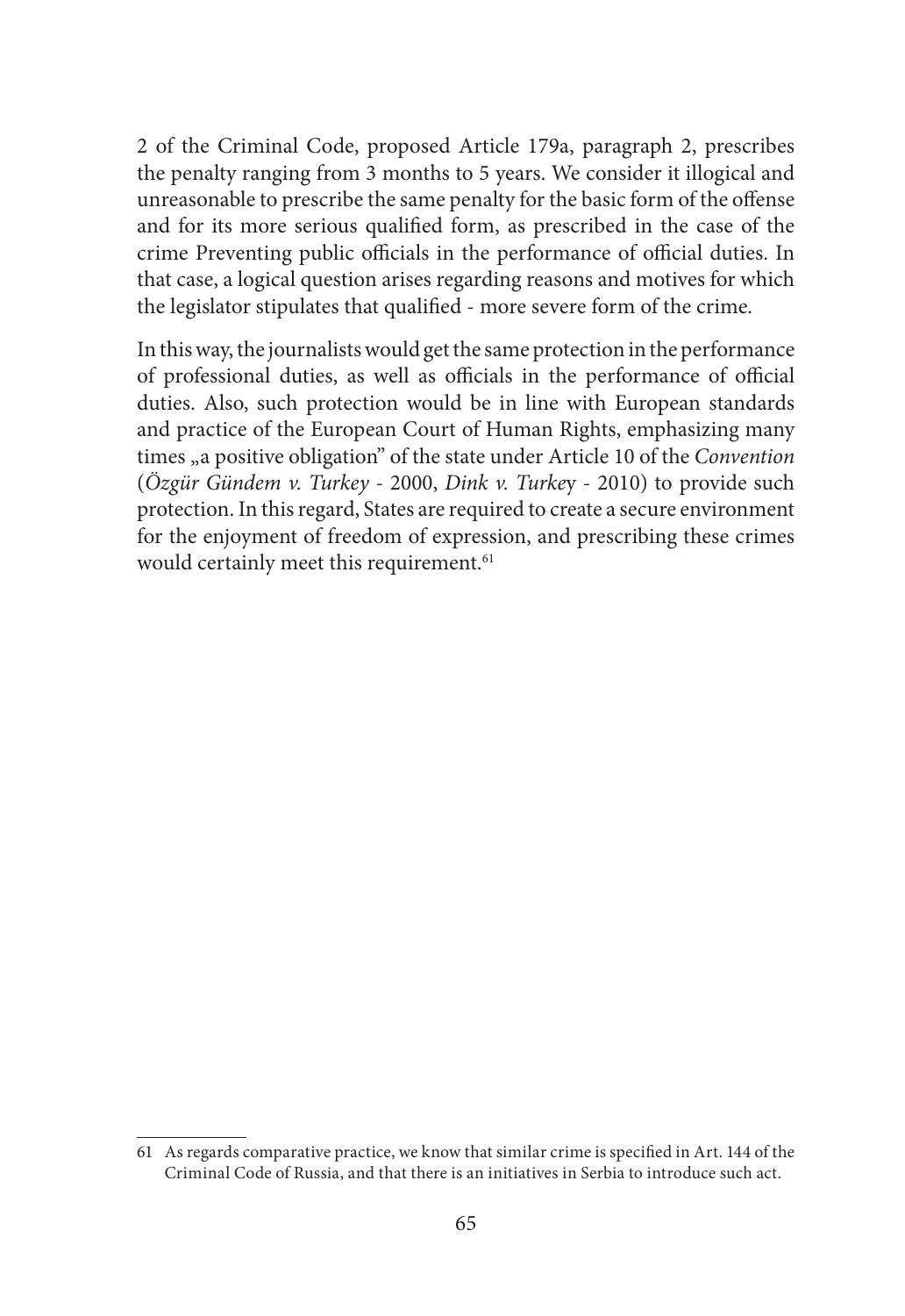2 of the Criminal Code, proposed Article 179a, paragraph 2, prescribes the penalty ranging from 3 months to 5 years. We consider it illogical and unreasonable to prescribe the same penalty for the basic form of the offense and for its more serious qualified form, as prescribed in the case of the crime Preventing public officials in the performance of official duties. In that case, a logical question arises regarding reasons and motives for which the legislator stipulates that qualified - more severe form of the crime.

In this way, the journalists would get the same protection in the performance of professional duties, as well as officials in the performance of official duties. Also, such protection would be in line with European standards and practice of the European Court of Human Rights, emphasizing many times „a positive obligation" of the state under Article 10 of the *Convention* (*Özgür Gündem v. Turkey* - 2000, *Dink v. Turkey* - 2010) to provide such protection. In this regard, States are required to create a secure environment for the enjoyment of freedom of expression, and prescribing these crimes would certainly meet this requirement.[61]

---

61 As regards comparative practice, we know that similar crime is specified in Art. 144 of the Criminal Code of Russia, and that there is an initiatives in Serbia to introduce such act.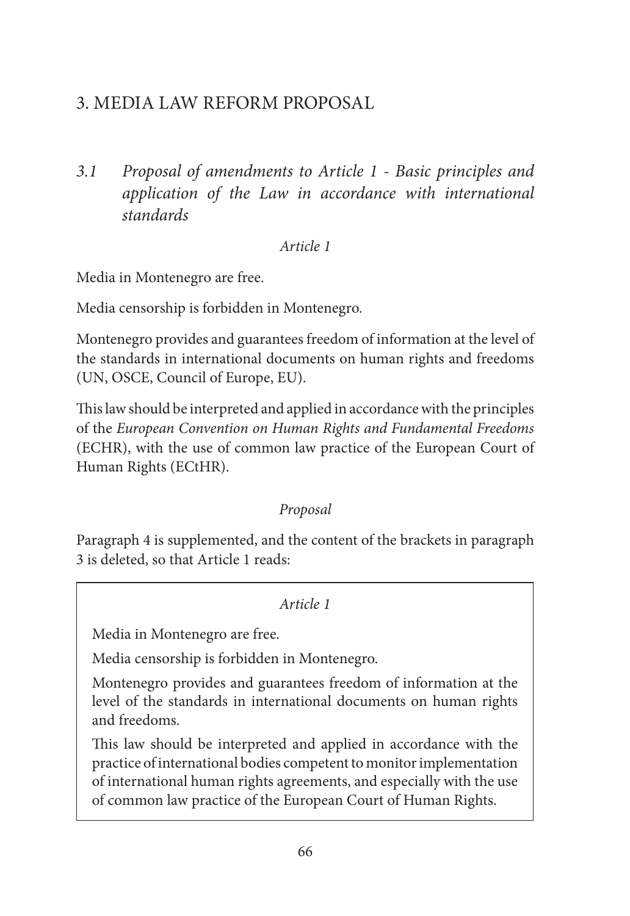# 3. MEDIA LAW REFORM PROPOSAL

## *3.1 Proposal of amendments to Article 1 - Basic principles and application of the Law in accordance with international standards*

*Article 1*

Media in Montenegro are free.

Media censorship is forbidden in Montenegro.

Montenegro provides and guarantees freedom of information at the level of the standards in international documents on human rights and freedoms (UN, OSCE, Council of Europe, EU).

This law should be interpreted and applied in accordance with the principles of the *European Convention on Human Rights and Fundamental Freedoms* (ECHR), with the use of common law practice of the European Court of Human Rights (ECtHR).

*Proposal*

Paragraph 4 is supplemented, and the content of the brackets in paragraph 3 is deleted, so that Article 1 reads:

> *Article 1*
>
> Media in Montenegro are free.
>
> Media censorship is forbidden in Montenegro.
>
> Montenegro provides and guarantees freedom of information at the level of the standards in international documents on human rights and freedoms.
>
> This law should be interpreted and applied in accordance with the practice of international bodies competent to monitor implementation of international human rights agreements, and especially with the use of common law practice of the European Court of Human Rights.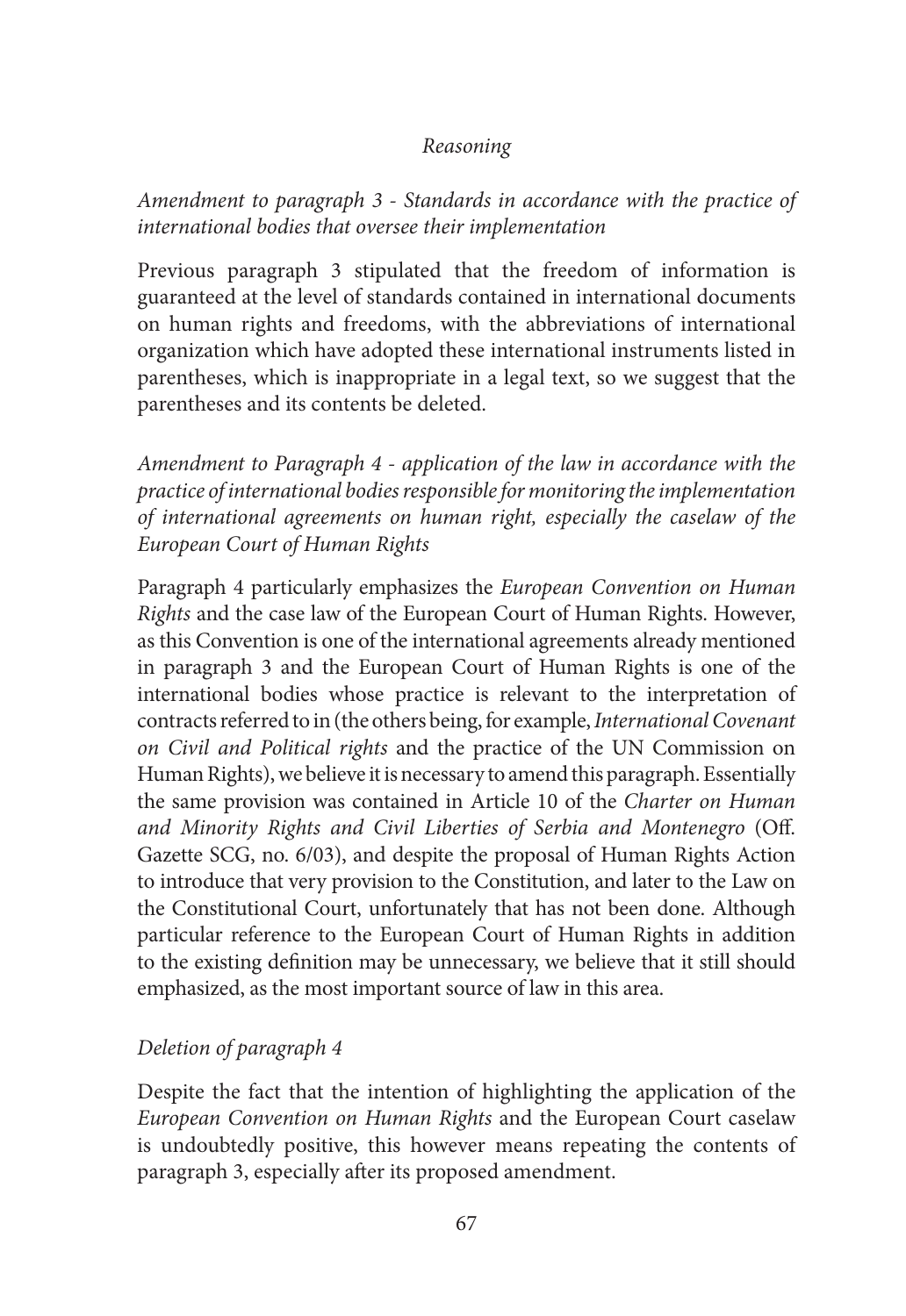*Reasoning*

*Amendment to paragraph 3 - Standards in accordance with the practice of international bodies that oversee their implementation*

Previous paragraph 3 stipulated that the freedom of information is guaranteed at the level of standards contained in international documents on human rights and freedoms, with the abbreviations of international organization which have adopted these international instruments listed in parentheses, which is inappropriate in a legal text, so we suggest that the parentheses and its contents be deleted.

*Amendment to Paragraph 4 - application of the law in accordance with the practice of international bodies responsible for monitoring the implementation of international agreements on human right, especially the caselaw of the European Court of Human Rights*

Paragraph 4 particularly emphasizes the *European Convention on Human Rights* and the case law of the European Court of Human Rights. However, as this Convention is one of the international agreements already mentioned in paragraph 3 and the European Court of Human Rights is one of the international bodies whose practice is relevant to the interpretation of contracts referred to in (the others being, for example, *International Covenant on Civil and Political rights* and the practice of the UN Commission on Human Rights), we believe it is necessary to amend this paragraph. Essentially the same provision was contained in Article 10 of the *Charter on Human and Minority Rights and Civil Liberties of Serbia and Montenegro* (Off. Gazette SCG, no. 6/03), and despite the proposal of Human Rights Action to introduce that very provision to the Constitution, and later to the Law on the Constitutional Court, unfortunately that has not been done. Although particular reference to the European Court of Human Rights in addition to the existing definition may be unnecessary, we believe that it still should emphasized, as the most important source of law in this area.

*Deletion of paragraph 4*

Despite the fact that the intention of highlighting the application of the *European Convention on Human Rights* and the European Court caselaw is undoubtedly positive, this however means repeating the contents of paragraph 3, especially after its proposed amendment.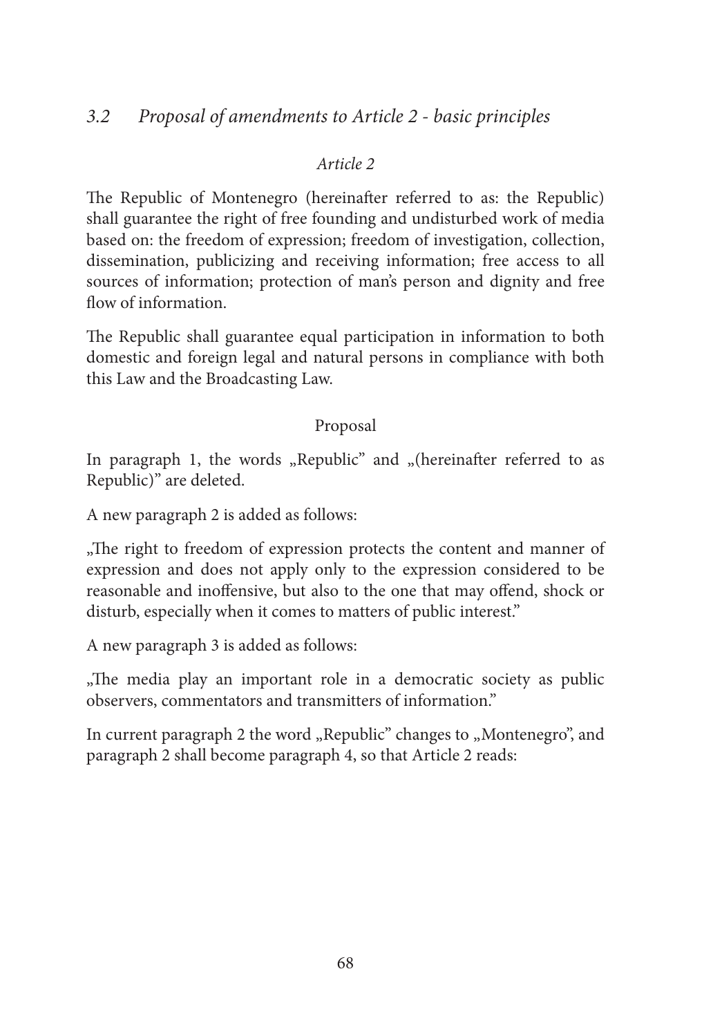### *3.2 Proposal of amendments to Article 2 - basic principles*

*Article 2*

The Republic of Montenegro (hereinafter referred to as: the Republic) shall guarantee the right of free founding and undisturbed work of media based on: the freedom of expression; freedom of investigation, collection, dissemination, publicizing and receiving information; free access to all sources of information; protection of man's person and dignity and free flow of information.

The Republic shall guarantee equal participation in information to both domestic and foreign legal and natural persons in compliance with both this Law and the Broadcasting Law.

Proposal

In paragraph 1, the words „Republic" and „(hereinafter referred to as Republic)" are deleted.

A new paragraph 2 is added as follows:

„The right to freedom of expression protects the content and manner of expression and does not apply only to the expression considered to be reasonable and inoffensive, but also to the one that may offend, shock or disturb, especially when it comes to matters of public interest."

A new paragraph 3 is added as follows:

„The media play an important role in a democratic society as public observers, commentators and transmitters of information."

In current paragraph 2 the word „Republic" changes to „Montenegro", and paragraph 2 shall become paragraph 4, so that Article 2 reads: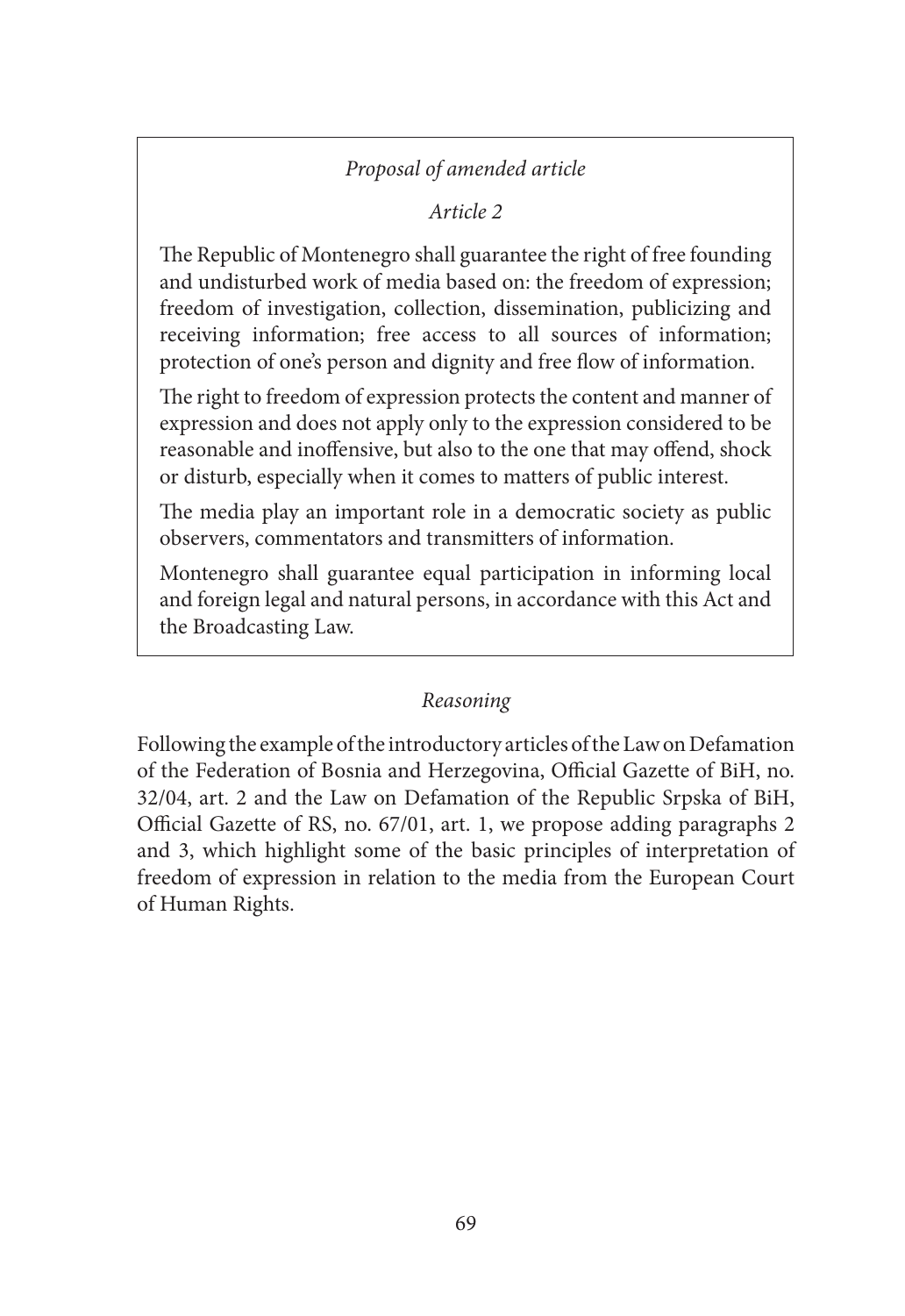*Proposal of amended article*

*Article 2*

The Republic of Montenegro shall guarantee the right of free founding and undisturbed work of media based on: the freedom of expression; freedom of investigation, collection, dissemination, publicizing and receiving information; free access to all sources of information; protection of one's person and dignity and free flow of information.

The right to freedom of expression protects the content and manner of expression and does not apply only to the expression considered to be reasonable and inoffensive, but also to the one that may offend, shock or disturb, especially when it comes to matters of public interest.

The media play an important role in a democratic society as public observers, commentators and transmitters of information.

Montenegro shall guarantee equal participation in informing local and foreign legal and natural persons, in accordance with this Act and the Broadcasting Law.

*Reasoning*

Following the example of the introductory articles of the Law on Defamation of the Federation of Bosnia and Herzegovina, Official Gazette of BiH, no. 32/04, art. 2 and the Law on Defamation of the Republic Srpska of BiH, Official Gazette of RS, no. 67/01, art. 1, we propose adding paragraphs 2 and 3, which highlight some of the basic principles of interpretation of freedom of expression in relation to the media from the European Court of Human Rights.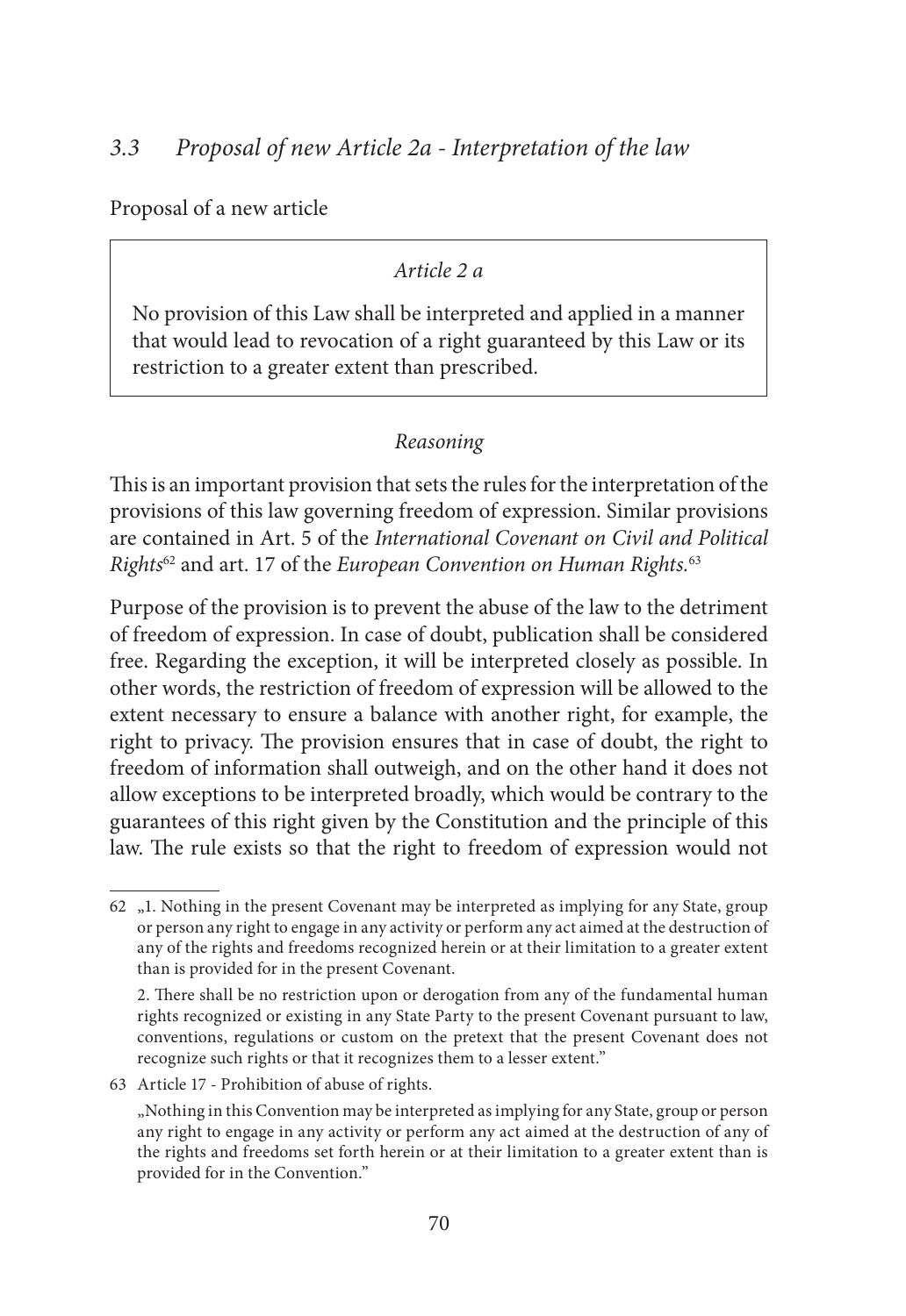### *3.3 Proposal of new Article 2a - Interpretation of the law*

Proposal of a new article

> *Article 2 a*
>
> No provision of this Law shall be interpreted and applied in a manner that would lead to revocation of a right guaranteed by this Law or its restriction to a greater extent than prescribed.

*Reasoning*

This is an important provision that sets the rules for the interpretation of the provisions of this law governing freedom of expression. Similar provisions are contained in Art. 5 of the *International Covenant on Civil and Political Rights*[62] and art. 17 of the *European Convention on Human Rights.*[63]

Purpose of the provision is to prevent the abuse of the law to the detriment of freedom of expression. In case of doubt, publication shall be considered free. Regarding the exception, it will be interpreted closely as possible. In other words, the restriction of freedom of expression will be allowed to the extent necessary to ensure a balance with another right, for example, the right to privacy. The provision ensures that in case of doubt, the right to freedom of information shall outweigh, and on the other hand it does not allow exceptions to be interpreted broadly, which would be contrary to the guarantees of this right given by the Constitution and the principle of this law. The rule exists so that the right to freedom of expression would not

---

62 „1. Nothing in the present Covenant may be interpreted as implying for any State, group or person any right to engage in any activity or perform any act aimed at the destruction of any of the rights and freedoms recognized herein or at their limitation to a greater extent than is provided for in the present Covenant.

2. There shall be no restriction upon or derogation from any of the fundamental human rights recognized or existing in any State Party to the present Covenant pursuant to law, conventions, regulations or custom on the pretext that the present Covenant does not recognize such rights or that it recognizes them to a lesser extent."

63 Article 17 - Prohibition of abuse of rights.

„Nothing in this Convention may be interpreted as implying for any State, group or person any right to engage in any activity or perform any act aimed at the destruction of any of the rights and freedoms set forth herein or at their limitation to a greater extent than is provided for in the Convention."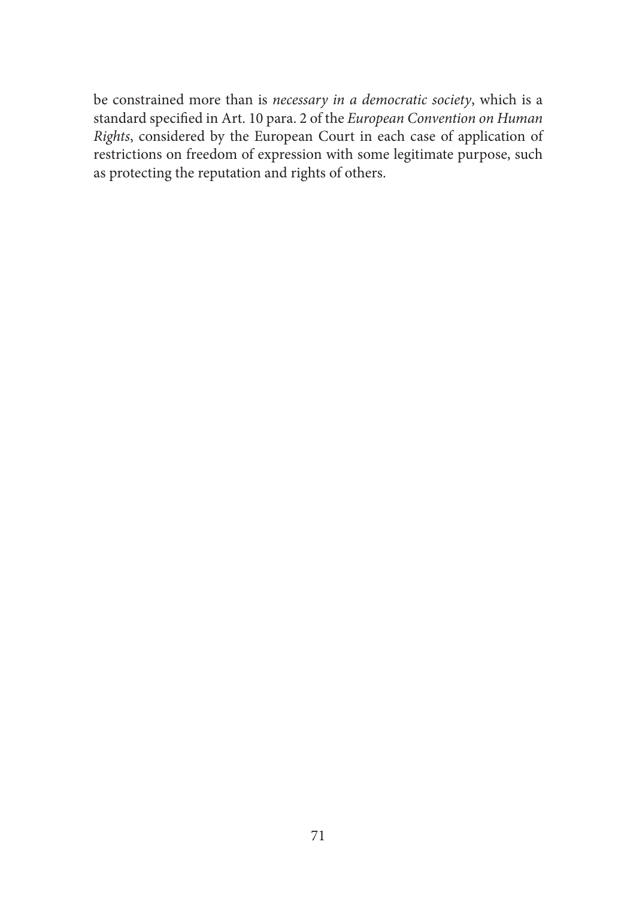be constrained more than is *necessary in a democratic society*, which is a standard specified in Art. 10 para. 2 of the *European Convention on Human Rights*, considered by the European Court in each case of application of restrictions on freedom of expression with some legitimate purpose, such as protecting the reputation and rights of others.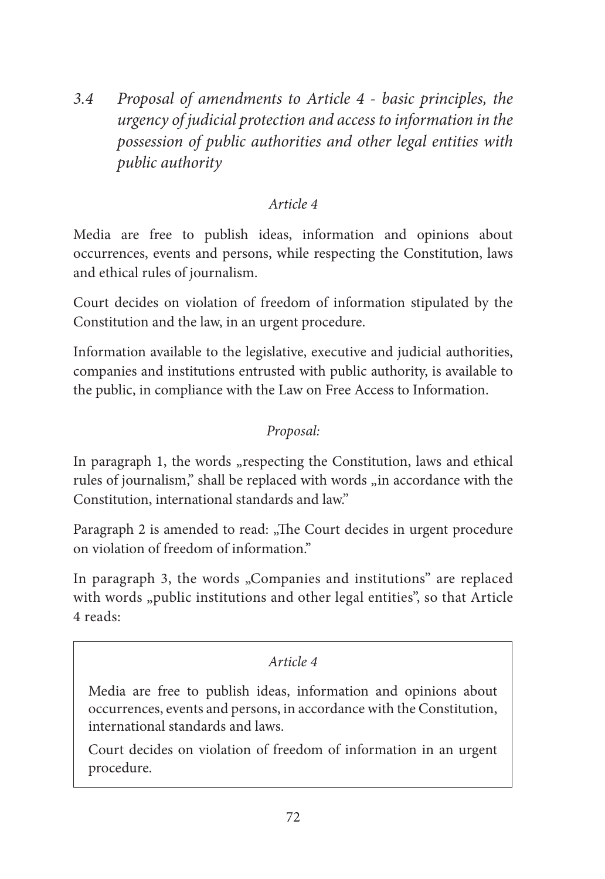### *3.4 Proposal of amendments to Article 4 - basic principles, the urgency of judicial protection and access to information in the possession of public authorities and other legal entities with public authority*

*Article 4*

Media are free to publish ideas, information and opinions about occurrences, events and persons, while respecting the Constitution, laws and ethical rules of journalism.

Court decides on violation of freedom of information stipulated by the Constitution and the law, in an urgent procedure.

Information available to the legislative, executive and judicial authorities, companies and institutions entrusted with public authority, is available to the public, in compliance with the Law on Free Access to Information.

*Proposal:*

In paragraph 1, the words „respecting the Constitution, laws and ethical rules of journalism," shall be replaced with words „in accordance with the Constitution, international standards and law."

Paragraph 2 is amended to read: „The Court decides in urgent procedure on violation of freedom of information."

In paragraph 3, the words „Companies and institutions" are replaced with words „public institutions and other legal entities", so that Article 4 reads:

> *Article 4*
>
> Media are free to publish ideas, information and opinions about occurrences, events and persons, in accordance with the Constitution, international standards and laws.
>
> Court decides on violation of freedom of information in an urgent procedure.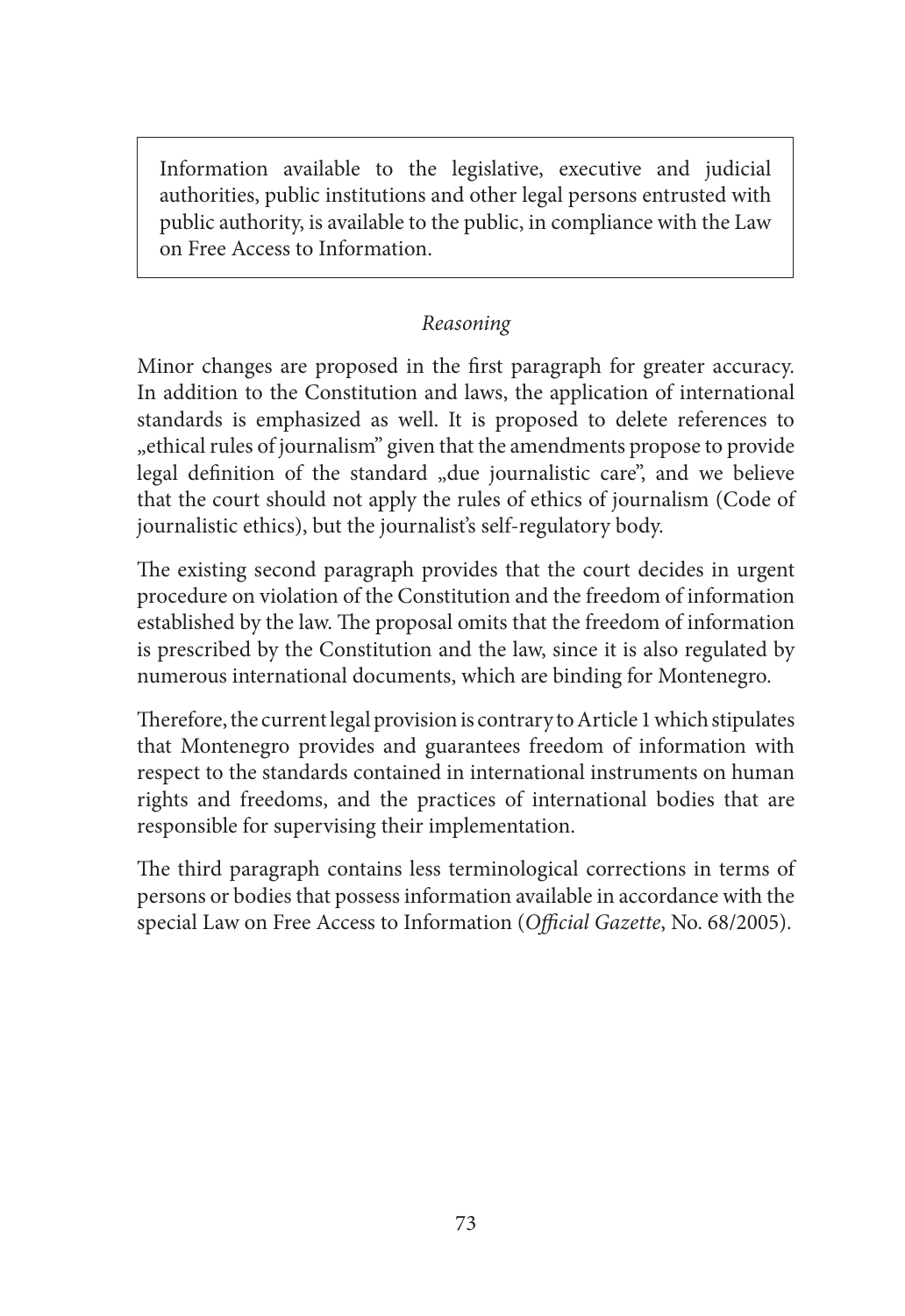> Information available to the legislative, executive and judicial authorities, public institutions and other legal persons entrusted with public authority, is available to the public, in compliance with the Law on Free Access to Information.

*Reasoning*

Minor changes are proposed in the first paragraph for greater accuracy. In addition to the Constitution and laws, the application of international standards is emphasized as well. It is proposed to delete references to „ethical rules of journalism" given that the amendments propose to provide legal definition of the standard „due journalistic care", and we believe that the court should not apply the rules of ethics of journalism (Code of journalistic ethics), but the journalist's self-regulatory body.

The existing second paragraph provides that the court decides in urgent procedure on violation of the Constitution and the freedom of information established by the law. The proposal omits that the freedom of information is prescribed by the Constitution and the law, since it is also regulated by numerous international documents, which are binding for Montenegro.

Therefore, the current legal provision is contrary to Article 1 which stipulates that Montenegro provides and guarantees freedom of information with respect to the standards contained in international instruments on human rights and freedoms, and the practices of international bodies that are responsible for supervising their implementation.

The third paragraph contains less terminological corrections in terms of persons or bodies that possess information available in accordance with the special Law on Free Access to Information (*Official Gazette*, No. 68/2005).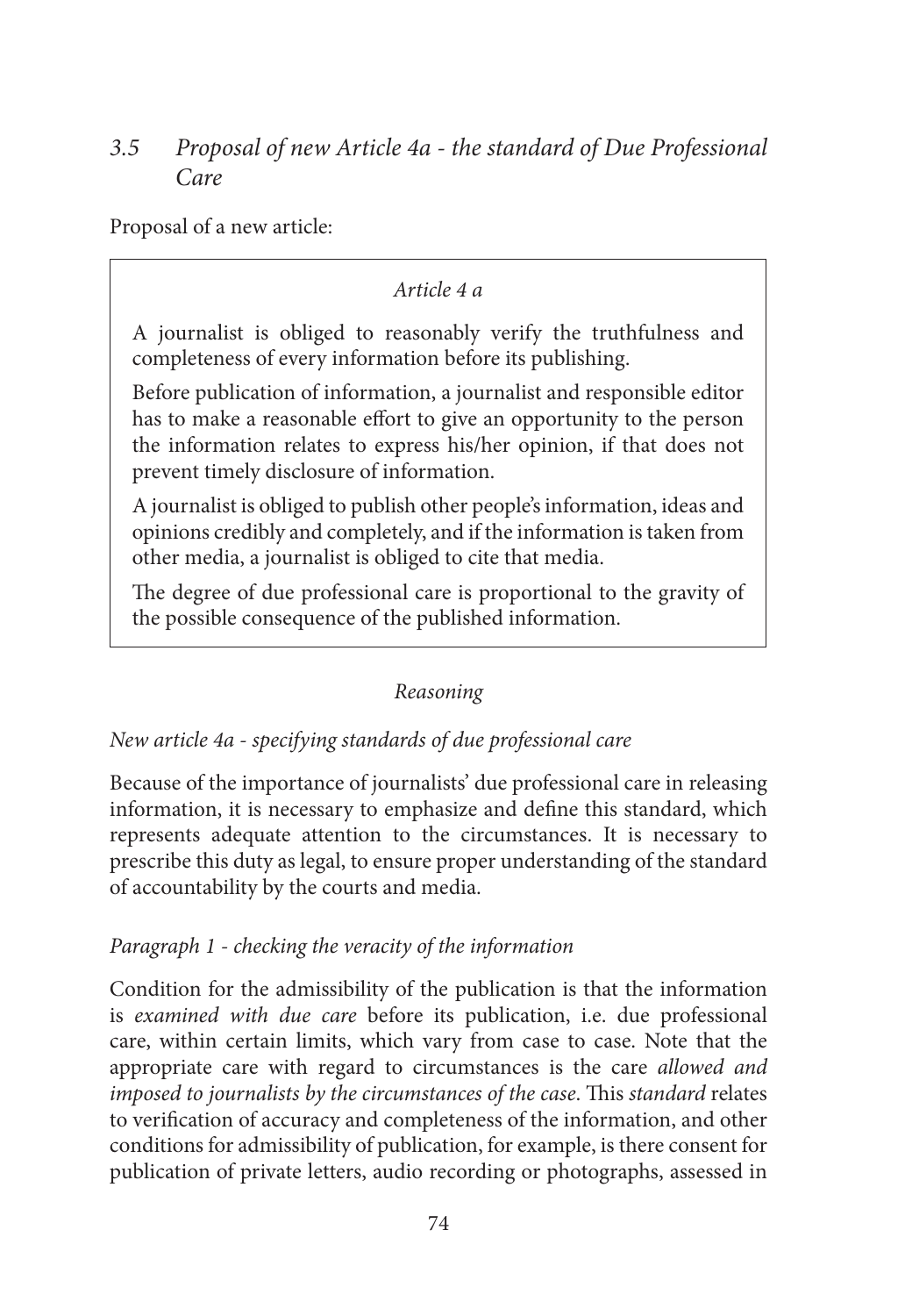### *3.5 Proposal of new Article 4a - the standard of Due Professional Care*

Proposal of a new article:

> *Article 4 a*
>
> A journalist is obliged to reasonably verify the truthfulness and completeness of every information before its publishing.
>
> Before publication of information, a journalist and responsible editor has to make a reasonable effort to give an opportunity to the person the information relates to express his/her opinion, if that does not prevent timely disclosure of information.
>
> A journalist is obliged to publish other people's information, ideas and opinions credibly and completely, and if the information is taken from other media, a journalist is obliged to cite that media.
>
> The degree of due professional care is proportional to the gravity of the possible consequence of the published information.

*Reasoning*

*New article 4a - specifying standards of due professional care*

Because of the importance of journalists' due professional care in releasing information, it is necessary to emphasize and define this standard, which represents adequate attention to the circumstances. It is necessary to prescribe this duty as legal, to ensure proper understanding of the standard of accountability by the courts and media.

*Paragraph 1 - checking the veracity of the information*

Condition for the admissibility of the publication is that the information is *examined with due care* before its publication, i.e. due professional care, within certain limits, which vary from case to case. Note that the appropriate care with regard to circumstances is the care *allowed and imposed to journalists by the circumstances of the case*. This *standard* relates to verification of accuracy and completeness of the information, and other conditions for admissibility of publication, for example, is there consent for publication of private letters, audio recording or photographs, assessed in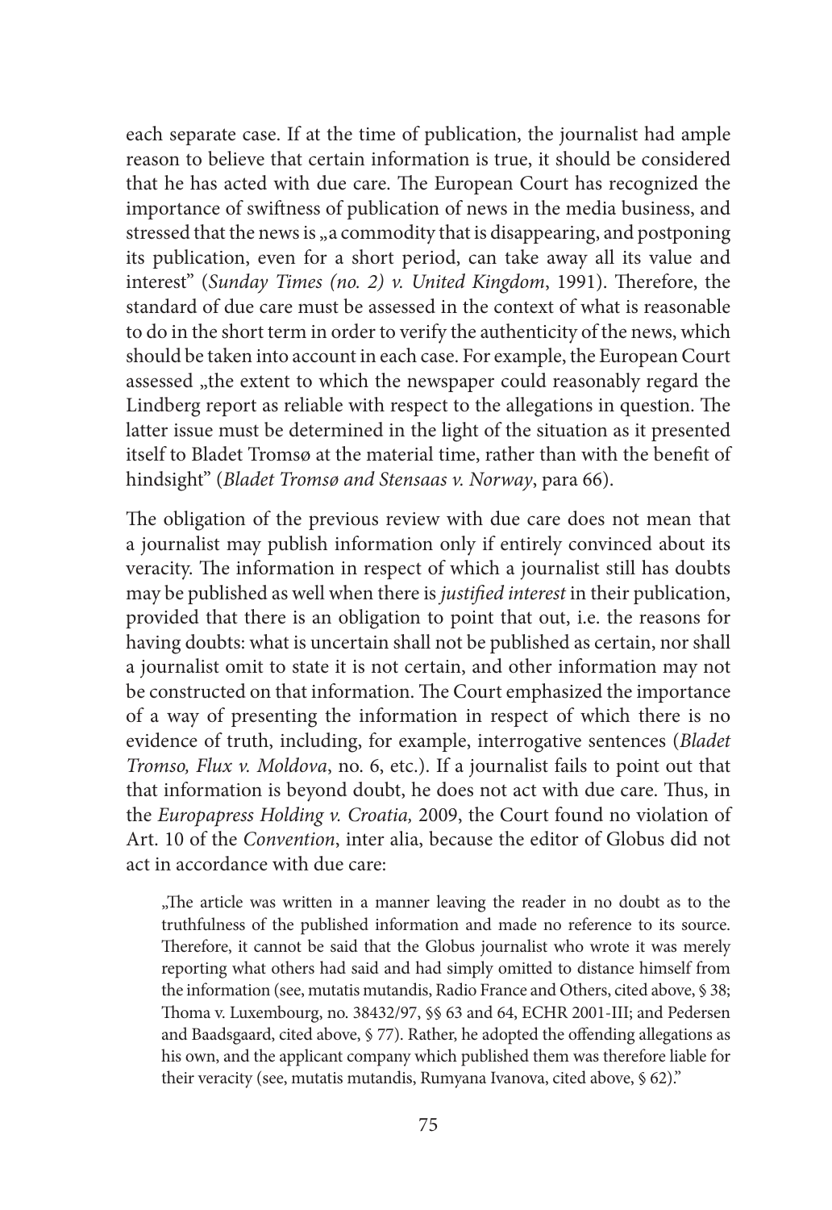each separate case. If at the time of publication, the journalist had ample reason to believe that certain information is true, it should be considered that he has acted with due care. The European Court has recognized the importance of swiftness of publication of news in the media business, and stressed that the news is „a commodity that is disappearing, and postponing its publication, even for a short period, can take away all its value and interest" (*Sunday Times (no. 2) v. United Kingdom*, 1991). Therefore, the standard of due care must be assessed in the context of what is reasonable to do in the short term in order to verify the authenticity of the news, which should be taken into account in each case. For example, the European Court assessed „the extent to which the newspaper could reasonably regard the Lindberg report as reliable with respect to the allegations in question. The latter issue must be determined in the light of the situation as it presented itself to Bladet Tromsø at the material time, rather than with the benefit of hindsight" (*Bladet Tromsø and Stensaas v. Norway*, para 66).

The obligation of the previous review with due care does not mean that a journalist may publish information only if entirely convinced about its veracity. The information in respect of which a journalist still has doubts may be published as well when there is *justified interest* in their publication, provided that there is an obligation to point that out, i.e. the reasons for having doubts: what is uncertain shall not be published as certain, nor shall a journalist omit to state it is not certain, and other information may not be constructed on that information. The Court emphasized the importance of a way of presenting the information in respect of which there is no evidence of truth, including, for example, interrogative sentences (*Bladet Tromso, Flux v. Moldova*, no. 6, etc.). If a journalist fails to point out that that information is beyond doubt, he does not act with due care. Thus, in the *Europapress Holding v. Croatia,* 2009, the Court found no violation of Art. 10 of the *Convention*, inter alia, because the editor of Globus did not act in accordance with due care:

> „The article was written in a manner leaving the reader in no doubt as to the truthfulness of the published information and made no reference to its source. Therefore, it cannot be said that the Globus journalist who wrote it was merely reporting what others had said and had simply omitted to distance himself from the information (see, mutatis mutandis, Radio France and Others, cited above, § 38; Thoma v. Luxembourg, no. 38432/97, §§ 63 and 64, ECHR 2001-III; and Pedersen and Baadsgaard, cited above, § 77). Rather, he adopted the offending allegations as his own, and the applicant company which published them was therefore liable for their veracity (see, mutatis mutandis, Rumyana Ivanova, cited above, § 62)."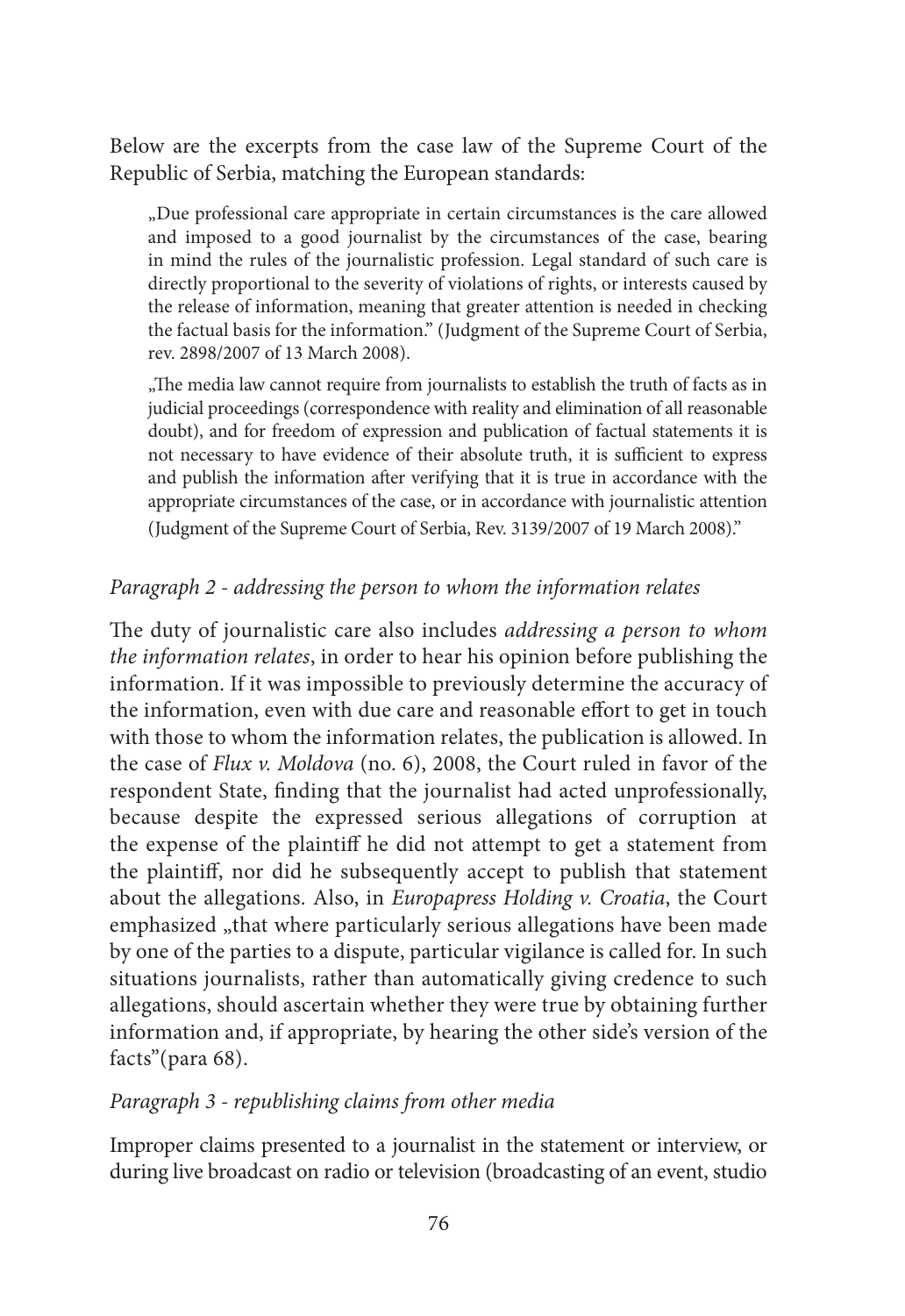Below are the excerpts from the case law of the Supreme Court of the Republic of Serbia, matching the European standards:

> „Due professional care appropriate in certain circumstances is the care allowed and imposed to a good journalist by the circumstances of the case, bearing in mind the rules of the journalistic profession. Legal standard of such care is directly proportional to the severity of violations of rights, or interests caused by the release of information, meaning that greater attention is needed in checking the factual basis for the information." (Judgment of the Supreme Court of Serbia, rev. 2898/2007 of 13 March 2008).
>
> „The media law cannot require from journalists to establish the truth of facts as in judicial proceedings (correspondence with reality and elimination of all reasonable doubt), and for freedom of expression and publication of factual statements it is not necessary to have evidence of their absolute truth, it is sufficient to express and publish the information after verifying that it is true in accordance with the appropriate circumstances of the case, or in accordance with journalistic attention (Judgment of the Supreme Court of Serbia, Rev. 3139/2007 of 19 March 2008)."

*Paragraph 2 - addressing the person to whom the information relates*

The duty of journalistic care also includes *addressing a person to whom the information relates*, in order to hear his opinion before publishing the information. If it was impossible to previously determine the accuracy of the information, even with due care and reasonable effort to get in touch with those to whom the information relates, the publication is allowed. In the case of *Flux v. Moldova* (no. 6), 2008, the Court ruled in favor of the respondent State, finding that the journalist had acted unprofessionally, because despite the expressed serious allegations of corruption at the expense of the plaintiff he did not attempt to get a statement from the plaintiff, nor did he subsequently accept to publish that statement about the allegations. Also, in *Europapress Holding v. Croatia*, the Court emphasized „that where particularly serious allegations have been made by one of the parties to a dispute, particular vigilance is called for. In such situations journalists, rather than automatically giving credence to such allegations, should ascertain whether they were true by obtaining further information and, if appropriate, by hearing the other side's version of the facts"(para 68).

*Paragraph 3 - republishing claims from other media*

Improper claims presented to a journalist in the statement or interview, or during live broadcast on radio or television (broadcasting of an event, studio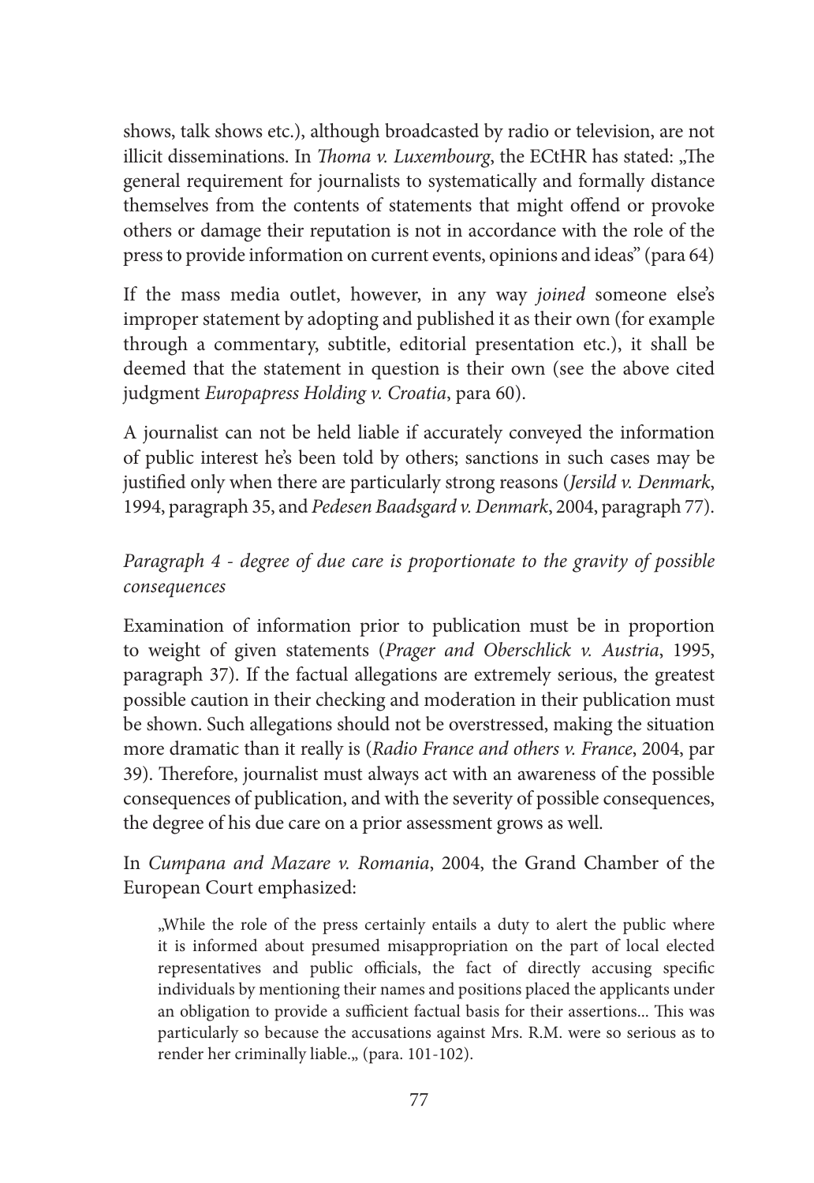shows, talk shows etc.), although broadcasted by radio or television, are not illicit disseminations. In *Thoma v. Luxembourg*, the ECtHR has stated: „The general requirement for journalists to systematically and formally distance themselves from the contents of statements that might offend or provoke others or damage their reputation is not in accordance with the role of the press to provide information on current events, opinions and ideas" (para 64)

If the mass media outlet, however, in any way *joined* someone else's improper statement by adopting and published it as their own (for example through a commentary, subtitle, editorial presentation etc.), it shall be deemed that the statement in question is their own (see the above cited judgment *Europapress Holding v. Croatia*, para 60).

A journalist can not be held liable if accurately conveyed the information of public interest he's been told by others; sanctions in such cases may be justified only when there are particularly strong reasons (*Jersild v. Denmark*, 1994, paragraph 35, and *Pedesen Baadsgard v. Denmark*, 2004, paragraph 77).

*Paragraph 4 - degree of due care is proportionate to the gravity of possible consequences*

Examination of information prior to publication must be in proportion to weight of given statements (*Prager and Oberschlick v. Austria*, 1995, paragraph 37). If the factual allegations are extremely serious, the greatest possible caution in their checking and moderation in their publication must be shown. Such allegations should not be overstressed, making the situation more dramatic than it really is (*Radio France and others v. France*, 2004, par 39). Therefore, journalist must always act with an awareness of the possible consequences of publication, and with the severity of possible consequences, the degree of his due care on a prior assessment grows as well.

In *Cumpana and Mazare v. Romania*, 2004, the Grand Chamber of the European Court emphasized:

> „While the role of the press certainly entails a duty to alert the public where it is informed about presumed misappropriation on the part of local elected representatives and public officials, the fact of directly accusing specific individuals by mentioning their names and positions placed the applicants under an obligation to provide a sufficient factual basis for their assertions... This was particularly so because the accusations against Mrs. R.M. were so serious as to render her criminally liable.„ (para. 101-102).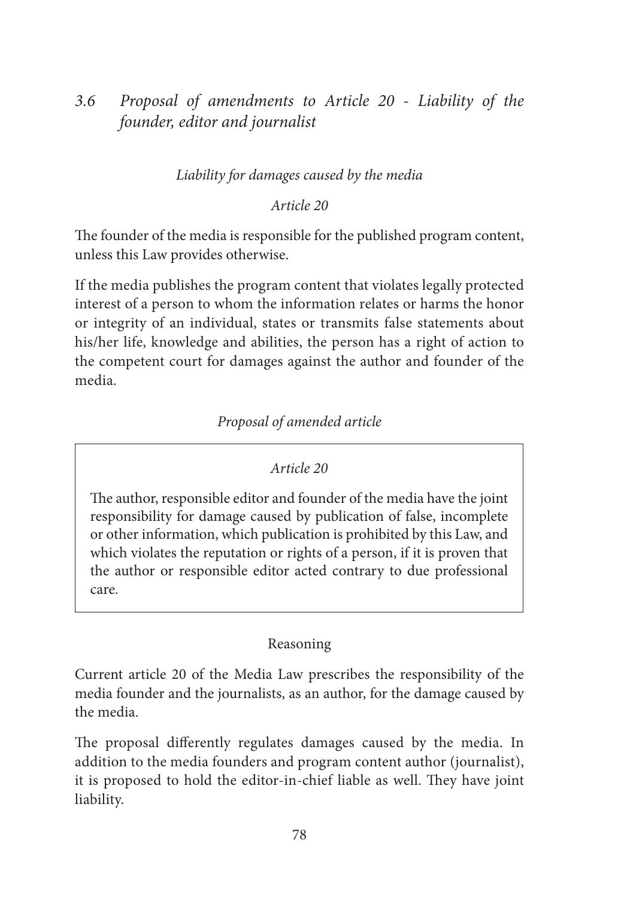### *3.6 Proposal of amendments to Article 20 - Liability of the founder, editor and journalist*

*Liability for damages caused by the media*

*Article 20*

The founder of the media is responsible for the published program content, unless this Law provides otherwise.

If the media publishes the program content that violates legally protected interest of a person to whom the information relates or harms the honor or integrity of an individual, states or transmits false statements about his/her life, knowledge and abilities, the person has a right of action to the competent court for damages against the author and founder of the media.

*Proposal of amended article*

*Article 20*

The author, responsible editor and founder of the media have the joint responsibility for damage caused by publication of false, incomplete or other information, which publication is prohibited by this Law, and which violates the reputation or rights of a person, if it is proven that the author or responsible editor acted contrary to due professional care.

Reasoning

Current article 20 of the Media Law prescribes the responsibility of the media founder and the journalists, as an author, for the damage caused by the media.

The proposal differently regulates damages caused by the media. In addition to the media founders and program content author (journalist), it is proposed to hold the editor-in-chief liable as well. They have joint liability.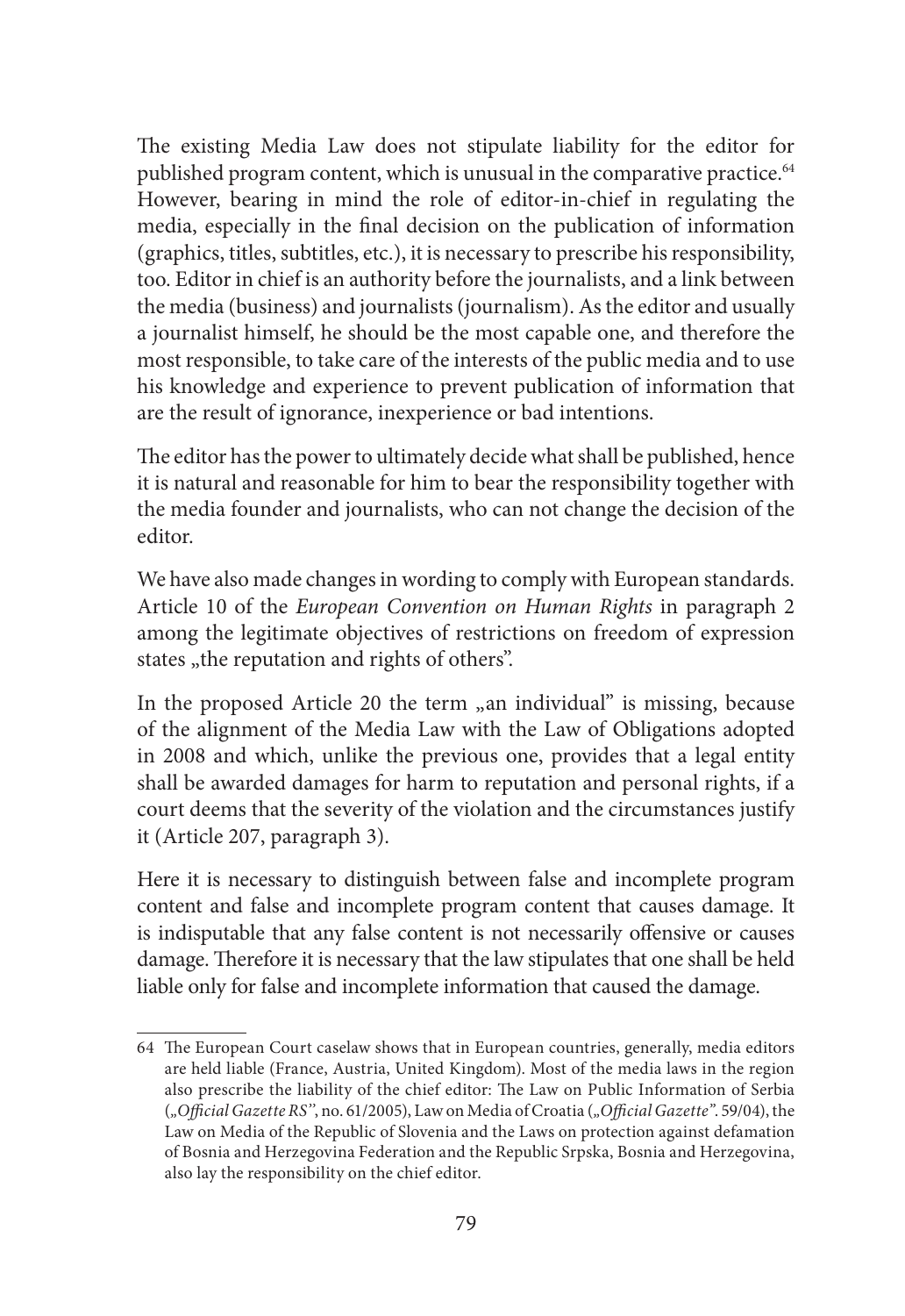The existing Media Law does not stipulate liability for the editor for published program content, which is unusual in the comparative practice.[64] However, bearing in mind the role of editor-in-chief in regulating the media, especially in the final decision on the publication of information (graphics, titles, subtitles, etc.), it is necessary to prescribe his responsibility, too. Editor in chief is an authority before the journalists, and a link between the media (business) and journalists (journalism). As the editor and usually a journalist himself, he should be the most capable one, and therefore the most responsible, to take care of the interests of the public media and to use his knowledge and experience to prevent publication of information that are the result of ignorance, inexperience or bad intentions.

The editor has the power to ultimately decide what shall be published, hence it is natural and reasonable for him to bear the responsibility together with the media founder and journalists, who can not change the decision of the editor.

We have also made changes in wording to comply with European standards. Article 10 of the *European Convention on Human Rights* in paragraph 2 among the legitimate objectives of restrictions on freedom of expression states „the reputation and rights of others".

In the proposed Article 20 the term „an individual" is missing, because of the alignment of the Media Law with the Law of Obligations adopted in 2008 and which, unlike the previous one, provides that a legal entity shall be awarded damages for harm to reputation and personal rights, if a court deems that the severity of the violation and the circumstances justify it (Article 207, paragraph 3).

Here it is necessary to distinguish between false and incomplete program content and false and incomplete program content that causes damage. It is indisputable that any false content is not necessarily offensive or causes damage. Therefore it is necessary that the law stipulates that one shall be held liable only for false and incomplete information that caused the damage.

---

64 The European Court caselaw shows that in European countries, generally, media editors are held liable (France, Austria, United Kingdom). Most of the media laws in the region also prescribe the liability of the chief editor: The Law on Public Information of Serbia (*„Official Gazette RS"*, no. 61/2005), Law on Media of Croatia (*„Official Gazette"*. 59/04), the Law on Media of the Republic of Slovenia and the Laws on protection against defamation of Bosnia and Herzegovina Federation and the Republic Srpska, Bosnia and Herzegovina, also lay the responsibility on the chief editor.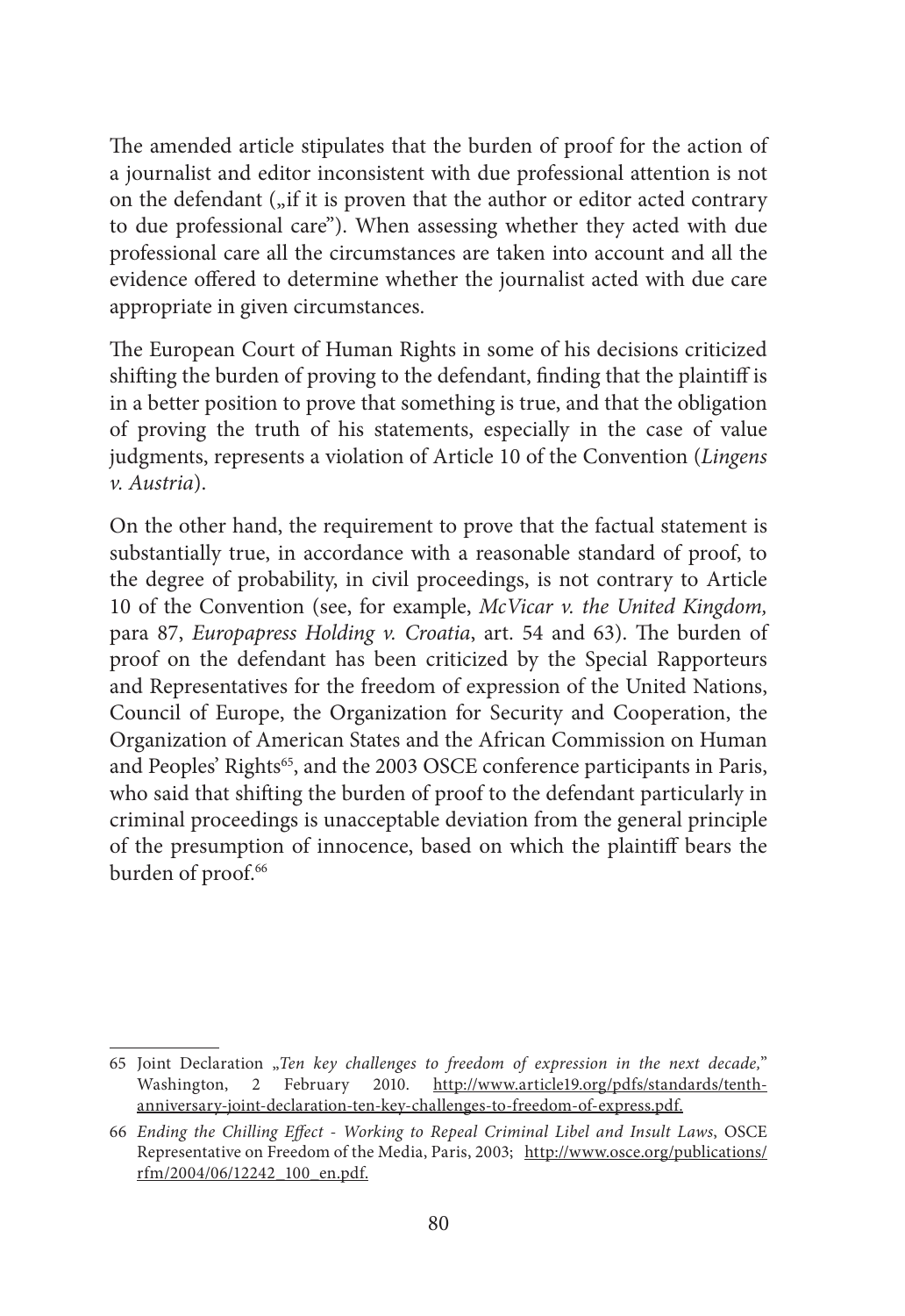The amended article stipulates that the burden of proof for the action of a journalist and editor inconsistent with due professional attention is not on the defendant („if it is proven that the author or editor acted contrary to due professional care"). When assessing whether they acted with due professional care all the circumstances are taken into account and all the evidence offered to determine whether the journalist acted with due care appropriate in given circumstances.

The European Court of Human Rights in some of his decisions criticized shifting the burden of proving to the defendant, finding that the plaintiff is in a better position to prove that something is true, and that the obligation of proving the truth of his statements, especially in the case of value judgments, represents a violation of Article 10 of the Convention (*Lingens v. Austria*).

On the other hand, the requirement to prove that the factual statement is substantially true, in accordance with a reasonable standard of proof, to the degree of probability, in civil proceedings, is not contrary to Article 10 of the Convention (see, for example, *McVicar v. the United Kingdom,* para 87, *Europapress Holding v. Croatia*, art. 54 and 63). The burden of proof on the defendant has been criticized by the Special Rapporteurs and Representatives for the freedom of expression of the United Nations, Council of Europe, the Organization for Security and Cooperation, the Organization of American States and the African Commission on Human and Peoples' Rights[65], and the 2003 OSCE conference participants in Paris, who said that shifting the burden of proof to the defendant particularly in criminal proceedings is unacceptable deviation from the general principle of the presumption of innocence, based on which the plaintiff bears the burden of proof.[66]

---

65 Joint Declaration „*Ten key challenges to freedom of expression in the next decade,*" Washington, 2 February 2010. http://www.article19.org/pdfs/standards/tenth-anniversary-joint-declaration-ten-key-challenges-to-freedom-of-express.pdf.

66 *Ending the Chilling Effect - Working to Repeal Criminal Libel and Insult Laws*, OSCE Representative on Freedom of the Media, Paris, 2003; http://www.osce.org/publications/rfm/2004/06/12242_100_en.pdf.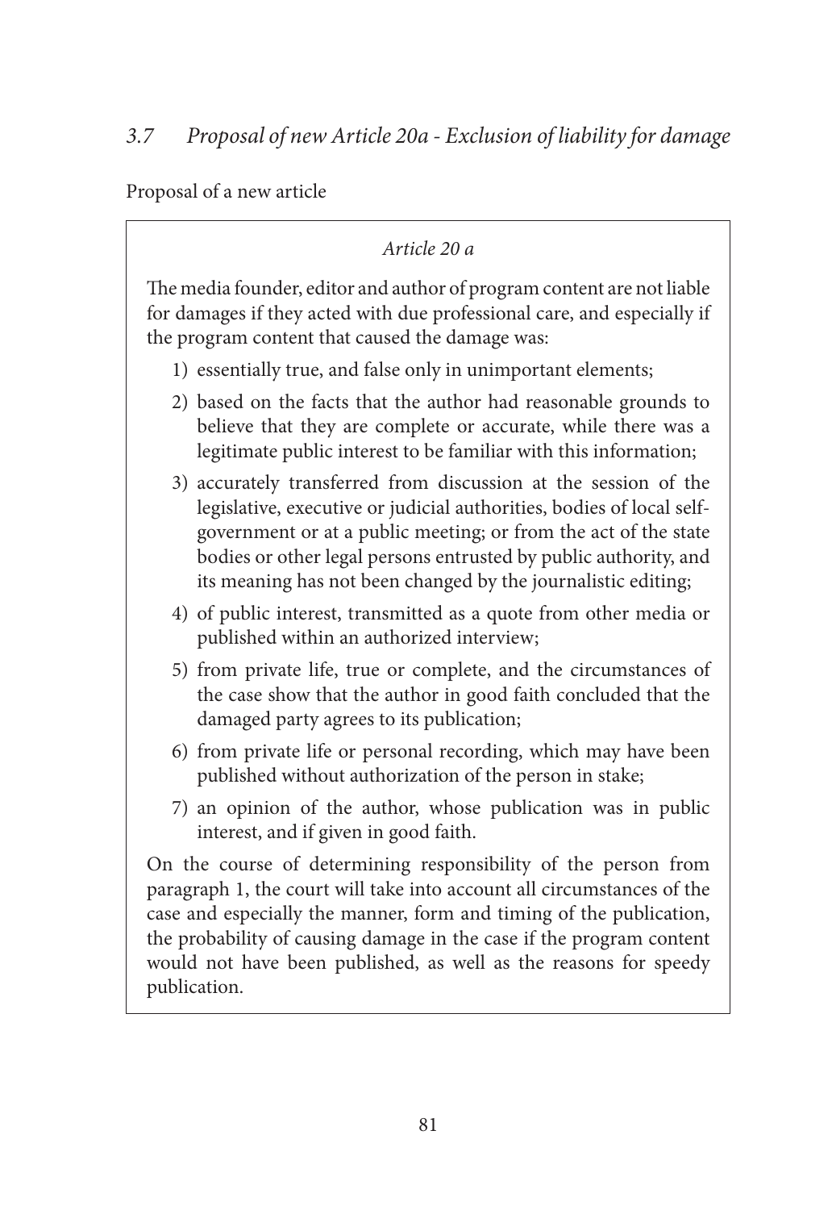### *3.7 Proposal of new Article 20a - Exclusion of liability for damage*

Proposal of a new article

*Article 20 a*

The media founder, editor and author of program content are not liable for damages if they acted with due professional care, and especially if the program content that caused the damage was:

1) essentially true, and false only in unimportant elements;
2) based on the facts that the author had reasonable grounds to believe that they are complete or accurate, while there was a legitimate public interest to be familiar with this information;
3) accurately transferred from discussion at the session of the legislative, executive or judicial authorities, bodies of local self-government or at a public meeting; or from the act of the state bodies or other legal persons entrusted by public authority, and its meaning has not been changed by the journalistic editing;
4) of public interest, transmitted as a quote from other media or published within an authorized interview;
5) from private life, true or complete, and the circumstances of the case show that the author in good faith concluded that the damaged party agrees to its publication;
6) from private life or personal recording, which may have been published without authorization of the person in stake;
7) an opinion of the author, whose publication was in public interest, and if given in good faith.

On the course of determining responsibility of the person from paragraph 1, the court will take into account all circumstances of the case and especially the manner, form and timing of the publication, the probability of causing damage in the case if the program content would not have been published, as well as the reasons for speedy publication.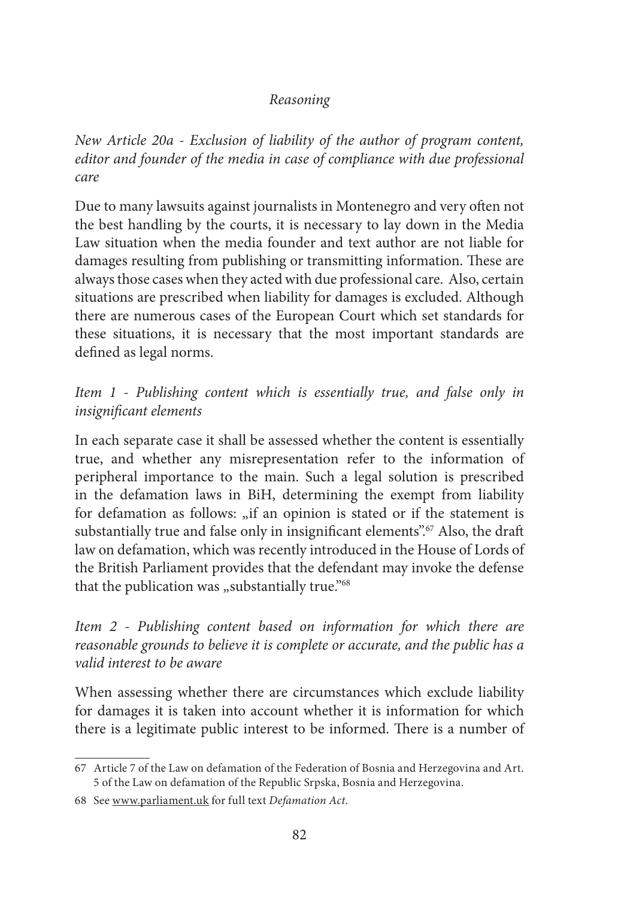*Reasoning*

*New Article 20a - Exclusion of liability of the author of program content, editor and founder of the media in case of compliance with due professional care*

Due to many lawsuits against journalists in Montenegro and very often not the best handling by the courts, it is necessary to lay down in the Media Law situation when the media founder and text author are not liable for damages resulting from publishing or transmitting information. These are always those cases when they acted with due professional care. Also, certain situations are prescribed when liability for damages is excluded. Although there are numerous cases of the European Court which set standards for these situations, it is necessary that the most important standards are defined as legal norms.

*Item 1 - Publishing content which is essentially true, and false only in insignificant elements*

In each separate case it shall be assessed whether the content is essentially true, and whether any misrepresentation refer to the information of peripheral importance to the main. Such a legal solution is prescribed in the defamation laws in BiH, determining the exempt from liability for defamation as follows: „if an opinion is stated or if the statement is substantially true and false only in insignificant elements".[67] Also, the draft law on defamation, which was recently introduced in the House of Lords of the British Parliament provides that the defendant may invoke the defense that the publication was „substantially true."[68]

*Item 2 - Publishing content based on information for which there are reasonable grounds to believe it is complete or accurate, and the public has a valid interest to be aware*

When assessing whether there are circumstances which exclude liability for damages it is taken into account whether it is information for which there is a legitimate public interest to be informed. There is a number of

---

67 Article 7 of the Law on defamation of the Federation of Bosnia and Herzegovina and Art. 5 of the Law on defamation of the Republic Srpska, Bosnia and Herzegovina.

68 See www.parliament.uk for full text *Defamation Act*.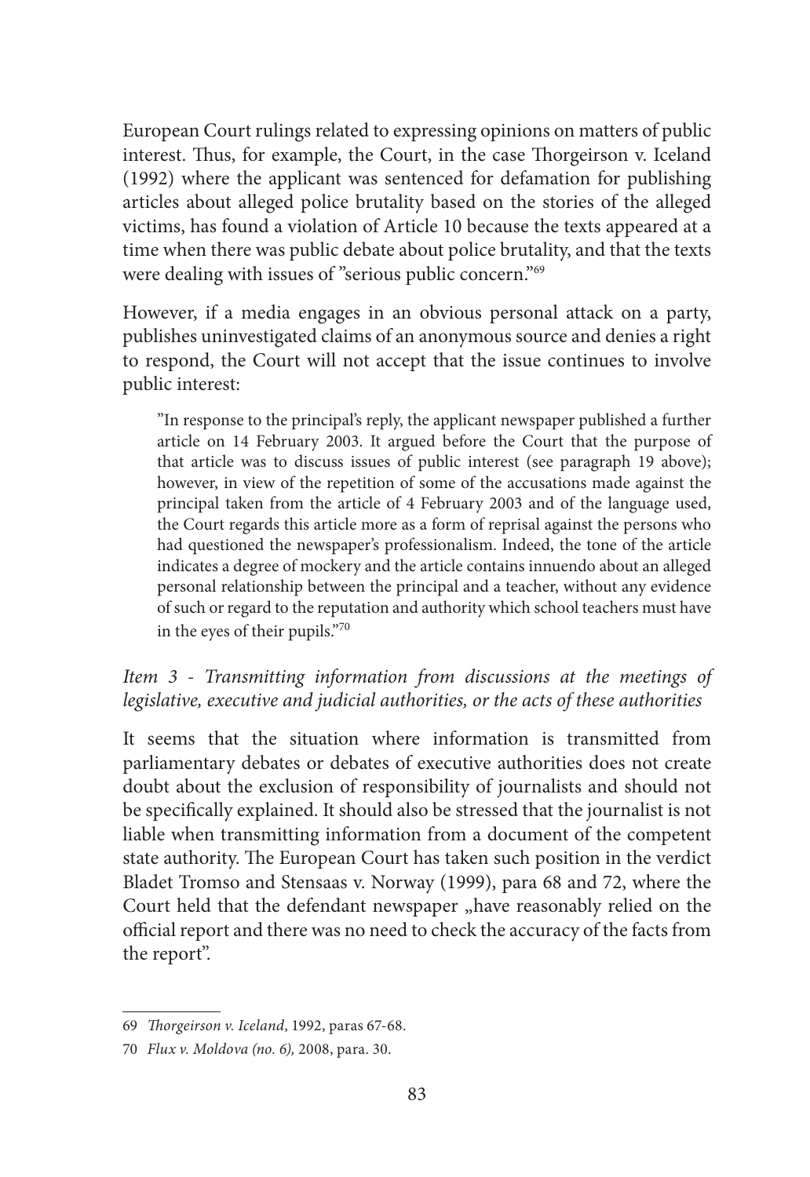European Court rulings related to expressing opinions on matters of public interest. Thus, for example, the Court, in the case Thorgeirson v. Iceland (1992) where the applicant was sentenced for defamation for publishing articles about alleged police brutality based on the stories of the alleged victims, has found a violation of Article 10 because the texts appeared at a time when there was public debate about police brutality, and that the texts were dealing with issues of "serious public concern."[69]

However, if a media engages in an obvious personal attack on a party, publishes uninvestigated claims of an anonymous source and denies a right to respond, the Court will not accept that the issue continues to involve public interest:

> "In response to the principal's reply, the applicant newspaper published a further article on 14 February 2003. It argued before the Court that the purpose of that article was to discuss issues of public interest (see paragraph 19 above); however, in view of the repetition of some of the accusations made against the principal taken from the article of 4 February 2003 and of the language used, the Court regards this article more as a form of reprisal against the persons who had questioned the newspaper's professionalism. Indeed, the tone of the article indicates a degree of mockery and the article contains innuendo about an alleged personal relationship between the principal and a teacher, without any evidence of such or regard to the reputation and authority which school teachers must have in the eyes of their pupils."[70]

*Item 3 - Transmitting information from discussions at the meetings of legislative, executive and judicial authorities, or the acts of these authorities*

It seems that the situation where information is transmitted from parliamentary debates or debates of executive authorities does not create doubt about the exclusion of responsibility of journalists and should not be specifically explained. It should also be stressed that the journalist is not liable when transmitting information from a document of the competent state authority. The European Court has taken such position in the verdict Bladet Tromso and Stensaas v. Norway (1999), para 68 and 72, where the Court held that the defendant newspaper „have reasonably relied on the official report and there was no need to check the accuracy of the facts from the report".

---

69 *Thorgeirson v. Iceland*, 1992, paras 67-68.

70 *Flux v. Moldova (no. 6),* 2008, para. 30.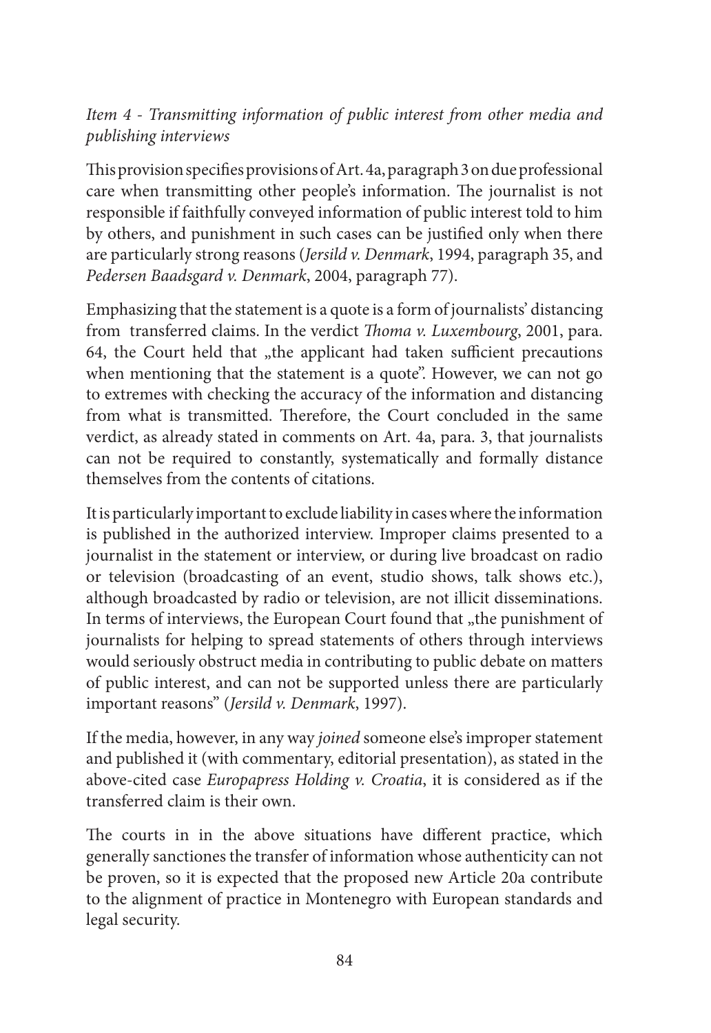*Item 4 - Transmitting information of public interest from other media and publishing interviews*

This provision specifies provisions of Art. 4a, paragraph 3 on due professional care when transmitting other people's information. The journalist is not responsible if faithfully conveyed information of public interest told to him by others, and punishment in such cases can be justified only when there are particularly strong reasons (*Jersild v. Denmark*, 1994, paragraph 35, and *Pedersen Baadsgard v. Denmark*, 2004, paragraph 77).

Emphasizing that the statement is a quote is a form of journalists' distancing from transferred claims. In the verdict *Thoma v. Luxembourg*, 2001, para. 64, the Court held that „the applicant had taken sufficient precautions when mentioning that the statement is a quote". However, we can not go to extremes with checking the accuracy of the information and distancing from what is transmitted. Therefore, the Court concluded in the same verdict, as already stated in comments on Art. 4a, para. 3, that journalists can not be required to constantly, systematically and formally distance themselves from the contents of citations.

It is particularly important to exclude liability in cases where the information is published in the authorized interview. Improper claims presented to a journalist in the statement or interview, or during live broadcast on radio or television (broadcasting of an event, studio shows, talk shows etc.), although broadcasted by radio or television, are not illicit disseminations. In terms of interviews, the European Court found that „the punishment of journalists for helping to spread statements of others through interviews would seriously obstruct media in contributing to public debate on matters of public interest, and can not be supported unless there are particularly important reasons" (*Jersild v. Denmark*, 1997).

If the media, however, in any way *joined* someone else's improper statement and published it (with commentary, editorial presentation), as stated in the above-cited case *Europapress Holding v. Croatia*, it is considered as if the transferred claim is their own.

The courts in in the above situations have different practice, which generally sanctiones the transfer of information whose authenticity can not be proven, so it is expected that the proposed new Article 20a contribute to the alignment of practice in Montenegro with European standards and legal security.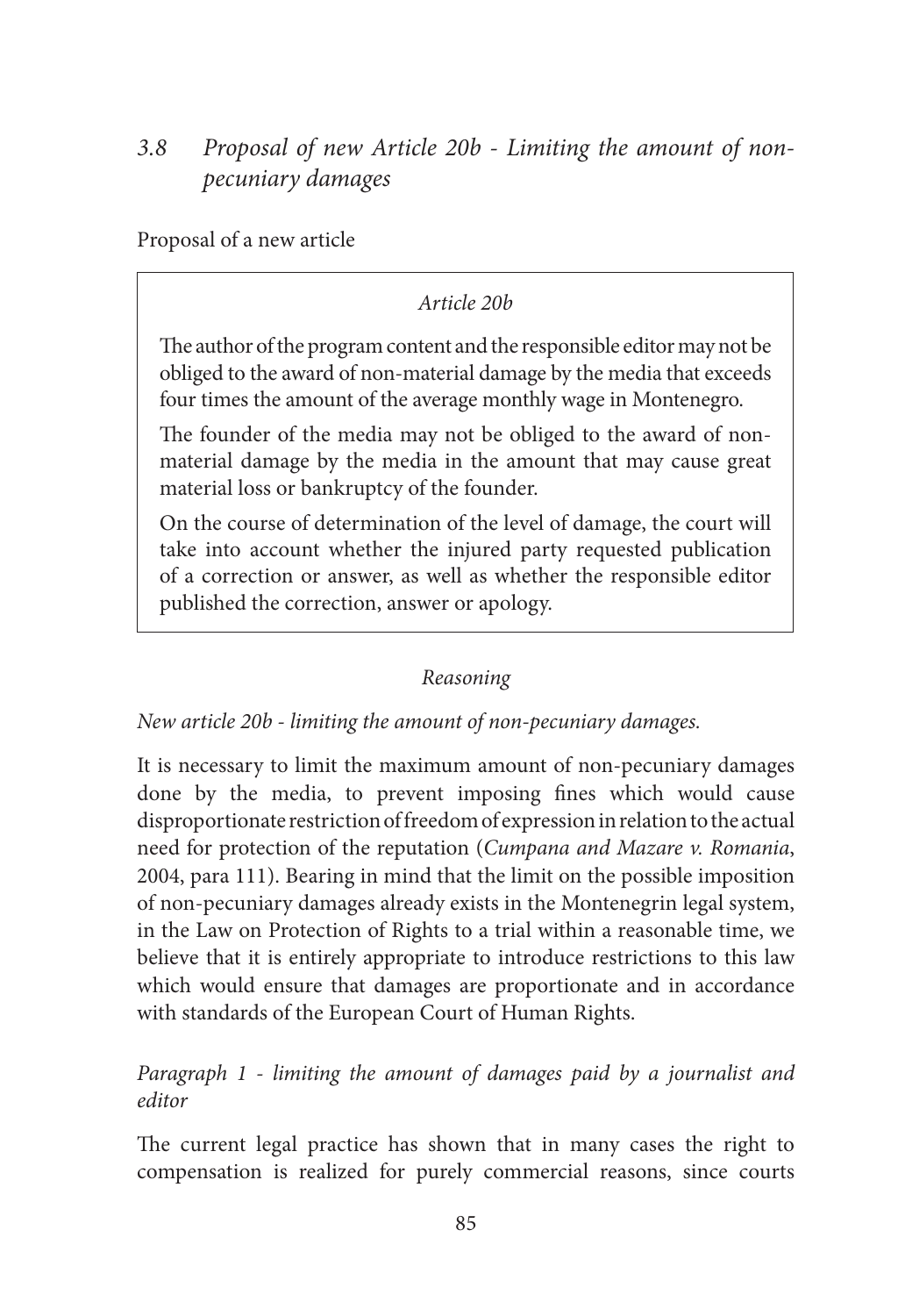### 3.8 *Proposal of new Article 20b - Limiting the amount of non-pecuniary damages*

Proposal of a new article

> *Article 20b*
>
> The author of the program content and the responsible editor may not be obliged to the award of non-material damage by the media that exceeds four times the amount of the average monthly wage in Montenegro.
>
> The founder of the media may not be obliged to the award of non-material damage by the media in the amount that may cause great material loss or bankruptcy of the founder.
>
> On the course of determination of the level of damage, the court will take into account whether the injured party requested publication of a correction or answer, as well as whether the responsible editor published the correction, answer or apology.

*Reasoning*

*New article 20b - limiting the amount of non-pecuniary damages.*

It is necessary to limit the maximum amount of non-pecuniary damages done by the media, to prevent imposing fines which would cause disproportionate restriction of freedom of expression in relation to the actual need for protection of the reputation (*Cumpana and Mazare v. Romania*, 2004, para 111). Bearing in mind that the limit on the possible imposition of non-pecuniary damages already exists in the Montenegrin legal system, in the Law on Protection of Rights to a trial within a reasonable time, we believe that it is entirely appropriate to introduce restrictions to this law which would ensure that damages are proportionate and in accordance with standards of the European Court of Human Rights.

*Paragraph 1 - limiting the amount of damages paid by a journalist and editor*

The current legal practice has shown that in many cases the right to compensation is realized for purely commercial reasons, since courts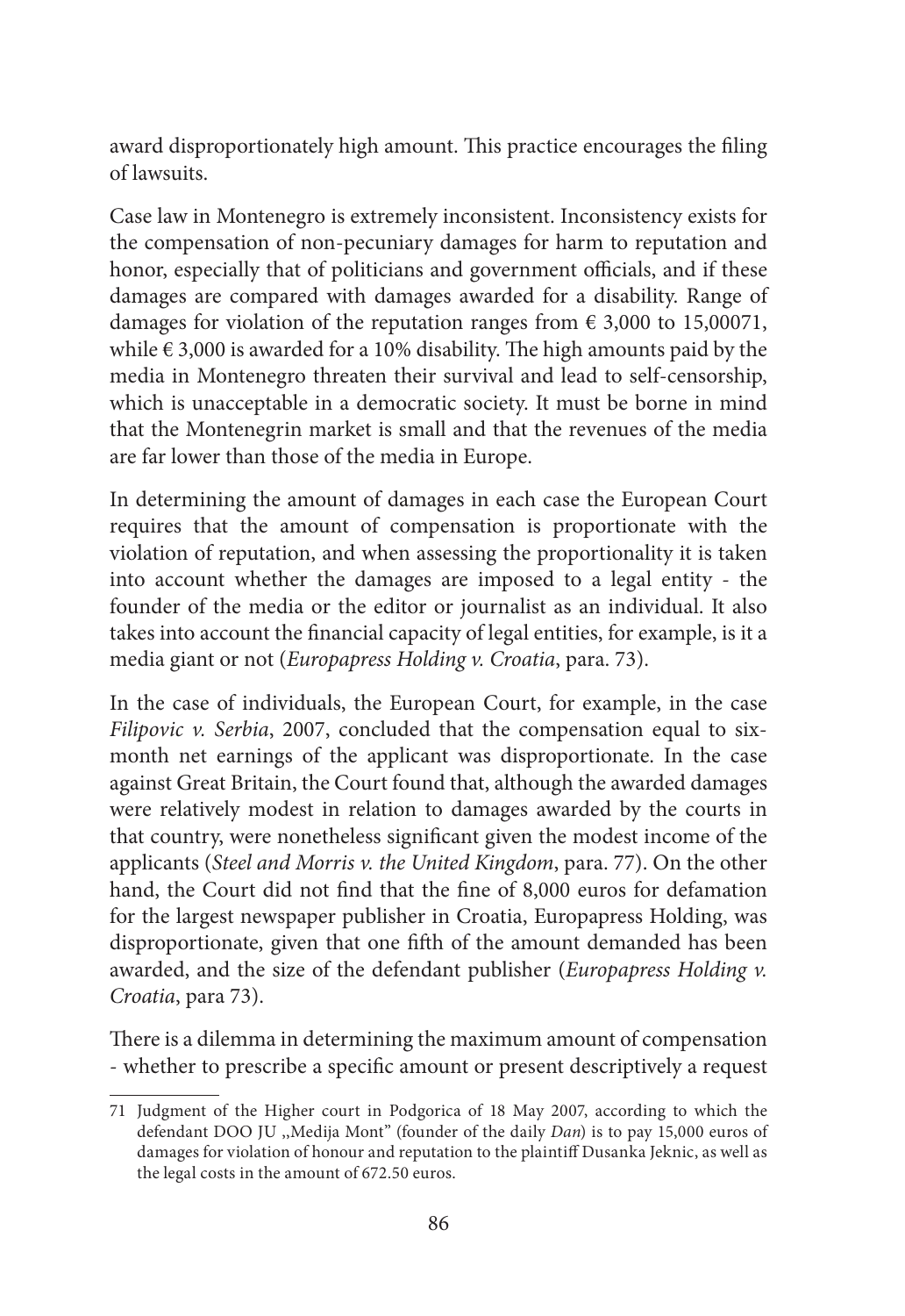award disproportionately high amount. This practice encourages the filing of lawsuits.

Case law in Montenegro is extremely inconsistent. Inconsistency exists for the compensation of non-pecuniary damages for harm to reputation and honor, especially that of politicians and government officials, and if these damages are compared with damages awarded for a disability. Range of damages for violation of the reputation ranges from € 3,000 to 15,000[71], while € 3,000 is awarded for a 10% disability. The high amounts paid by the media in Montenegro threaten their survival and lead to self-censorship, which is unacceptable in a democratic society. It must be borne in mind that the Montenegrin market is small and that the revenues of the media are far lower than those of the media in Europe.

In determining the amount of damages in each case the European Court requires that the amount of compensation is proportionate with the violation of reputation, and when assessing the proportionality it is taken into account whether the damages are imposed to a legal entity - the founder of the media or the editor or journalist as an individual. It also takes into account the financial capacity of legal entities, for example, is it a media giant or not (*Europapress Holding v. Croatia*, para. 73).

In the case of individuals, the European Court, for example, in the case *Filipovic v. Serbia*, 2007, concluded that the compensation equal to six-month net earnings of the applicant was disproportionate. In the case against Great Britain, the Court found that, although the awarded damages were relatively modest in relation to damages awarded by the courts in that country, were nonetheless significant given the modest income of the applicants (*Steel and Morris v. the United Kingdom*, para. 77). On the other hand, the Court did not find that the fine of 8,000 euros for defamation for the largest newspaper publisher in Croatia, Europapress Holding, was disproportionate, given that one fifth of the amount demanded has been awarded, and the size of the defendant publisher (*Europapress Holding v. Croatia*, para 73).

There is a dilemma in determining the maximum amount of compensation - whether to prescribe a specific amount or present descriptively a request

---

71 Judgment of the Higher court in Podgorica of 18 May 2007, according to which the defendant DOO JU „Medija Mont" (founder of the daily *Dan*) is to pay 15,000 euros of damages for violation of honour and reputation to the plaintiff Dusanka Jeknic, as well as the legal costs in the amount of 672.50 euros.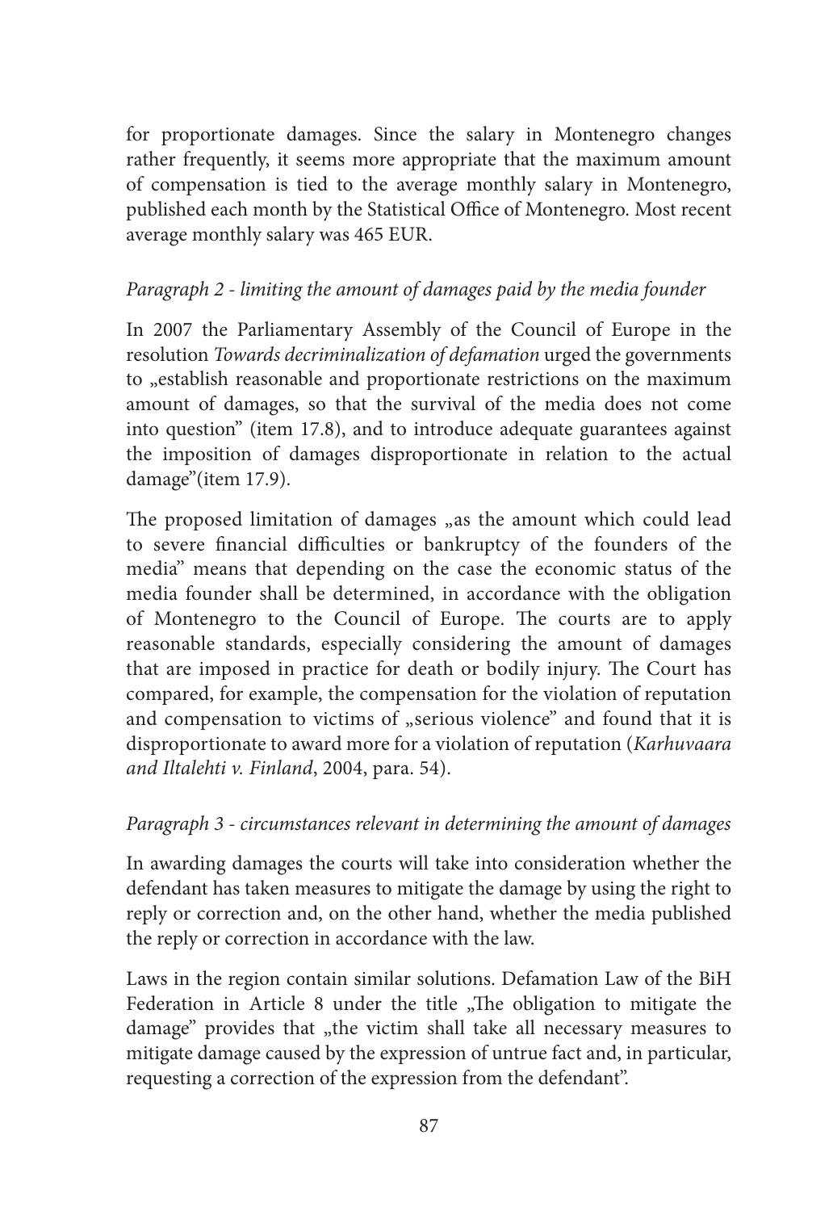for proportionate damages. Since the salary in Montenegro changes rather frequently, it seems more appropriate that the maximum amount of compensation is tied to the average monthly salary in Montenegro, published each month by the Statistical Office of Montenegro. Most recent average monthly salary was 465 EUR.

*Paragraph 2 - limiting the amount of damages paid by the media founder*

In 2007 the Parliamentary Assembly of the Council of Europe in the resolution *Towards decriminalization of defamation* urged the governments to „establish reasonable and proportionate restrictions on the maximum amount of damages, so that the survival of the media does not come into question" (item 17.8), and to introduce adequate guarantees against the imposition of damages disproportionate in relation to the actual damage"(item 17.9).

The proposed limitation of damages „as the amount which could lead to severe financial difficulties or bankruptcy of the founders of the media" means that depending on the case the economic status of the media founder shall be determined, in accordance with the obligation of Montenegro to the Council of Europe. The courts are to apply reasonable standards, especially considering the amount of damages that are imposed in practice for death or bodily injury. The Court has compared, for example, the compensation for the violation of reputation and compensation to victims of „serious violence" and found that it is disproportionate to award more for a violation of reputation (*Karhuvaara and Iltalehti v. Finland*, 2004, para. 54).

*Paragraph 3 - circumstances relevant in determining the amount of damages*

In awarding damages the courts will take into consideration whether the defendant has taken measures to mitigate the damage by using the right to reply or correction and, on the other hand, whether the media published the reply or correction in accordance with the law.

Laws in the region contain similar solutions. Defamation Law of the BiH Federation in Article 8 under the title „The obligation to mitigate the damage" provides that „the victim shall take all necessary measures to mitigate damage caused by the expression of untrue fact and, in particular, requesting a correction of the expression from the defendant".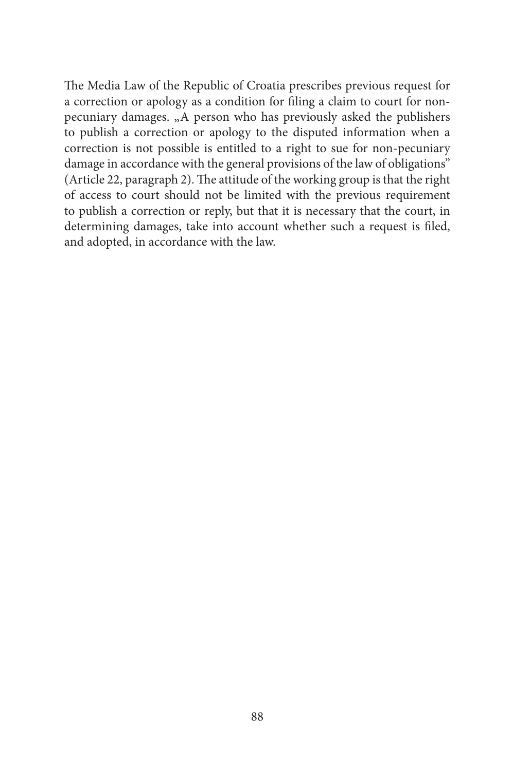The Media Law of the Republic of Croatia prescribes previous request for a correction or apology as a condition for filing a claim to court for non-pecuniary damages. „A person who has previously asked the publishers to publish a correction or apology to the disputed information when a correction is not possible is entitled to a right to sue for non-pecuniary damage in accordance with the general provisions of the law of obligations" (Article 22, paragraph 2). The attitude of the working group is that the right of access to court should not be limited with the previous requirement to publish a correction or reply, but that it is necessary that the court, in determining damages, take into account whether such a request is filed, and adopted, in accordance with the law.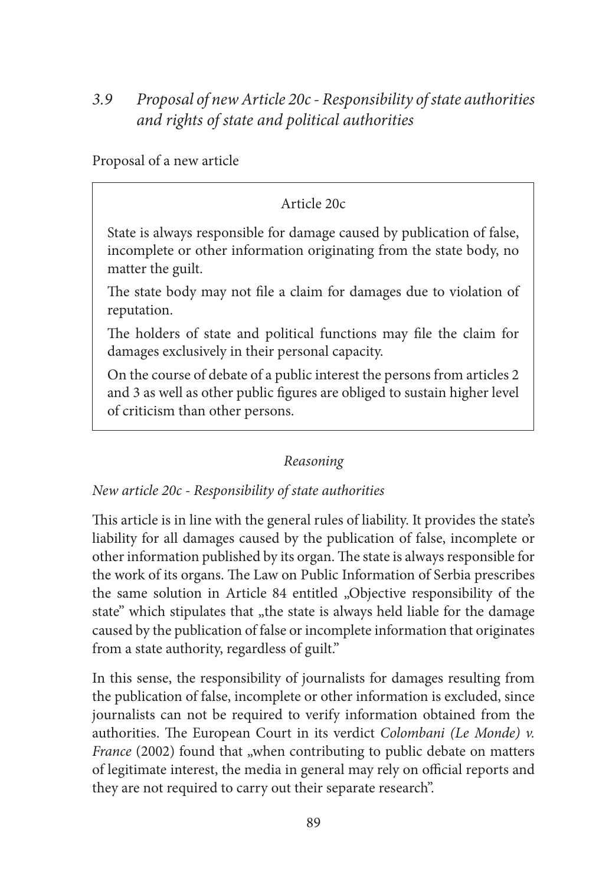### *3.9 Proposal of new Article 20c - Responsibility of state authorities and rights of state and political authorities*

Proposal of a new article

> Article 20c
>
> State is always responsible for damage caused by publication of false, incomplete or other information originating from the state body, no matter the guilt.
>
> The state body may not file a claim for damages due to violation of reputation.
>
> The holders of state and political functions may file the claim for damages exclusively in their personal capacity.
>
> On the course of debate of a public interest the persons from articles 2 and 3 as well as other public figures are obliged to sustain higher level of criticism than other persons.

*Reasoning*

*New article 20c - Responsibility of state authorities*

This article is in line with the general rules of liability. It provides the state's liability for all damages caused by the publication of false, incomplete or other information published by its organ. The state is always responsible for the work of its organs. The Law on Public Information of Serbia prescribes the same solution in Article 84 entitled „Objective responsibility of the state" which stipulates that „the state is always held liable for the damage caused by the publication of false or incomplete information that originates from a state authority, regardless of guilt."

In this sense, the responsibility of journalists for damages resulting from the publication of false, incomplete or other information is excluded, since journalists can not be required to verify information obtained from the authorities. The European Court in its verdict *Colombani (Le Monde) v. France* (2002) found that „when contributing to public debate on matters of legitimate interest, the media in general may rely on official reports and they are not required to carry out their separate research".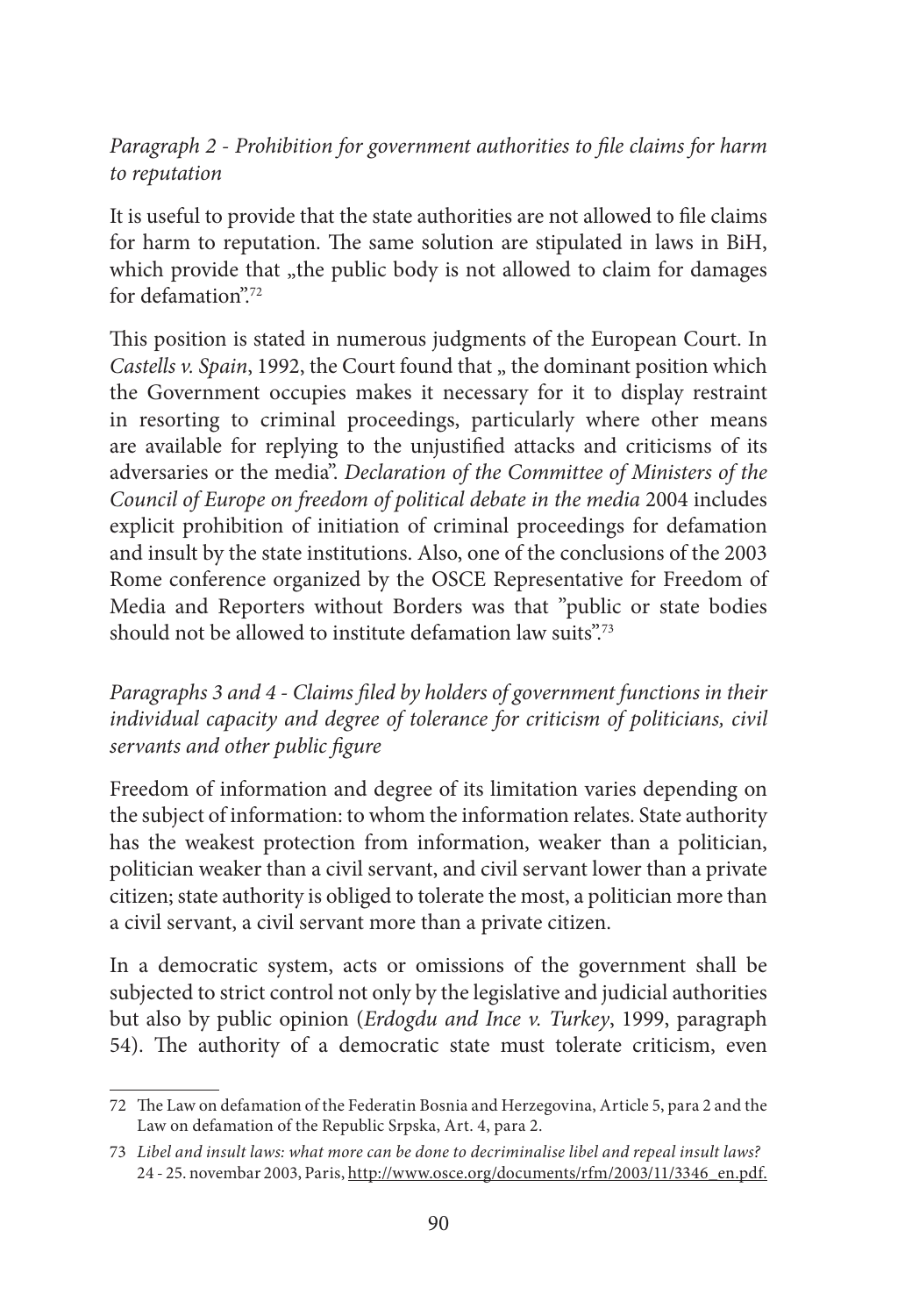*Paragraph 2 - Prohibition for government authorities to file claims for harm to reputation*

It is useful to provide that the state authorities are not allowed to file claims for harm to reputation. The same solution are stipulated in laws in BiH, which provide that „the public body is not allowed to claim for damages for defamation".[72]

This position is stated in numerous judgments of the European Court. In *Castells v. Spain*, 1992, the Court found that „ the dominant position which the Government occupies makes it necessary for it to display restraint in resorting to criminal proceedings, particularly where other means are available for replying to the unjustified attacks and criticisms of its adversaries or the media". *Declaration of the Committee of Ministers of the Council of Europe on freedom of political debate in the media* 2004 includes explicit prohibition of initiation of criminal proceedings for defamation and insult by the state institutions. Also, one of the conclusions of the 2003 Rome conference organized by the OSCE Representative for Freedom of Media and Reporters without Borders was that "public or state bodies should not be allowed to institute defamation law suits".[73]

*Paragraphs 3 and 4 - Claims filed by holders of government functions in their individual capacity and degree of tolerance for criticism of politicians, civil servants and other public figure*

Freedom of information and degree of its limitation varies depending on the subject of information: to whom the information relates. State authority has the weakest protection from information, weaker than a politician, politician weaker than a civil servant, and civil servant lower than a private citizen; state authority is obliged to tolerate the most, a politician more than a civil servant, a civil servant more than a private citizen.

In a democratic system, acts or omissions of the government shall be subjected to strict control not only by the legislative and judicial authorities but also by public opinion (*Erdogdu and Ince v. Turkey*, 1999, paragraph 54). The authority of a democratic state must tolerate criticism, even

---

72 The Law on defamation of the Federatin Bosnia and Herzegovina, Article 5, para 2 and the Law on defamation of the Republic Srpska, Art. 4, para 2.

73 *Libel and insult laws: what more can be done to decriminalise libel and repeal insult laws?* 24 - 25. novembar 2003, Paris, http://www.osce.org/documents/rfm/2003/11/3346_en.pdf.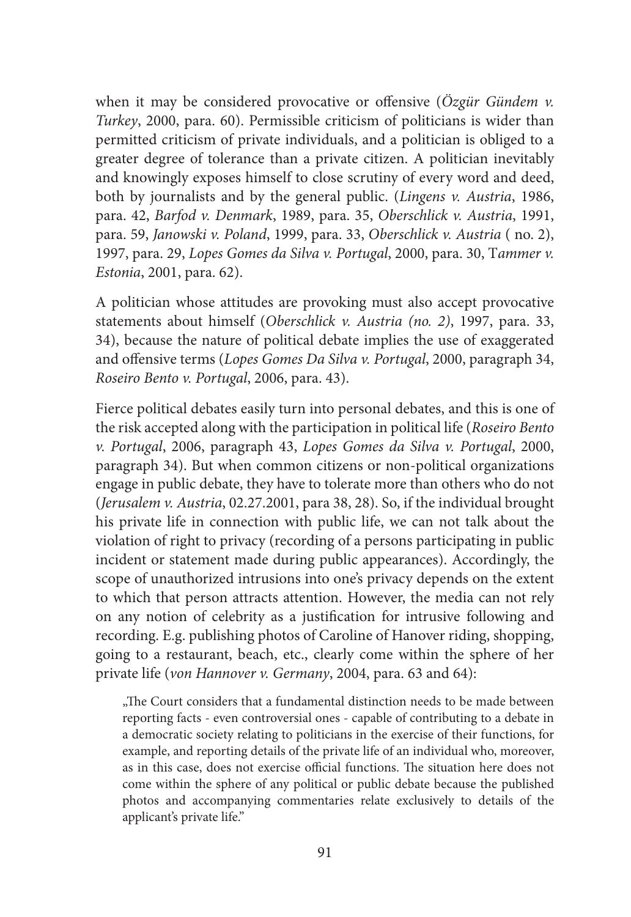when it may be considered provocative or offensive (*Özgür Gündem v. Turkey*, 2000, para. 60). Permissible criticism of politicians is wider than permitted criticism of private individuals, and a politician is obliged to a greater degree of tolerance than a private citizen. A politician inevitably and knowingly exposes himself to close scrutiny of every word and deed, both by journalists and by the general public. (*Lingens v. Austria*, 1986, para. 42, *Barfod v. Denmark*, 1989, para. 35, *Oberschlick v. Austria*, 1991, para. 59, *Janowski v. Poland*, 1999, para. 33, *Oberschlick v. Austria* ( no. 2), 1997, para. 29, *Lopes Gomes da Silva v. Portugal*, 2000, para. 30, T*ammer v. Estonia*, 2001, para. 62).

A politician whose attitudes are provoking must also accept provocative statements about himself (*Oberschlick v. Austria (no. 2)*, 1997, para. 33, 34), because the nature of political debate implies the use of exaggerated and offensive terms (*Lopes Gomes Da Silva v. Portugal*, 2000, paragraph 34, *Roseiro Bento v. Portugal*, 2006, para. 43).

Fierce political debates easily turn into personal debates, and this is one of the risk accepted along with the participation in political life (*Roseiro Bento v. Portugal*, 2006, paragraph 43, *Lopes Gomes da Silva v. Portugal*, 2000, paragraph 34). But when common citizens or non-political organizations engage in public debate, they have to tolerate more than others who do not (*Jerusalem v. Austria*, 02.27.2001, para 38, 28). So, if the individual brought his private life in connection with public life, we can not talk about the violation of right to privacy (recording of a persons participating in public incident or statement made during public appearances). Accordingly, the scope of unauthorized intrusions into one's privacy depends on the extent to which that person attracts attention. However, the media can not rely on any notion of celebrity as a justification for intrusive following and recording. E.g. publishing photos of Caroline of Hanover riding, shopping, going to a restaurant, beach, etc., clearly come within the sphere of her private life (*von Hannover v. Germany*, 2004, para. 63 and 64):

> „The Court considers that a fundamental distinction needs to be made between reporting facts - even controversial ones - capable of contributing to a debate in a democratic society relating to politicians in the exercise of their functions, for example, and reporting details of the private life of an individual who, moreover, as in this case, does not exercise official functions. The situation here does not come within the sphere of any political or public debate because the published photos and accompanying commentaries relate exclusively to details of the applicant's private life."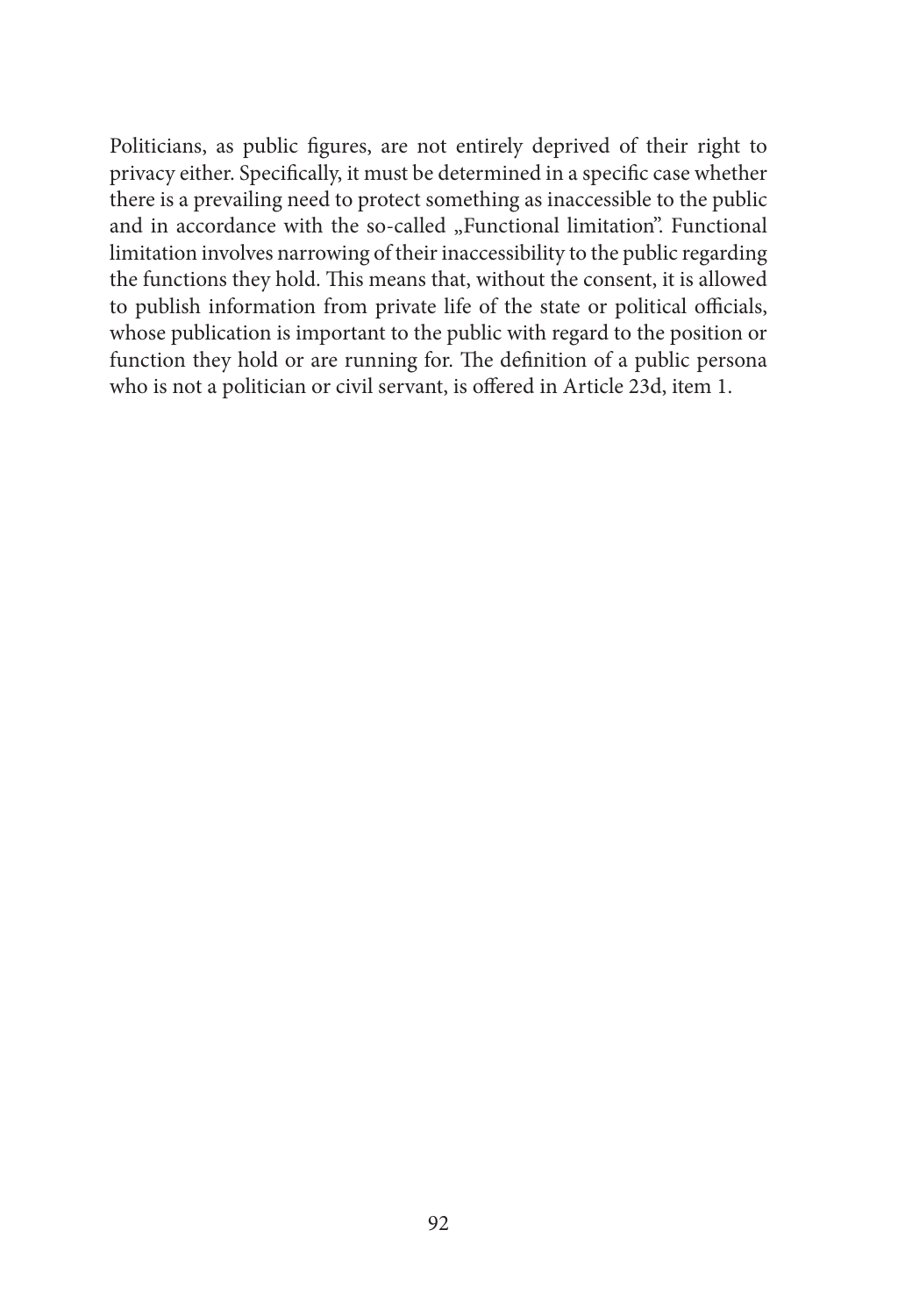Politicians, as public figures, are not entirely deprived of their right to privacy either. Specifically, it must be determined in a specific case whether there is a prevailing need to protect something as inaccessible to the public and in accordance with the so-called „Functional limitation". Functional limitation involves narrowing of their inaccessibility to the public regarding the functions they hold. This means that, without the consent, it is allowed to publish information from private life of the state or political officials, whose publication is important to the public with regard to the position or function they hold or are running for. The definition of a public persona who is not a politician or civil servant, is offered in Article 23d, item 1.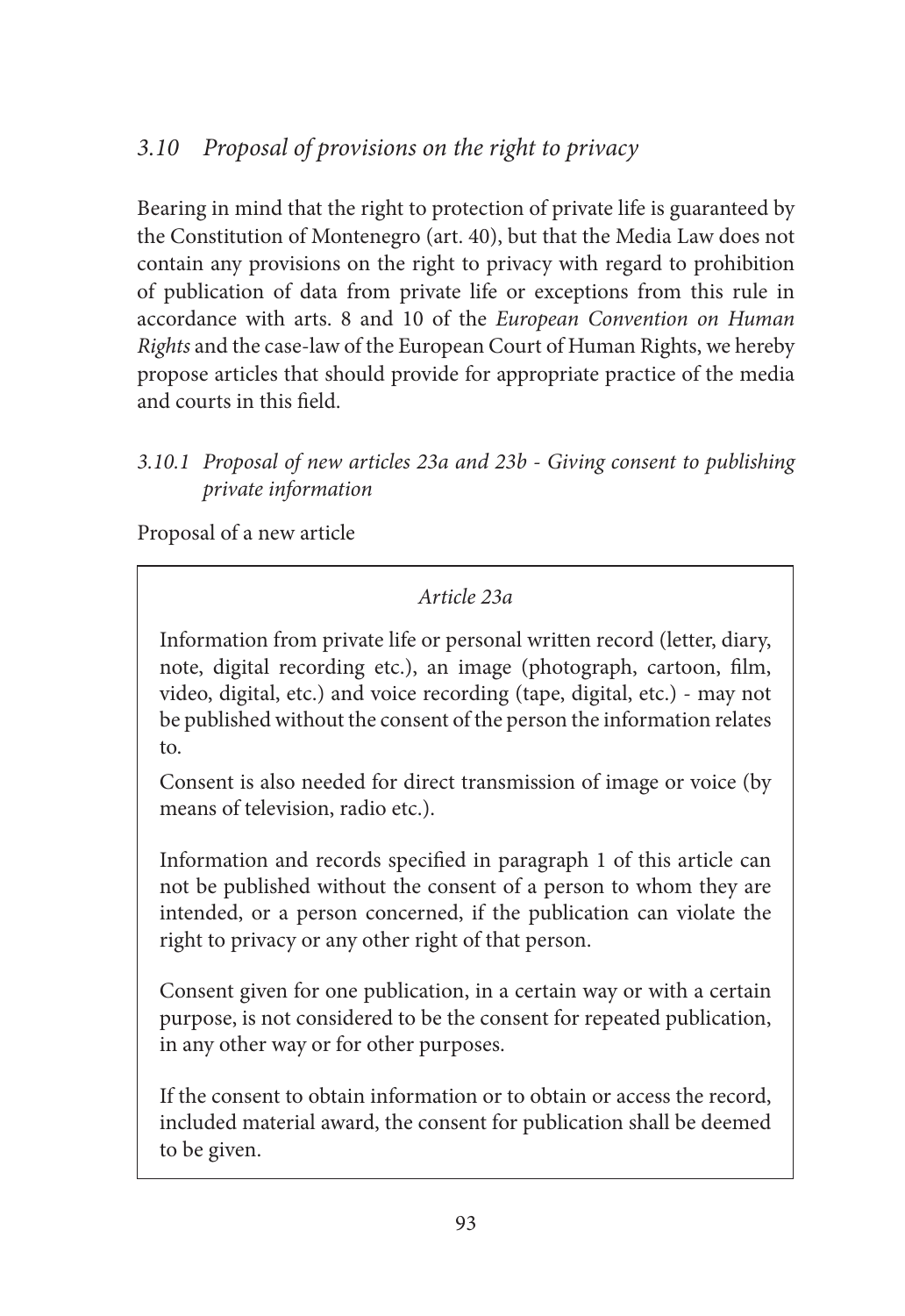## *3.10 Proposal of provisions on the right to privacy*

Bearing in mind that the right to protection of private life is guaranteed by the Constitution of Montenegro (art. 40), but that the Media Law does not contain any provisions on the right to privacy with regard to prohibition of publication of data from private life or exceptions from this rule in accordance with arts. 8 and 10 of the *European Convention on Human Rights* and the case-law of the European Court of Human Rights, we hereby propose articles that should provide for appropriate practice of the media and courts in this field.

### *3.10.1 Proposal of new articles 23a and 23b - Giving consent to publishing private information*

Proposal of a new article

> *Article 23a*
>
> Information from private life or personal written record (letter, diary, note, digital recording etc.), an image (photograph, cartoon, film, video, digital, etc.) and voice recording (tape, digital, etc.) - may not be published without the consent of the person the information relates to.
>
> Consent is also needed for direct transmission of image or voice (by means of television, radio etc.).
>
> Information and records specified in paragraph 1 of this article can not be published without the consent of a person to whom they are intended, or a person concerned, if the publication can violate the right to privacy or any other right of that person.
>
> Consent given for one publication, in a certain way or with a certain purpose, is not considered to be the consent for repeated publication, in any other way or for other purposes.
>
> If the consent to obtain information or to obtain or access the record, included material award, the consent for publication shall be deemed to be given.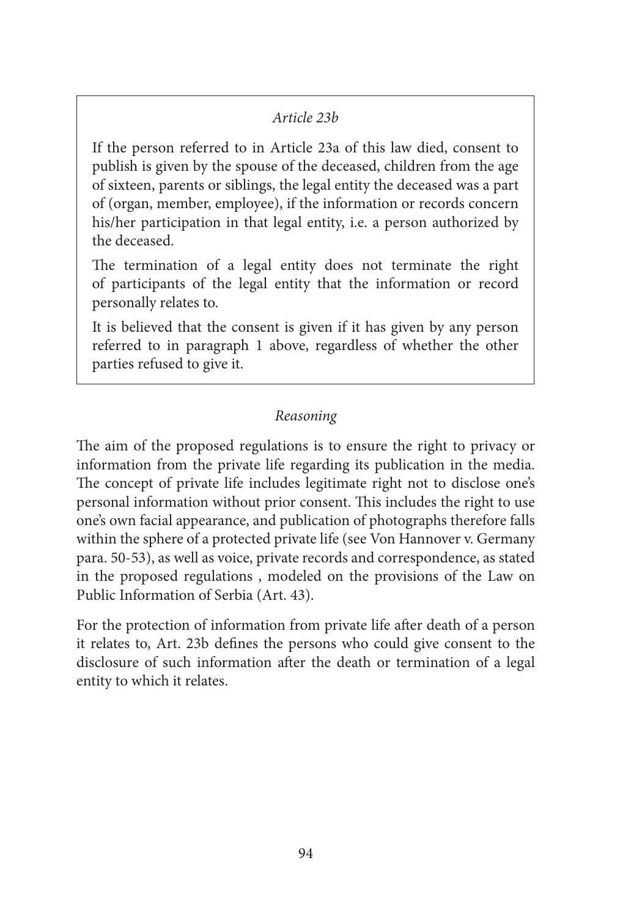*Article 23b*

If the person referred to in Article 23a of this law died, consent to publish is given by the spouse of the deceased, children from the age of sixteen, parents or siblings, the legal entity the deceased was a part of (organ, member, employee), if the information or records concern his/her participation in that legal entity, i.e. a person authorized by the deceased.

The termination of a legal entity does not terminate the right of participants of the legal entity that the information or record personally relates to.

It is believed that the consent is given if it has given by any person referred to in paragraph 1 above, regardless of whether the other parties refused to give it.

*Reasoning*

The aim of the proposed regulations is to ensure the right to privacy or information from the private life regarding its publication in the media. The concept of private life includes legitimate right not to disclose one's personal information without prior consent. This includes the right to use one's own facial appearance, and publication of photographs therefore falls within the sphere of a protected private life (see Von Hannover v. Germany para. 50-53), as well as voice, private records and correspondence, as stated in the proposed regulations , modeled on the provisions of the Law on Public Information of Serbia (Art. 43).

For the protection of information from private life after death of a person it relates to, Art. 23b defines the persons who could give consent to the disclosure of such information after the death or termination of a legal entity to which it relates.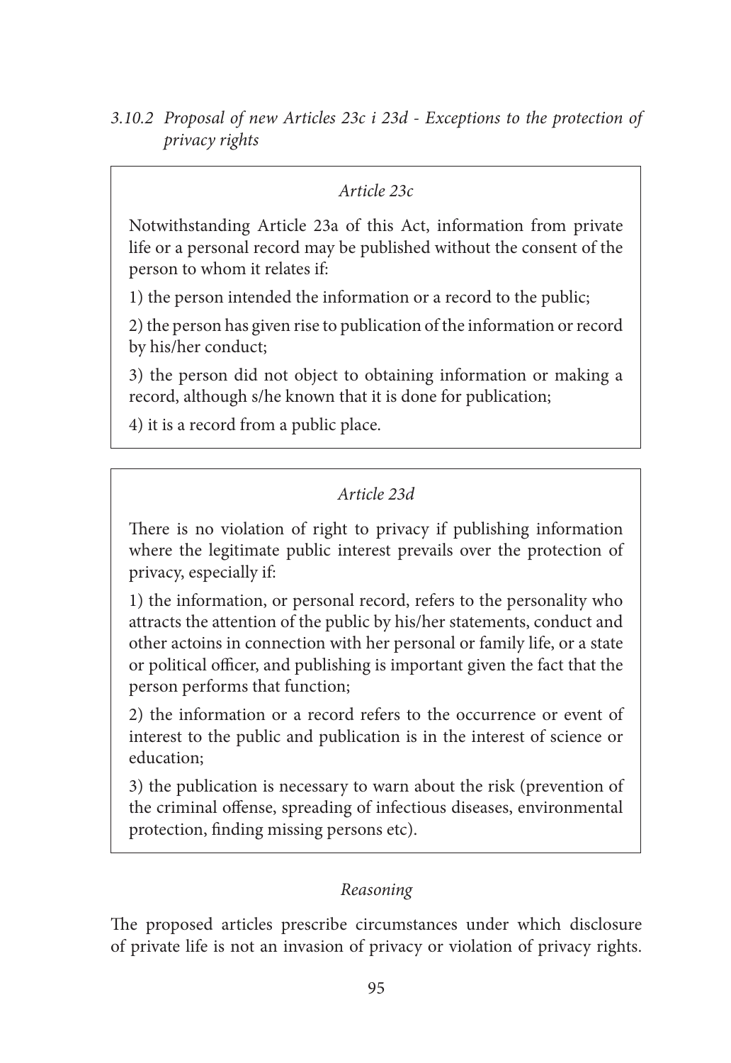*3.10.2 Proposal of new Articles 23c i 23d - Exceptions to the protection of privacy rights*

*Article 23c*

Notwithstanding Article 23a of this Act, information from private life or a personal record may be published without the consent of the person to whom it relates if:

1) the person intended the information or a record to the public;

2) the person has given rise to publication of the information or record by his/her conduct;

3) the person did not object to obtaining information or making a record, although s/he known that it is done for publication;

4) it is a record from a public place.

*Article 23d*

There is no violation of right to privacy if publishing information where the legitimate public interest prevails over the protection of privacy, especially if:

1) the information, or personal record, refers to the personality who attracts the attention of the public by his/her statements, conduct and other actoins in connection with her personal or family life, or a state or political officer, and publishing is important given the fact that the person performs that function;

2) the information or a record refers to the occurrence or event of interest to the public and publication is in the interest of science or education;

3) the publication is necessary to warn about the risk (prevention of the criminal offense, spreading of infectious diseases, environmental protection, finding missing persons etc).

*Reasoning*

The proposed articles prescribe circumstances under which disclosure of private life is not an invasion of privacy or violation of privacy rights.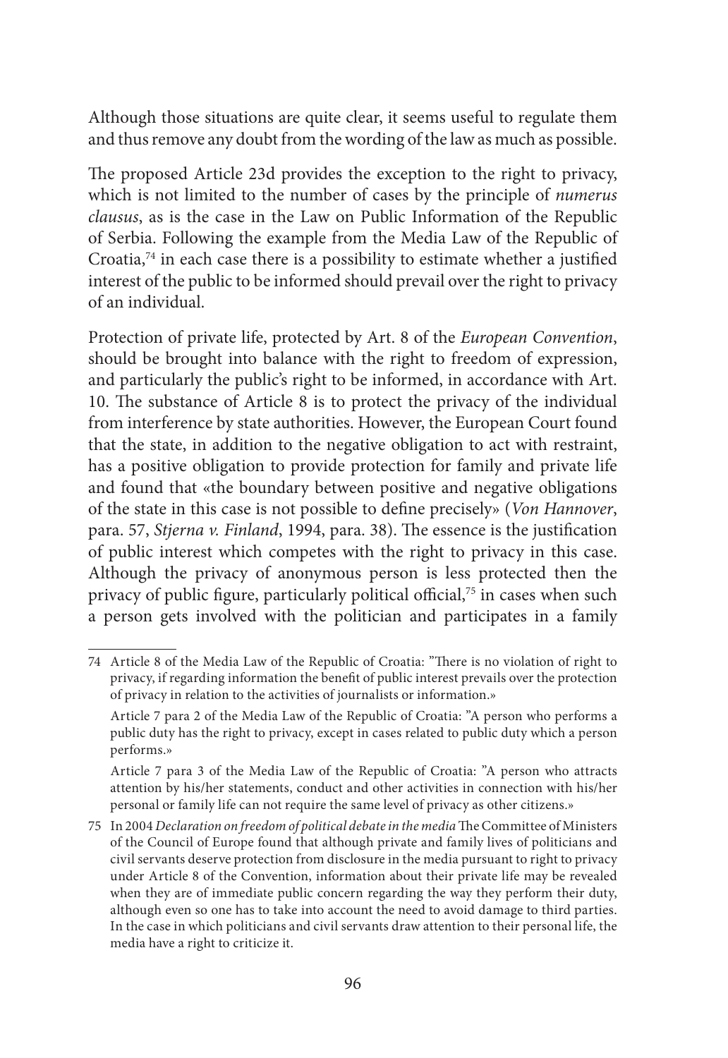Although those situations are quite clear, it seems useful to regulate them and thus remove any doubt from the wording of the law as much as possible.

The proposed Article 23d provides the exception to the right to privacy, which is not limited to the number of cases by the principle of *numerus clausus*, as is the case in the Law on Public Information of the Republic of Serbia. Following the example from the Media Law of the Republic of Croatia,[74] in each case there is a possibility to estimate whether a justified interest of the public to be informed should prevail over the right to privacy of an individual.

Protection of private life, protected by Art. 8 of the *European Convention*, should be brought into balance with the right to freedom of expression, and particularly the public's right to be informed, in accordance with Art. 10. The substance of Article 8 is to protect the privacy of the individual from interference by state authorities. However, the European Court found that the state, in addition to the negative obligation to act with restraint, has a positive obligation to provide protection for family and private life and found that «the boundary between positive and negative obligations of the state in this case is not possible to define precisely» (*Von Hannover*, para. 57, *Stjerna v. Finland*, 1994, para. 38). The essence is the justification of public interest which competes with the right to privacy in this case. Although the privacy of anonymous person is less protected then the privacy of public figure, particularly political official,[75] in cases when such a person gets involved with the politician and participates in a family

---

74 Article 8 of the Media Law of the Republic of Croatia: "There is no violation of right to privacy, if regarding information the benefit of public interest prevails over the protection of privacy in relation to the activities of journalists or information.»

Article 7 para 2 of the Media Law of the Republic of Croatia: "A person who performs a public duty has the right to privacy, except in cases related to public duty which a person performs.»

Article 7 para 3 of the Media Law of the Republic of Croatia: "A person who attracts attention by his/her statements, conduct and other activities in connection with his/her personal or family life can not require the same level of privacy as other citizens.»

75 In 2004 *Declaration on freedom of political debate in the media* The Committee of Ministers of the Council of Europe found that although private and family lives of politicians and civil servants deserve protection from disclosure in the media pursuant to right to privacy under Article 8 of the Convention, information about their private life may be revealed when they are of immediate public concern regarding the way they perform their duty, although even so one has to take into account the need to avoid damage to third parties. In the case in which politicians and civil servants draw attention to their personal life, the media have a right to criticize it.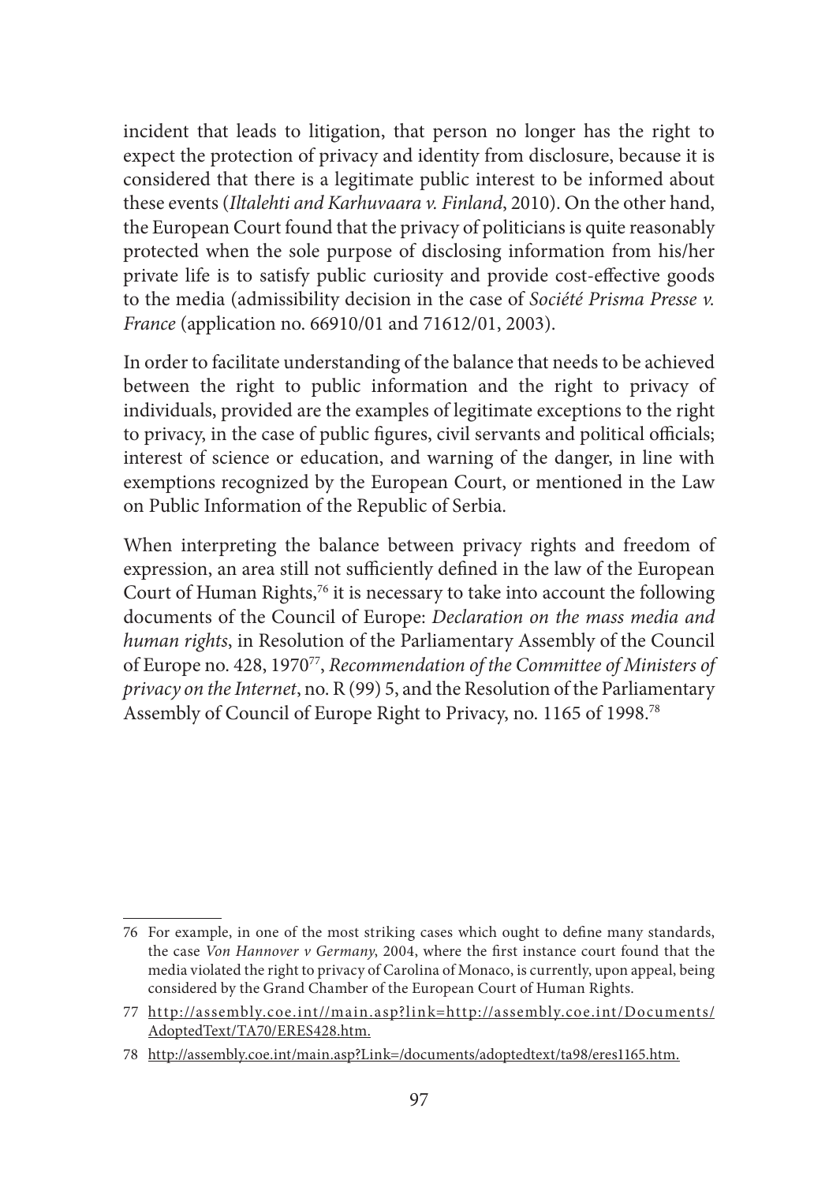incident that leads to litigation, that person no longer has the right to expect the protection of privacy and identity from disclosure, because it is considered that there is a legitimate public interest to be informed about these events (*Iltalehti and Karhuvaara v. Finland*, 2010). On the other hand, the European Court found that the privacy of politicians is quite reasonably protected when the sole purpose of disclosing information from his/her private life is to satisfy public curiosity and provide cost-effective goods to the media (admissibility decision in the case of *Société Prisma Presse v. France* (application no. 66910/01 and 71612/01, 2003).

In order to facilitate understanding of the balance that needs to be achieved between the right to public information and the right to privacy of individuals, provided are the examples of legitimate exceptions to the right to privacy, in the case of public figures, civil servants and political officials; interest of science or education, and warning of the danger, in line with exemptions recognized by the European Court, or mentioned in the Law on Public Information of the Republic of Serbia.

When interpreting the balance between privacy rights and freedom of expression, an area still not sufficiently defined in the law of the European Court of Human Rights,[76] it is necessary to take into account the following documents of the Council of Europe: *Declaration on the mass media and human rights*, in Resolution of the Parliamentary Assembly of the Council of Europe no. 428, 1970[77], *Recommendation of the Committee of Ministers of privacy on the Internet*, no. R (99) 5, and the Resolution of the Parliamentary Assembly of Council of Europe Right to Privacy, no. 1165 of 1998.[78]

---

76 For example, in one of the most striking cases which ought to define many standards, the case *Von Hannover v Germany*, 2004, where the first instance court found that the media violated the right to privacy of Carolina of Monaco, is currently, upon appeal, being considered by the Grand Chamber of the European Court of Human Rights.

77 http://assembly.coe.int//main.asp?link=http://assembly.coe.int/Documents/AdoptedText/TA70/ERES428.htm.

78 http://assembly.coe.int/main.asp?Link=/documents/adoptedtext/ta98/eres1165.htm.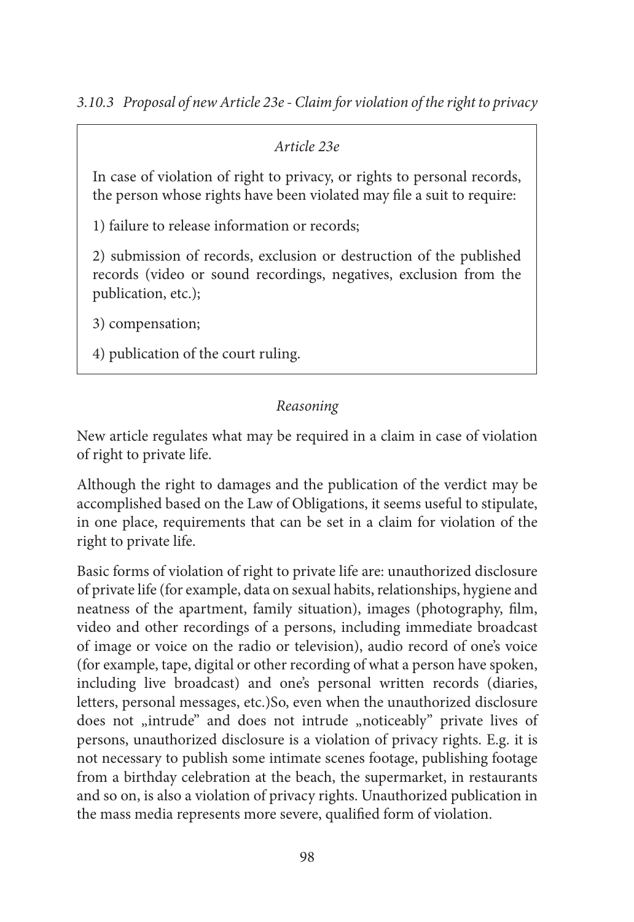### *3.10.3 Proposal of new Article 23e - Claim for violation of the right to privacy*

*Article 23e*

In case of violation of right to privacy, or rights to personal records, the person whose rights have been violated may file a suit to require:

1) failure to release information or records;

2) submission of records, exclusion or destruction of the published records (video or sound recordings, negatives, exclusion from the publication, etc.);

3) compensation;

4) publication of the court ruling.

*Reasoning*

New article regulates what may be required in a claim in case of violation of right to private life.

Although the right to damages and the publication of the verdict may be accomplished based on the Law of Obligations, it seems useful to stipulate, in one place, requirements that can be set in a claim for violation of the right to private life.

Basic forms of violation of right to private life are: unauthorized disclosure of private life (for example, data on sexual habits, relationships, hygiene and neatness of the apartment, family situation), images (photography, film, video and other recordings of a persons, including immediate broadcast of image or voice on the radio or television), audio record of one's voice (for example, tape, digital or other recording of what a person have spoken, including live broadcast) and one's personal written records (diaries, letters, personal messages, etc.)So, even when the unauthorized disclosure does not „intrude" and does not intrude „noticeably" private lives of persons, unauthorized disclosure is a violation of privacy rights. E.g. it is not necessary to publish some intimate scenes footage, publishing footage from a birthday celebration at the beach, the supermarket, in restaurants and so on, is also a violation of privacy rights. Unauthorized publication in the mass media represents more severe, qualified form of violation.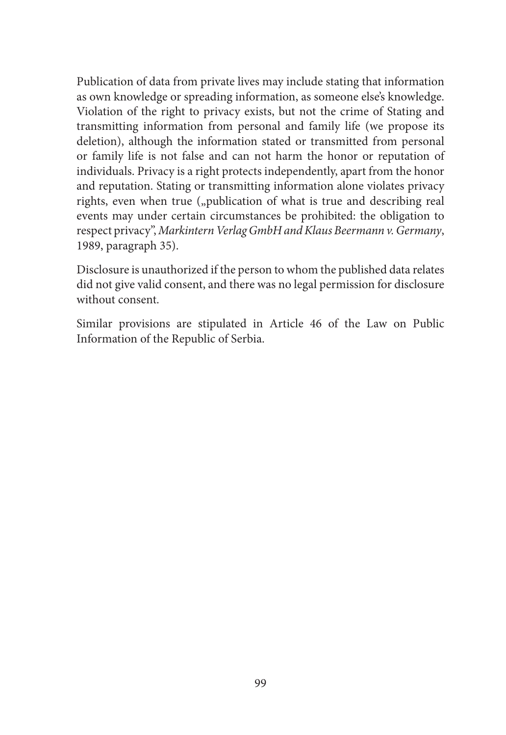Publication of data from private lives may include stating that information as own knowledge or spreading information, as someone else's knowledge. Violation of the right to privacy exists, but not the crime of Stating and transmitting information from personal and family life (we propose its deletion), although the information stated or transmitted from personal or family life is not false and can not harm the honor or reputation of individuals. Privacy is a right protects independently, apart from the honor and reputation. Stating or transmitting information alone violates privacy rights, even when true („publication of what is true and describing real events may under certain circumstances be prohibited: the obligation to respect privacy", *Markintern Verlag GmbH and Klaus Beermann v. Germany*, 1989, paragraph 35).

Disclosure is unauthorized if the person to whom the published data relates did not give valid consent, and there was no legal permission for disclosure without consent.

Similar provisions are stipulated in Article 46 of the Law on Public Information of the Republic of Serbia.